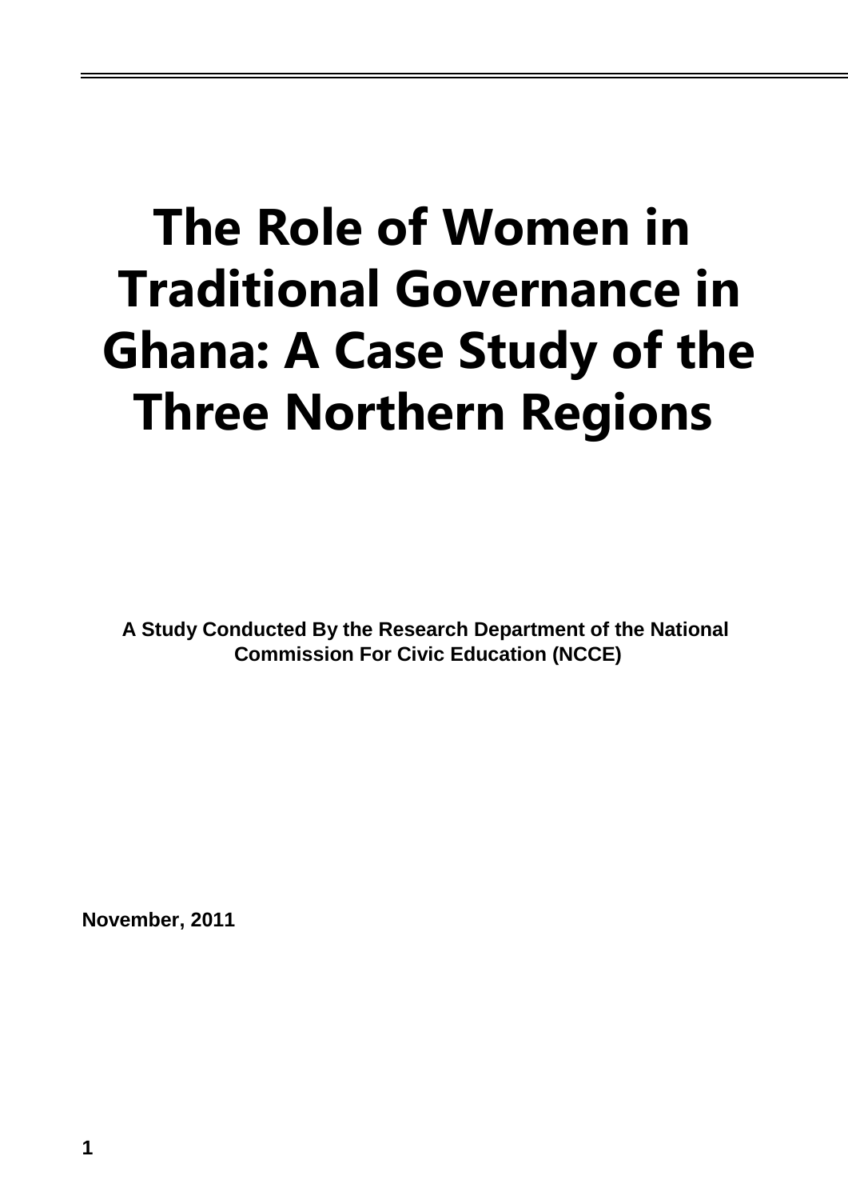# The Role of Women in Traditional Governance in Ghana: A Case Study of the Three Northern Regions

**A Study Conducted By the Research Department of the National Commission For Civic Education (NCCE)**

**November, 2011**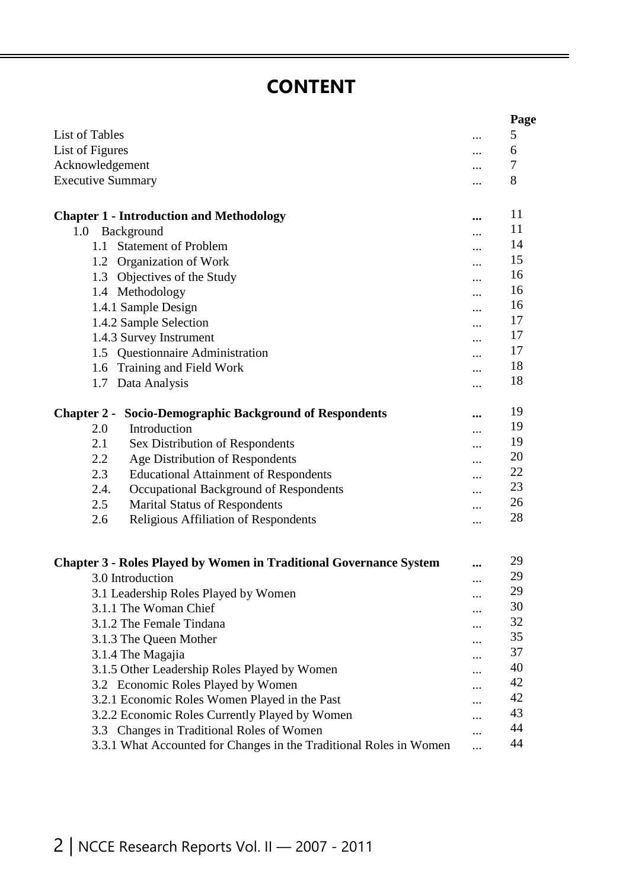# CONTENT

| | | Page |
|---|---|---|
| List of Tables | ... | 5 |
| List of Figures | ... | 6 |
| Acknowledgement | ... | 7 |
| Executive Summary | ... | 8 |
| | | |
| **Chapter 1 - Introduction and Methodology** | **...** | 11 |
| 1.0 Background | ... | 11 |
| 1.1 Statement of Problem | ... | 14 |
| 1.2 Organization of Work | ... | 15 |
| 1.3 Objectives of the Study | ... | 16 |
| 1.4 Methodology | ... | 16 |
| 1.4.1 Sample Design | ... | 16 |
| 1.4.2 Sample Selection | ... | 17 |
| 1.4.3 Survey Instrument | ... | 17 |
| 1.5 Questionnaire Administration | ... | 17 |
| 1.6 Training and Field Work | ... | 18 |
| 1.7 Data Analysis | ... | 18 |
| | | |
| **Chapter 2 - Socio-Demographic Background of Respondents** | **...** | 19 |
| 2.0 Introduction | ... | 19 |
| 2.1 Sex Distribution of Respondents | ... | 19 |
| 2.2 Age Distribution of Respondents | ... | 20 |
| 2.3 Educational Attainment of Respondents | ... | 22 |
| 2.4. Occupational Background of Respondents | ... | 23 |
| 2.5 Marital Status of Respondents | ... | 26 |
| 2.6 Religious Affiliation of Respondents | ... | 28 |
| | | |
| **Chapter 3 - Roles Played by Women in Traditional Governance System** | **...** | 29 |
| 3.0 Introduction | ... | 29 |
| 3.1 Leadership Roles Played by Women | ... | 29 |
| 3.1.1 The Woman Chief | ... | 30 |
| 3.1.2 The Female Tindana | ... | 32 |
| 3.1.3 The Queen Mother | ... | 35 |
| 3.1.4 The Magajia | ... | 37 |
| 3.1.5 Other Leadership Roles Played by Women | ... | 40 |
| 3.2 Economic Roles Played by Women | ... | 42 |
| 3.2.1 Economic Roles Women Played in the Past | ... | 42 |
| 3.2.2 Economic Roles Currently Played by Women | ... | 43 |
| 3.3 Changes in Traditional Roles of Women | ... | 44 |
| 3.3.1 What Accounted for Changes in the Traditional Roles in Women | ... | 44 |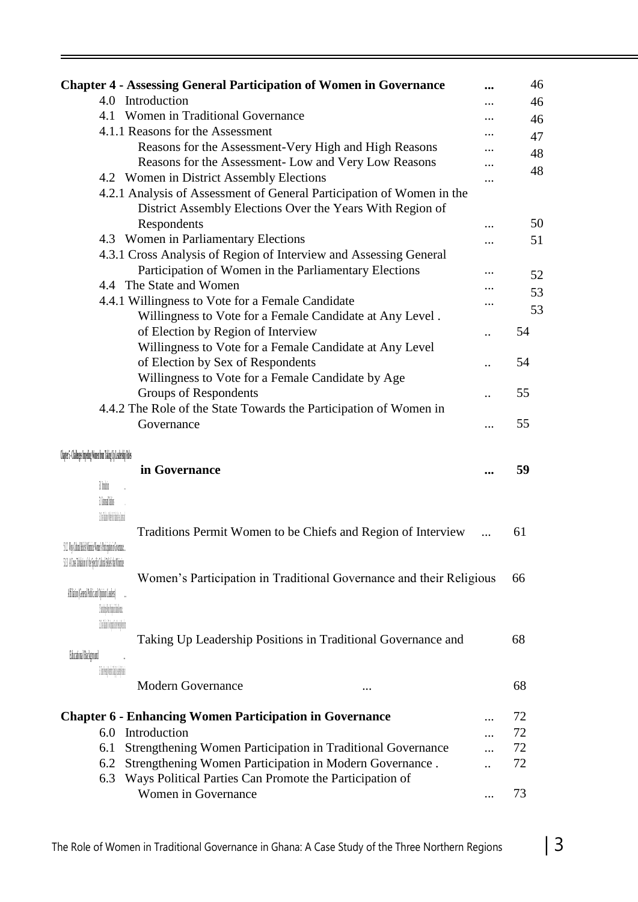| | | |
|---|---|---|
| **Chapter 4 - Assessing General Participation of Women in Governance** | **...** | 46 |
| 4.0 Introduction | ... | 46 |
| 4.1 Women in Traditional Governance | ... | 46 |
| 4.1.1 Reasons for the Assessment | ... | 47 |
| Reasons for the Assessment-Very High and High Reasons | ... | 48 |
| Reasons for the Assessment- Low and Very Low Reasons | ... | 48 |
| 4.2 Women in District Assembly Elections | ... | |
| 4.2.1 Analysis of Assessment of General Participation of Women in the District Assembly Elections Over the Years With Region of Respondents | ... | 50 |
| 4.3 Women in Parliamentary Elections | ... | 51 |
| 4.3.1 Cross Analysis of Region of Interview and Assessing General Participation of Women in the Parliamentary Elections | ... | 52 |
| 4.4 The State and Women | ... | 53 |
| 4.4.1 Willingness to Vote for a Female Candidate | ... | 53 |
| Willingness to Vote for a Female Candidate at Any Level . of Election by Region of Interview | .. | 54 |
| Willingness to Vote for a Female Candidate at Any Level of Election by Sex of Respondents | .. | 54 |
| Willingness to Vote for a Female Candidate by Age Groups of Respondents | .. | 55 |
| 4.4.2 The Role of the State Towards the Participation of Women in Governance | ... | 55 |
| **Chapter 5 - Challenges Impeding Women from Taking Up Leadership Roles in Governance** | **...** | **59** |
| 5.0 Introduction | ... | |
| 5.1 Internal Factors | ... | |
| 5.1.1 ... Traditions Permit Women to be Chiefs and Region of Interview | ... | 61 |
| 5.1.2 Ways Cultural Beliefs Militate Women's Participation in Governance... | | |
| 5.1.3 A Cross Tabulation of the Specific Cultural Beliefs that Militate Women's Participation in Traditional Governance and their Religious Affiliation (General Public and Opinion Leaders) | ... | 66 |
| 5.2 ... | | |
| 5.2.1 ... Taking Up Leadership Positions in Traditional Governance and Educational Background | ... | 68 |
| 5.3 ... Modern Governance | ... | 68 |
| **Chapter 6 - Enhancing Women Participation in Governance** | ... | 72 |
| 6.0 Introduction | ... | 72 |
| 6.1 Strengthening Women Participation in Traditional Governance | ... | 72 |
| 6.2 Strengthening Women Participation in Modern Governance . | .. | 72 |
| 6.3 Ways Political Parties Can Promote the Participation of Women in Governance | ... | 73 |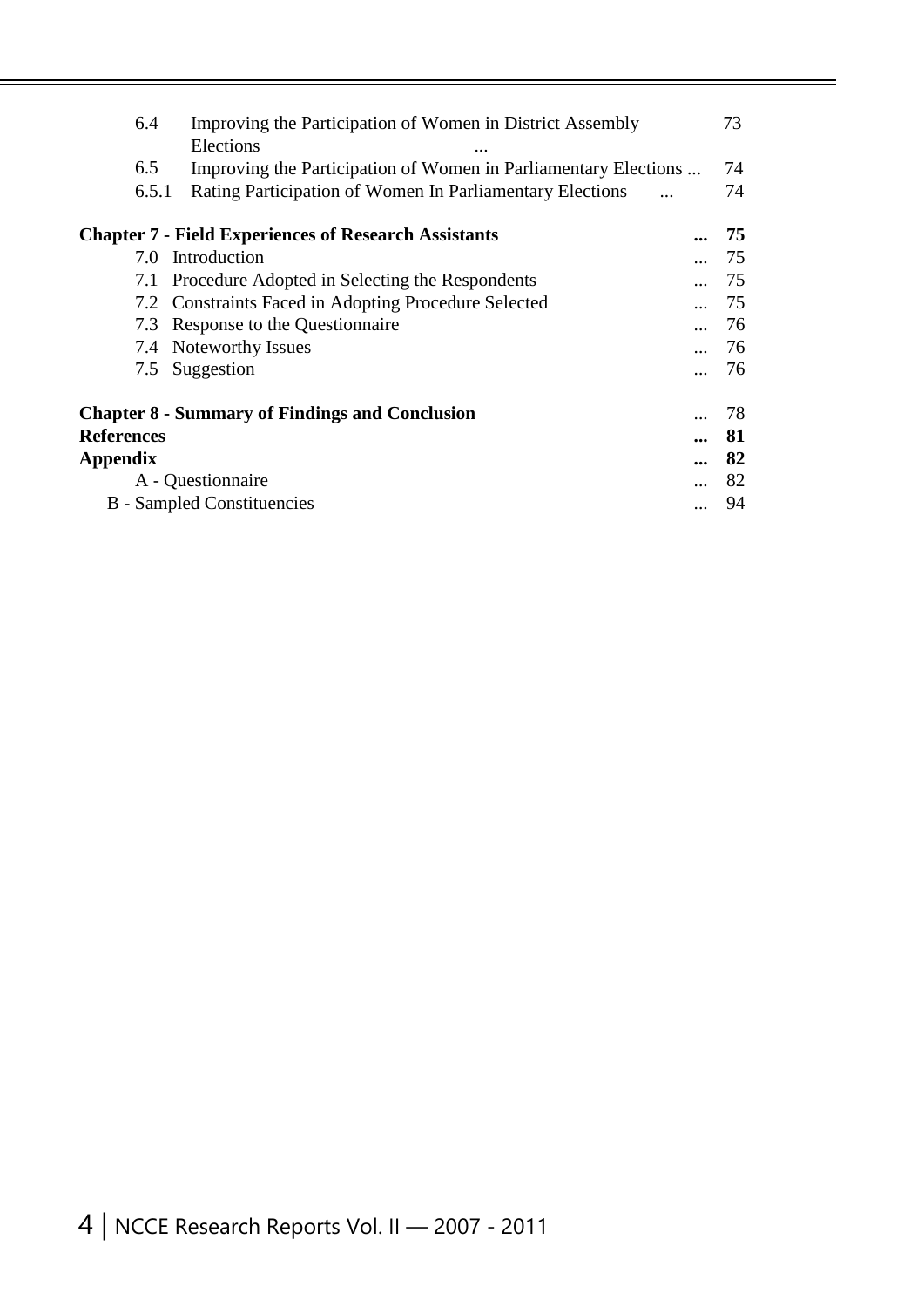| | | |
|---|---|---|
| 6.4 | Improving the Participation of Women in District Assembly Elections ... | 73 |
| 6.5 | Improving the Participation of Women in Parliamentary Elections ... | 74 |
| 6.5.1 | Rating Participation of Women In Parliamentary Elections ... | 74 |

| | |
|---|---|
| **Chapter 7 - Field Experiences of Research Assistants** ... | **75** |
| 7.0 Introduction ... | 75 |
| 7.1 Procedure Adopted in Selecting the Respondents ... | 75 |
| 7.2 Constraints Faced in Adopting Procedure Selected ... | 75 |
| 7.3 Response to the Questionnaire ... | 76 |
| 7.4 Noteworthy Issues ... | 76 |
| 7.5 Suggestion ... | 76 |
| **Chapter 8 - Summary of Findings and Conclusion** ... | 78 |
| **References** ... | **81** |
| **Appendix** ... | **82** |
| A - Questionnaire ... | 82 |
| B - Sampled Constituencies ... | 94 |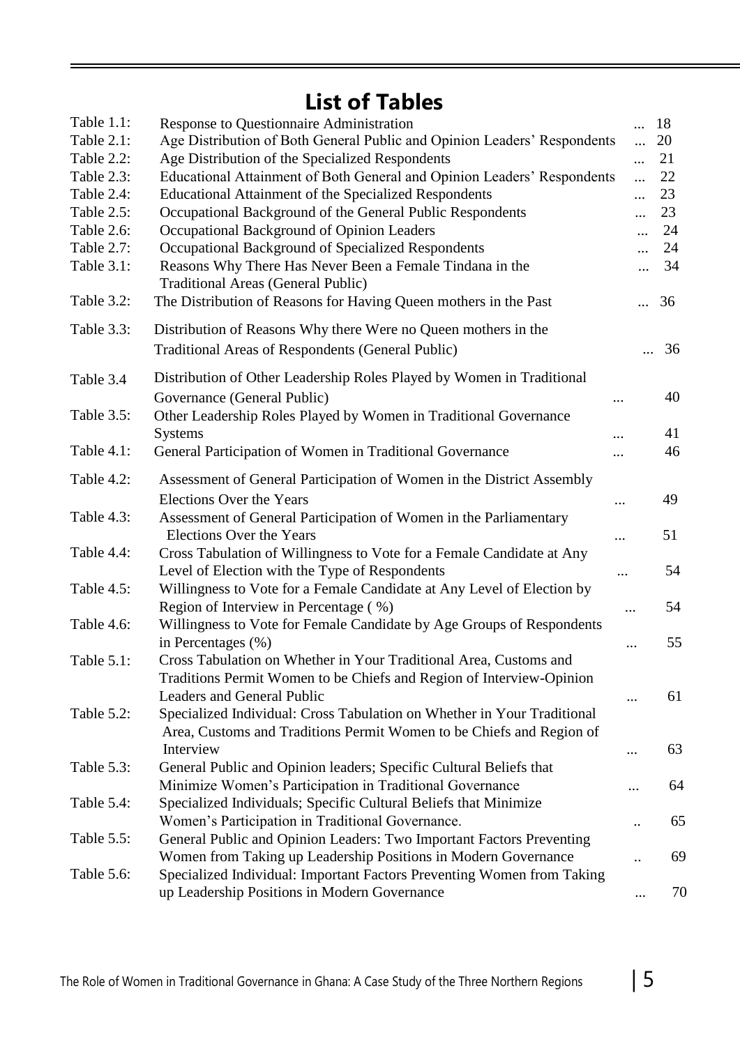# List of Tables

| Table | Title | Page |
|---|---|---|
| Table 1.1: | Response to Questionnaire Administration | 18 |
| Table 2.1: | Age Distribution of Both General Public and Opinion Leaders' Respondents | 20 |
| Table 2.2: | Age Distribution of the Specialized Respondents | 21 |
| Table 2.3: | Educational Attainment of Both General and Opinion Leaders' Respondents | 22 |
| Table 2.4: | Educational Attainment of the Specialized Respondents | 23 |
| Table 2.5: | Occupational Background of the General Public Respondents | 23 |
| Table 2.6: | Occupational Background of Opinion Leaders | 24 |
| Table 2.7: | Occupational Background of Specialized Respondents | 24 |
| Table 3.1: | Reasons Why There Has Never Been a Female Tindana in the Traditional Areas (General Public) | 34 |
| Table 3.2: | The Distribution of Reasons for Having Queen mothers in the Past | 36 |
| Table 3.3: | Distribution of Reasons Why there Were no Queen mothers in the Traditional Areas of Respondents (General Public) | 36 |
| Table 3.4 | Distribution of Other Leadership Roles Played by Women in Traditional Governance (General Public) | 40 |
| Table 3.5: | Other Leadership Roles Played by Women in Traditional Governance Systems | 41 |
| Table 4.1: | General Participation of Women in Traditional Governance | 46 |
| Table 4.2: | Assessment of General Participation of Women in the District Assembly Elections Over the Years | 49 |
| Table 4.3: | Assessment of General Participation of Women in the Parliamentary Elections Over the Years | 51 |
| Table 4.4: | Cross Tabulation of Willingness to Vote for a Female Candidate at Any Level of Election with the Type of Respondents | 54 |
| Table 4.5: | Willingness to Vote for a Female Candidate at Any Level of Election by Region of Interview in Percentage ( %) | 54 |
| Table 4.6: | Willingness to Vote for Female Candidate by Age Groups of Respondents in Percentages (%) | 55 |
| Table 5.1: | Cross Tabulation on Whether in Your Traditional Area, Customs and Traditions Permit Women to be Chiefs and Region of Interview-Opinion Leaders and General Public | 61 |
| Table 5.2: | Specialized Individual: Cross Tabulation on Whether in Your Traditional Area, Customs and Traditions Permit Women to be Chiefs and Region of Interview | 63 |
| Table 5.3: | General Public and Opinion leaders; Specific Cultural Beliefs that Minimize Women's Participation in Traditional Governance | 64 |
| Table 5.4: | Specialized Individuals; Specific Cultural Beliefs that Minimize Women's Participation in Traditional Governance. | 65 |
| Table 5.5: | General Public and Opinion Leaders: Two Important Factors Preventing Women from Taking up Leadership Positions in Modern Governance | 69 |
| Table 5.6: | Specialized Individual: Important Factors Preventing Women from Taking up Leadership Positions in Modern Governance | 70 |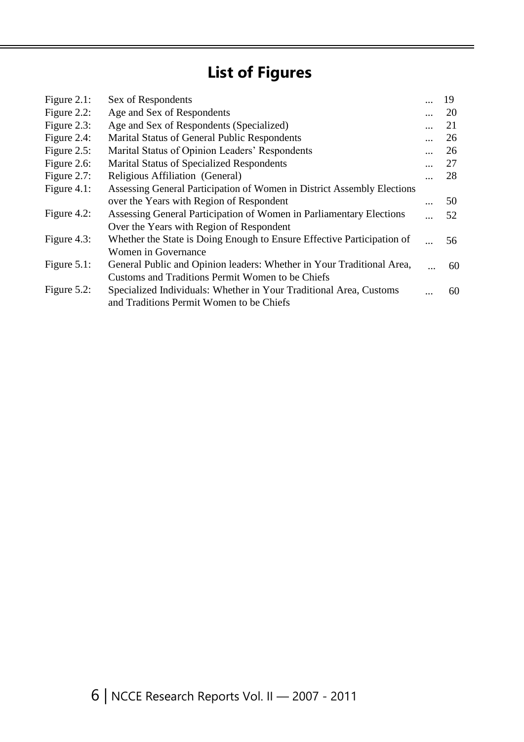# List of Figures

| | | |
|---|---|---|
| Figure 2.1: | Sex of Respondents | 19 |
| Figure 2.2: | Age and Sex of Respondents | 20 |
| Figure 2.3: | Age and Sex of Respondents (Specialized) | 21 |
| Figure 2.4: | Marital Status of General Public Respondents | 26 |
| Figure 2.5: | Marital Status of Opinion Leaders' Respondents | 26 |
| Figure 2.6: | Marital Status of Specialized Respondents | 27 |
| Figure 2.7: | Religious Affiliation (General) | 28 |
| Figure 4.1: | Assessing General Participation of Women in District Assembly Elections over the Years with Region of Respondent | 50 |
| Figure 4.2: | Assessing General Participation of Women in Parliamentary Elections Over the Years with Region of Respondent | 52 |
| Figure 4.3: | Whether the State is Doing Enough to Ensure Effective Participation of Women in Governance | 56 |
| Figure 5.1: | General Public and Opinion leaders: Whether in Your Traditional Area, Customs and Traditions Permit Women to be Chiefs | 60 |
| Figure 5.2: | Specialized Individuals: Whether in Your Traditional Area, Customs and Traditions Permit Women to be Chiefs | 60 |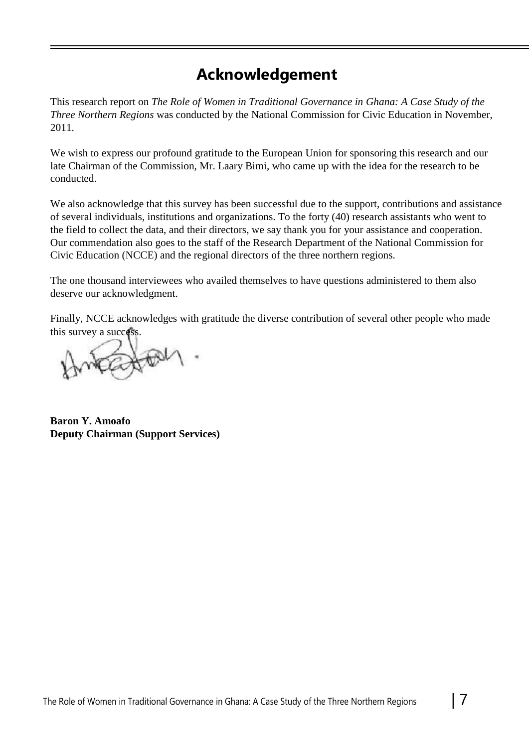# Acknowledgement

This research report on *The Role of Women in Traditional Governance in Ghana: A Case Study of the Three Northern Regions* was conducted by the National Commission for Civic Education in November, 2011.

We wish to express our profound gratitude to the European Union for sponsoring this research and our late Chairman of the Commission, Mr. Laary Bimi, who came up with the idea for the research to be conducted.

We also acknowledge that this survey has been successful due to the support, contributions and assistance of several individuals, institutions and organizations. To the forty (40) research assistants who went to the field to collect the data, and their directors, we say thank you for your assistance and cooperation. Our commendation also goes to the staff of the Research Department of the National Commission for Civic Education (NCCE) and the regional directors of the three northern regions.

The one thousand interviewees who availed themselves to have questions administered to them also deserve our acknowledgment.

Finally, NCCE acknowledges with gratitude the diverse contribution of several other people who made this survey a success.

**Baron Y. Amoafo**
**Deputy Chairman (Support Services)**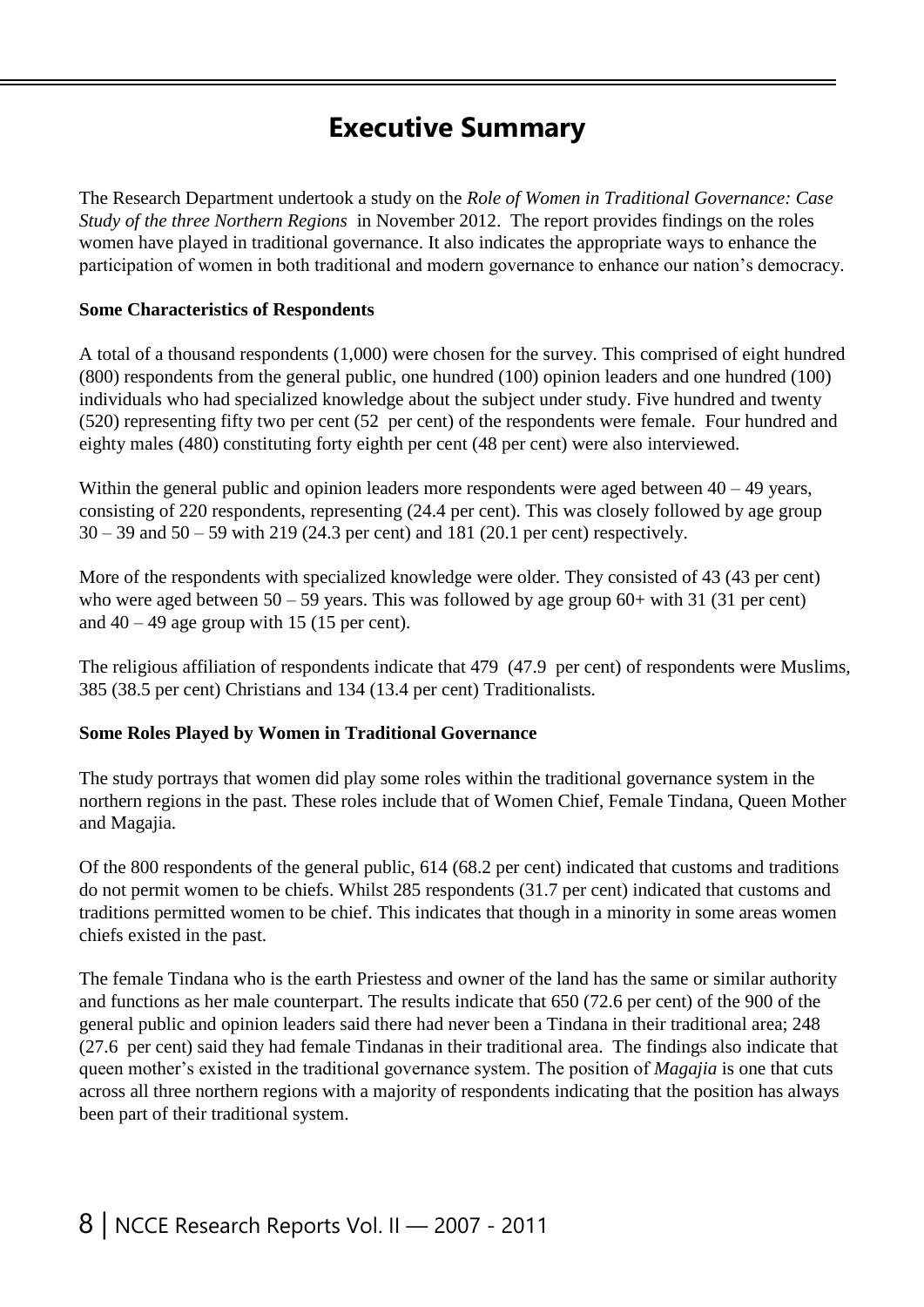# Executive Summary

The Research Department undertook a study on the *Role of Women in Traditional Governance: Case Study of the three Northern Regions* in November 2012. The report provides findings on the roles women have played in traditional governance. It also indicates the appropriate ways to enhance the participation of women in both traditional and modern governance to enhance our nation's democracy.

**Some Characteristics of Respondents**

A total of a thousand respondents (1,000) were chosen for the survey. This comprised of eight hundred (800) respondents from the general public, one hundred (100) opinion leaders and one hundred (100) individuals who had specialized knowledge about the subject under study. Five hundred and twenty (520) representing fifty two per cent (52 per cent) of the respondents were female. Four hundred and eighty males (480) constituting forty eighth per cent (48 per cent) were also interviewed.

Within the general public and opinion leaders more respondents were aged between 40 – 49 years, consisting of 220 respondents, representing (24.4 per cent). This was closely followed by age group 30 – 39 and 50 – 59 with 219 (24.3 per cent) and 181 (20.1 per cent) respectively.

More of the respondents with specialized knowledge were older. They consisted of 43 (43 per cent) who were aged between 50 – 59 years. This was followed by age group 60+ with 31 (31 per cent) and 40 – 49 age group with 15 (15 per cent).

The religious affiliation of respondents indicate that 479 (47.9 per cent) of respondents were Muslims, 385 (38.5 per cent) Christians and 134 (13.4 per cent) Traditionalists.

**Some Roles Played by Women in Traditional Governance**

The study portrays that women did play some roles within the traditional governance system in the northern regions in the past. These roles include that of Women Chief, Female Tindana, Queen Mother and Magajia.

Of the 800 respondents of the general public, 614 (68.2 per cent) indicated that customs and traditions do not permit women to be chiefs. Whilst 285 respondents (31.7 per cent) indicated that customs and traditions permitted women to be chief. This indicates that though in a minority in some areas women chiefs existed in the past.

The female Tindana who is the earth Priestess and owner of the land has the same or similar authority and functions as her male counterpart. The results indicate that 650 (72.6 per cent) of the 900 of the general public and opinion leaders said there had never been a Tindana in their traditional area; 248 (27.6 per cent) said they had female Tindanas in their traditional area. The findings also indicate that queen mother's existed in the traditional governance system. The position of *Magajia* is one that cuts across all three northern regions with a majority of respondents indicating that the position has always been part of their traditional system.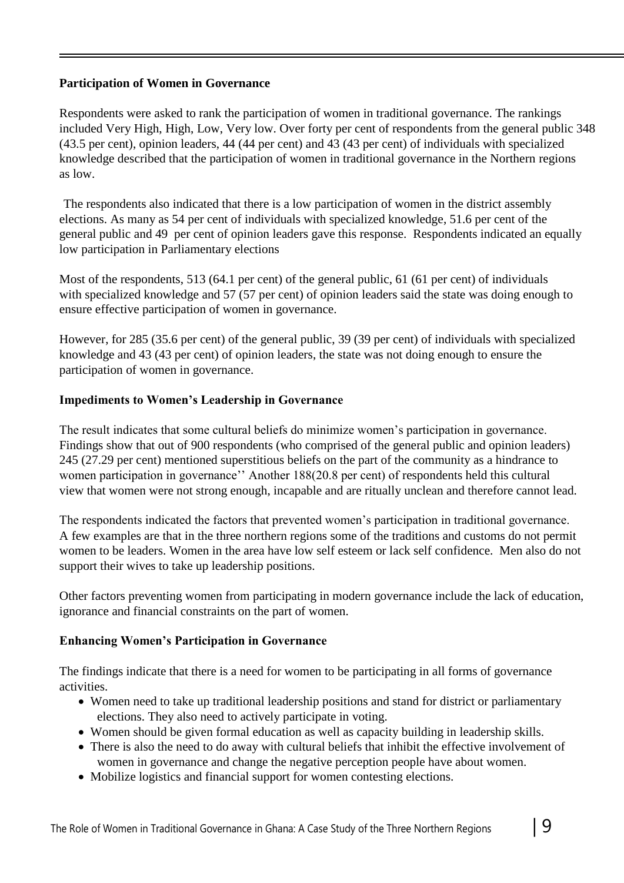**Participation of Women in Governance**

Respondents were asked to rank the participation of women in traditional governance. The rankings included Very High, High, Low, Very low. Over forty per cent of respondents from the general public 348 (43.5 per cent), opinion leaders, 44 (44 per cent) and 43 (43 per cent) of individuals with specialized knowledge described that the participation of women in traditional governance in the Northern regions as low.

The respondents also indicated that there is a low participation of women in the district assembly elections. As many as 54 per cent of individuals with specialized knowledge, 51.6 per cent of the general public and 49 per cent of opinion leaders gave this response. Respondents indicated an equally low participation in Parliamentary elections

Most of the respondents, 513 (64.1 per cent) of the general public, 61 (61 per cent) of individuals with specialized knowledge and 57 (57 per cent) of opinion leaders said the state was doing enough to ensure effective participation of women in governance.

However, for 285 (35.6 per cent) of the general public, 39 (39 per cent) of individuals with specialized knowledge and 43 (43 per cent) of opinion leaders, the state was not doing enough to ensure the participation of women in governance.

**Impediments to Women's Leadership in Governance**

The result indicates that some cultural beliefs do minimize women's participation in governance. Findings show that out of 900 respondents (who comprised of the general public and opinion leaders) 245 (27.29 per cent) mentioned superstitious beliefs on the part of the community as a hindrance to women participation in governance'' Another 188(20.8 per cent) of respondents held this cultural view that women were not strong enough, incapable and are ritually unclean and therefore cannot lead.

The respondents indicated the factors that prevented women's participation in traditional governance. A few examples are that in the three northern regions some of the traditions and customs do not permit women to be leaders. Women in the area have low self esteem or lack self confidence. Men also do not support their wives to take up leadership positions.

Other factors preventing women from participating in modern governance include the lack of education, ignorance and financial constraints on the part of women.

**Enhancing Women's Participation in Governance**

The findings indicate that there is a need for women to be participating in all forms of governance activities.

- Women need to take up traditional leadership positions and stand for district or parliamentary elections. They also need to actively participate in voting.
- Women should be given formal education as well as capacity building in leadership skills.
- There is also the need to do away with cultural beliefs that inhibit the effective involvement of women in governance and change the negative perception people have about women.
- Mobilize logistics and financial support for women contesting elections.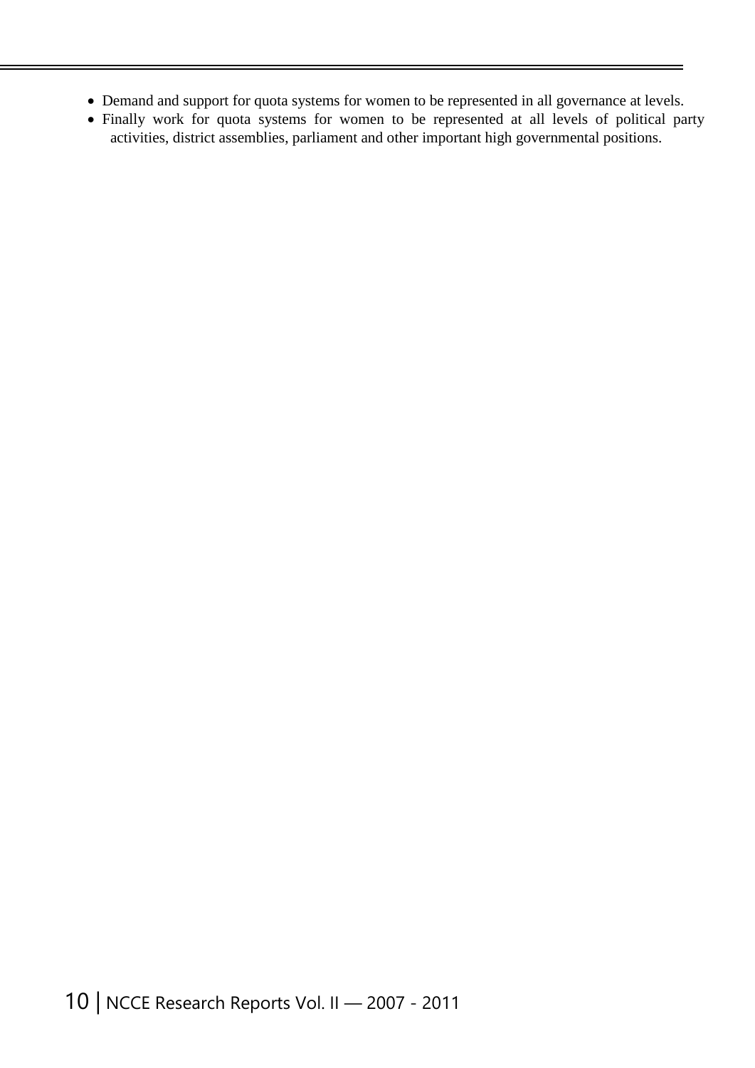- Demand and support for quota systems for women to be represented in all governance at levels.
- Finally work for quota systems for women to be represented at all levels of political party activities, district assemblies, parliament and other important high governmental positions.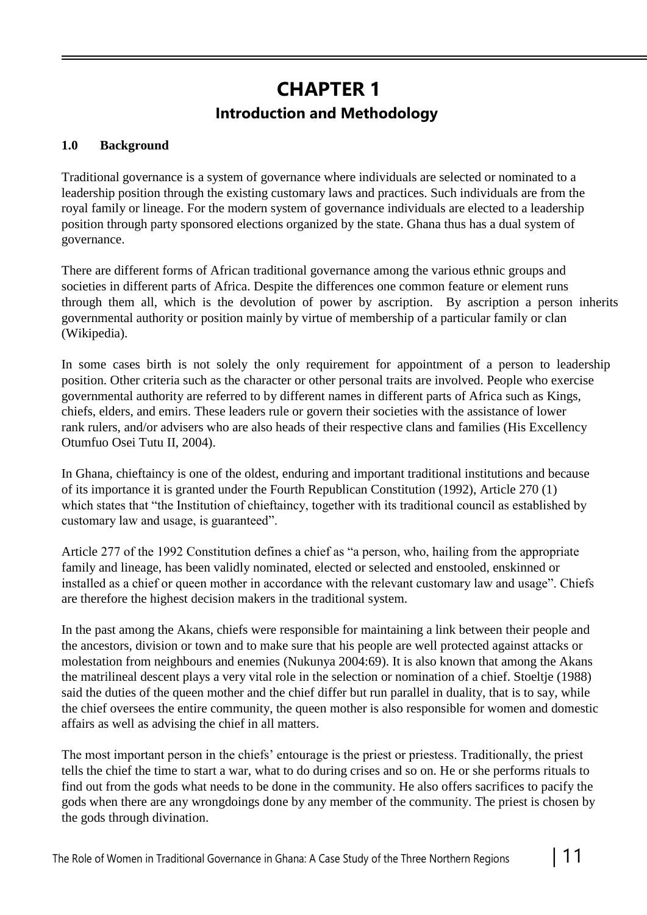# CHAPTER 1

## Introduction and Methodology

### 1.0 Background

Traditional governance is a system of governance where individuals are selected or nominated to a leadership position through the existing customary laws and practices. Such individuals are from the royal family or lineage. For the modern system of governance individuals are elected to a leadership position through party sponsored elections organized by the state. Ghana thus has a dual system of governance.

There are different forms of African traditional governance among the various ethnic groups and societies in different parts of Africa. Despite the differences one common feature or element runs through them all, which is the devolution of power by ascription. By ascription a person inherits governmental authority or position mainly by virtue of membership of a particular family or clan (Wikipedia).

In some cases birth is not solely the only requirement for appointment of a person to leadership position. Other criteria such as the character or other personal traits are involved. People who exercise governmental authority are referred to by different names in different parts of Africa such as Kings, chiefs, elders, and emirs. These leaders rule or govern their societies with the assistance of lower rank rulers, and/or advisers who are also heads of their respective clans and families (His Excellency Otumfuo Osei Tutu II, 2004).

In Ghana, chieftaincy is one of the oldest, enduring and important traditional institutions and because of its importance it is granted under the Fourth Republican Constitution (1992), Article 270 (1) which states that "the Institution of chieftaincy, together with its traditional council as established by customary law and usage, is guaranteed".

Article 277 of the 1992 Constitution defines a chief as "a person, who, hailing from the appropriate family and lineage, has been validly nominated, elected or selected and enstooled, enskinned or installed as a chief or queen mother in accordance with the relevant customary law and usage". Chiefs are therefore the highest decision makers in the traditional system.

In the past among the Akans, chiefs were responsible for maintaining a link between their people and the ancestors, division or town and to make sure that his people are well protected against attacks or molestation from neighbours and enemies (Nukunya 2004:69). It is also known that among the Akans the matrilineal descent plays a very vital role in the selection or nomination of a chief. Stoeltje (1988) said the duties of the queen mother and the chief differ but run parallel in duality, that is to say, while the chief oversees the entire community, the queen mother is also responsible for women and domestic affairs as well as advising the chief in all matters.

The most important person in the chiefs' entourage is the priest or priestess. Traditionally, the priest tells the chief the time to start a war, what to do during crises and so on. He or she performs rituals to find out from the gods what needs to be done in the community. He also offers sacrifices to pacify the gods when there are any wrongdoings done by any member of the community. The priest is chosen by the gods through divination.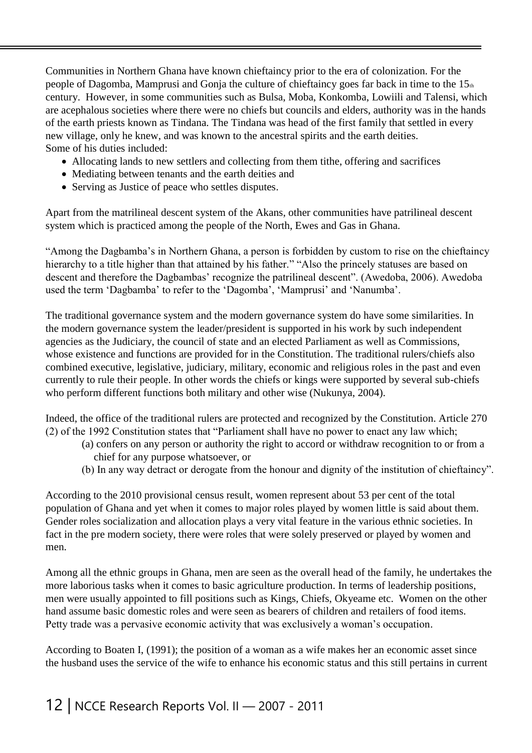Communities in Northern Ghana have known chieftaincy prior to the era of colonization. For the people of Dagomba, Mamprusi and Gonja the culture of chieftaincy goes far back in time to the 15th century. However, in some communities such as Bulsa, Moba, Konkomba, Lowiili and Talensi, which are acephalous societies where there were no chiefs but councils and elders, authority was in the hands of the earth priests known as Tindana. The Tindana was head of the first family that settled in every new village, only he knew, and was known to the ancestral spirits and the earth deities.
Some of his duties included:

- Allocating lands to new settlers and collecting from them tithe, offering and sacrifices
- Mediating between tenants and the earth deities and
- Serving as Justice of peace who settles disputes.

Apart from the matrilineal descent system of the Akans, other communities have patrilineal descent system which is practiced among the people of the North, Ewes and Gas in Ghana.

"Among the Dagbamba's in Northern Ghana, a person is forbidden by custom to rise on the chieftaincy hierarchy to a title higher than that attained by his father." "Also the princely statuses are based on descent and therefore the Dagbambas' recognize the patrilineal descent". (Awedoba, 2006). Awedoba used the term 'Dagbamba' to refer to the 'Dagomba', 'Mamprusi' and 'Nanumba'.

The traditional governance system and the modern governance system do have some similarities. In the modern governance system the leader/president is supported in his work by such independent agencies as the Judiciary, the council of state and an elected Parliament as well as Commissions, whose existence and functions are provided for in the Constitution. The traditional rulers/chiefs also combined executive, legislative, judiciary, military, economic and religious roles in the past and even currently to rule their people. In other words the chiefs or kings were supported by several sub-chiefs who perform different functions both military and other wise (Nukunya, 2004).

Indeed, the office of the traditional rulers are protected and recognized by the Constitution. Article 270 (2) of the 1992 Constitution states that "Parliament shall have no power to enact any law which;

(a) confers on any person or authority the right to accord or withdraw recognition to or from a chief for any purpose whatsoever, or
(b) In any way detract or derogate from the honour and dignity of the institution of chieftaincy".

According to the 2010 provisional census result, women represent about 53 per cent of the total population of Ghana and yet when it comes to major roles played by women little is said about them. Gender roles socialization and allocation plays a very vital feature in the various ethnic societies. In fact in the pre modern society, there were roles that were solely preserved or played by women and men.

Among all the ethnic groups in Ghana, men are seen as the overall head of the family, he undertakes the more laborious tasks when it comes to basic agriculture production. In terms of leadership positions, men were usually appointed to fill positions such as Kings, Chiefs, Okyeame etc. Women on the other hand assume basic domestic roles and were seen as bearers of children and retailers of food items. Petty trade was a pervasive economic activity that was exclusively a woman's occupation.

According to Boaten I, (1991); the position of a woman as a wife makes her an economic asset since the husband uses the service of the wife to enhance his economic status and this still pertains in current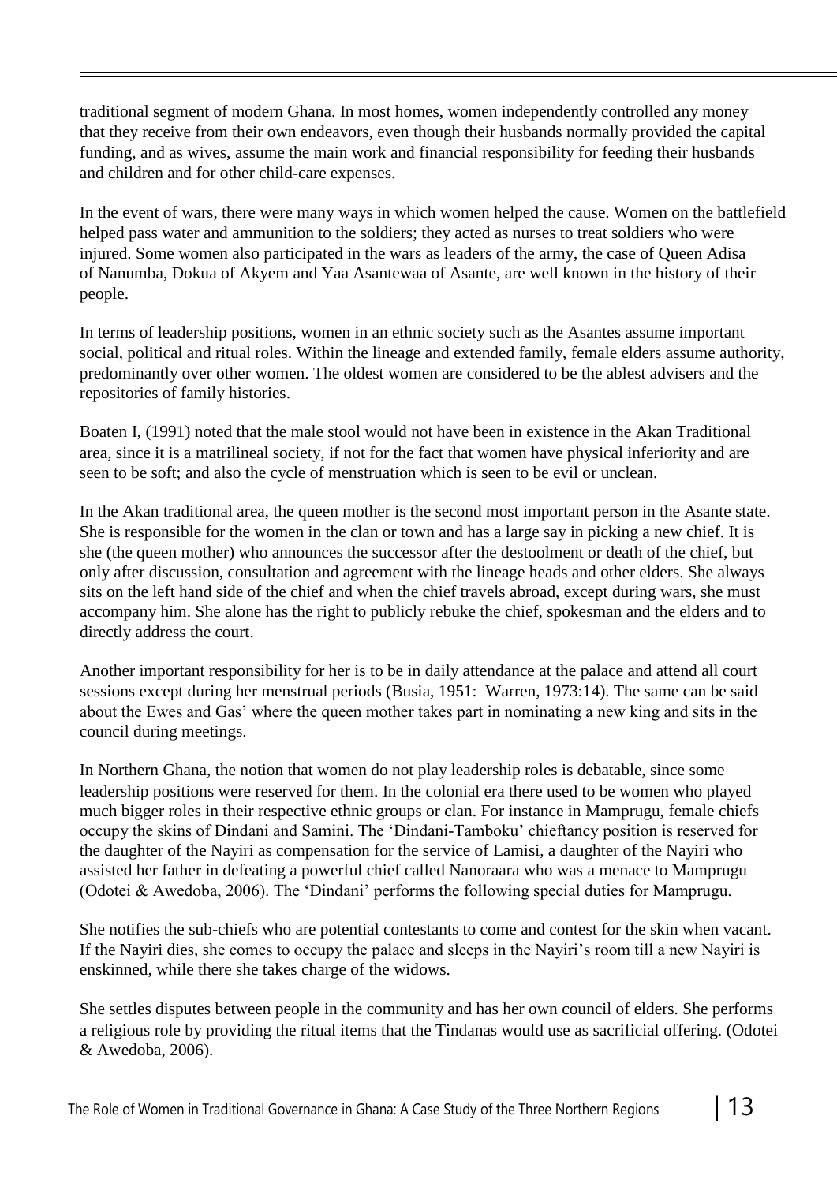traditional segment of modern Ghana. In most homes, women independently controlled any money that they receive from their own endeavors, even though their husbands normally provided the capital funding, and as wives, assume the main work and financial responsibility for feeding their husbands and children and for other child-care expenses.

In the event of wars, there were many ways in which women helped the cause. Women on the battlefield helped pass water and ammunition to the soldiers; they acted as nurses to treat soldiers who were injured. Some women also participated in the wars as leaders of the army, the case of Queen Adisa of Nanumba, Dokua of Akyem and Yaa Asantewaa of Asante, are well known in the history of their people.

In terms of leadership positions, women in an ethnic society such as the Asantes assume important social, political and ritual roles. Within the lineage and extended family, female elders assume authority, predominantly over other women. The oldest women are considered to be the ablest advisers and the repositories of family histories.

Boaten I, (1991) noted that the male stool would not have been in existence in the Akan Traditional area, since it is a matrilineal society, if not for the fact that women have physical inferiority and are seen to be soft; and also the cycle of menstruation which is seen to be evil or unclean.

In the Akan traditional area, the queen mother is the second most important person in the Asante state. She is responsible for the women in the clan or town and has a large say in picking a new chief. It is she (the queen mother) who announces the successor after the destoolment or death of the chief, but only after discussion, consultation and agreement with the lineage heads and other elders. She always sits on the left hand side of the chief and when the chief travels abroad, except during wars, she must accompany him. She alone has the right to publicly rebuke the chief, spokesman and the elders and to directly address the court.

Another important responsibility for her is to be in daily attendance at the palace and attend all court sessions except during her menstrual periods (Busia, 1951: Warren, 1973:14). The same can be said about the Ewes and Gas' where the queen mother takes part in nominating a new king and sits in the council during meetings.

In Northern Ghana, the notion that women do not play leadership roles is debatable, since some leadership positions were reserved for them. In the colonial era there used to be women who played much bigger roles in their respective ethnic groups or clan. For instance in Mamprugu, female chiefs occupy the skins of Dindani and Samini. The 'Dindani-Tamboku' chieftancy position is reserved for the daughter of the Nayiri as compensation for the service of Lamisi, a daughter of the Nayiri who assisted her father in defeating a powerful chief called Nanoraara who was a menace to Mamprugu (Odotei & Awedoba, 2006). The 'Dindani' performs the following special duties for Mamprugu.

She notifies the sub-chiefs who are potential contestants to come and contest for the skin when vacant. If the Nayiri dies, she comes to occupy the palace and sleeps in the Nayiri's room till a new Nayiri is enskinned, while there she takes charge of the widows.

She settles disputes between people in the community and has her own council of elders. She performs a religious role by providing the ritual items that the Tindanas would use as sacrificial offering. (Odotei & Awedoba, 2006).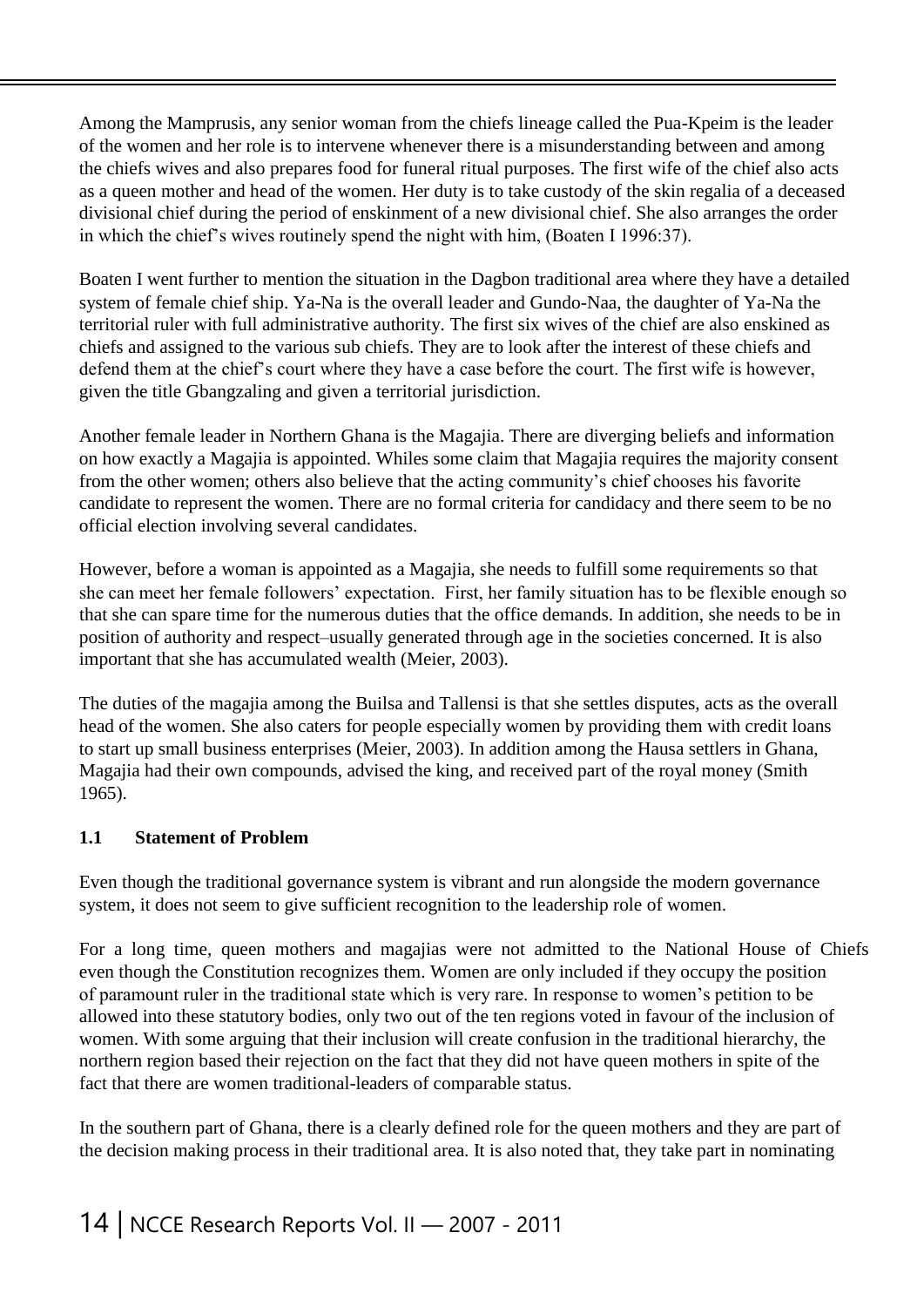Among the Mamprusis, any senior woman from the chiefs lineage called the Pua-Kpeim is the leader of the women and her role is to intervene whenever there is a misunderstanding between and among the chiefs wives and also prepares food for funeral ritual purposes. The first wife of the chief also acts as a queen mother and head of the women. Her duty is to take custody of the skin regalia of a deceased divisional chief during the period of enskinment of a new divisional chief. She also arranges the order in which the chief's wives routinely spend the night with him, (Boaten I 1996:37).

Boaten I went further to mention the situation in the Dagbon traditional area where they have a detailed system of female chief ship. Ya-Na is the overall leader and Gundo-Naa, the daughter of Ya-Na the territorial ruler with full administrative authority. The first six wives of the chief are also enskined as chiefs and assigned to the various sub chiefs. They are to look after the interest of these chiefs and defend them at the chief's court where they have a case before the court. The first wife is however, given the title Gbangzaling and given a territorial jurisdiction.

Another female leader in Northern Ghana is the Magajia. There are diverging beliefs and information on how exactly a Magajia is appointed. Whiles some claim that Magajia requires the majority consent from the other women; others also believe that the acting community's chief chooses his favorite candidate to represent the women. There are no formal criteria for candidacy and there seem to be no official election involving several candidates.

However, before a woman is appointed as a Magajia, she needs to fulfill some requirements so that she can meet her female followers' expectation. First, her family situation has to be flexible enough so that she can spare time for the numerous duties that the office demands. In addition, she needs to be in position of authority and respect–usually generated through age in the societies concerned. It is also important that she has accumulated wealth (Meier, 2003).

The duties of the magajia among the Builsa and Tallensi is that she settles disputes, acts as the overall head of the women. She also caters for people especially women by providing them with credit loans to start up small business enterprises (Meier, 2003). In addition among the Hausa settlers in Ghana, Magajia had their own compounds, advised the king, and received part of the royal money (Smith 1965).

### 1.1 Statement of Problem

Even though the traditional governance system is vibrant and run alongside the modern governance system, it does not seem to give sufficient recognition to the leadership role of women.

For a long time, queen mothers and magajias were not admitted to the National House of Chiefs even though the Constitution recognizes them. Women are only included if they occupy the position of paramount ruler in the traditional state which is very rare. In response to women's petition to be allowed into these statutory bodies, only two out of the ten regions voted in favour of the inclusion of women. With some arguing that their inclusion will create confusion in the traditional hierarchy, the northern region based their rejection on the fact that they did not have queen mothers in spite of the fact that there are women traditional-leaders of comparable status.

In the southern part of Ghana, there is a clearly defined role for the queen mothers and they are part of the decision making process in their traditional area. It is also noted that, they take part in nominating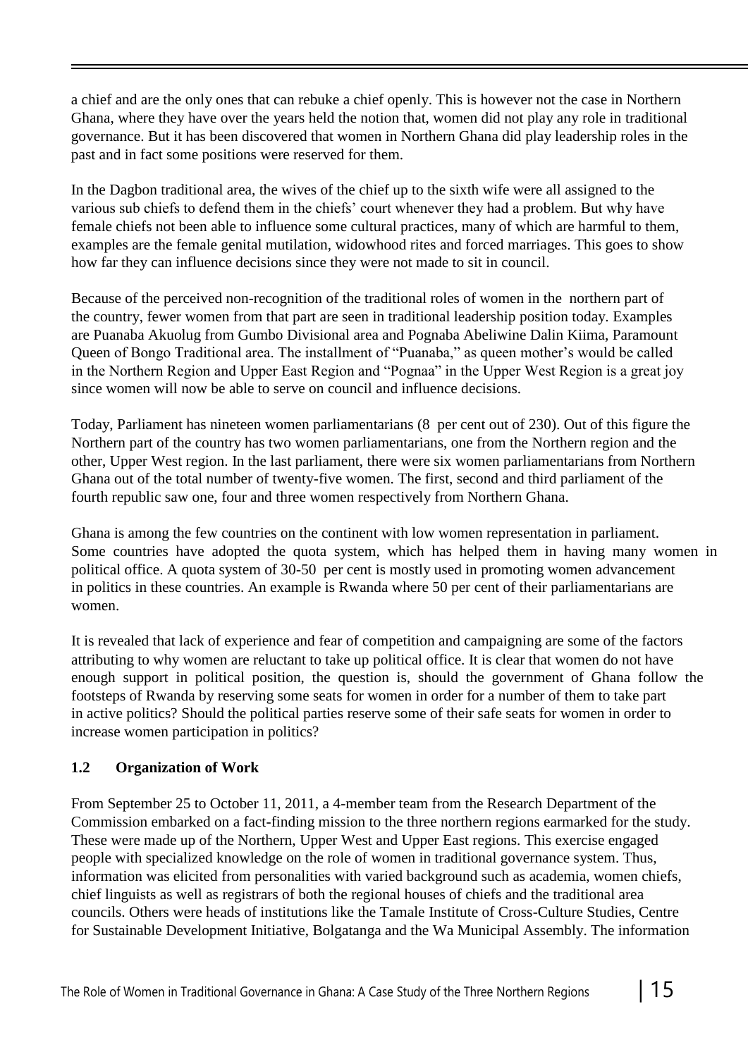a chief and are the only ones that can rebuke a chief openly. This is however not the case in Northern Ghana, where they have over the years held the notion that, women did not play any role in traditional governance. But it has been discovered that women in Northern Ghana did play leadership roles in the past and in fact some positions were reserved for them.

In the Dagbon traditional area, the wives of the chief up to the sixth wife were all assigned to the various sub chiefs to defend them in the chiefs' court whenever they had a problem. But why have female chiefs not been able to influence some cultural practices, many of which are harmful to them, examples are the female genital mutilation, widowhood rites and forced marriages. This goes to show how far they can influence decisions since they were not made to sit in council.

Because of the perceived non-recognition of the traditional roles of women in the northern part of the country, fewer women from that part are seen in traditional leadership position today. Examples are Puanaba Akuolug from Gumbo Divisional area and Pognaba Abeliwine Dalin Kiima, Paramount Queen of Bongo Traditional area. The installment of "Puanaba," as queen mother's would be called in the Northern Region and Upper East Region and "Pognaa" in the Upper West Region is a great joy since women will now be able to serve on council and influence decisions.

Today, Parliament has nineteen women parliamentarians (8 per cent out of 230). Out of this figure the Northern part of the country has two women parliamentarians, one from the Northern region and the other, Upper West region. In the last parliament, there were six women parliamentarians from Northern Ghana out of the total number of twenty-five women. The first, second and third parliament of the fourth republic saw one, four and three women respectively from Northern Ghana.

Ghana is among the few countries on the continent with low women representation in parliament. Some countries have adopted the quota system, which has helped them in having many women in political office. A quota system of 30-50 per cent is mostly used in promoting women advancement in politics in these countries. An example is Rwanda where 50 per cent of their parliamentarians are women.

It is revealed that lack of experience and fear of competition and campaigning are some of the factors attributing to why women are reluctant to take up political office. It is clear that women do not have enough support in political position, the question is, should the government of Ghana follow the footsteps of Rwanda by reserving some seats for women in order for a number of them to take part in active politics? Should the political parties reserve some of their safe seats for women in order to increase women participation in politics?

### 1.2 Organization of Work

From September 25 to October 11, 2011, a 4-member team from the Research Department of the Commission embarked on a fact-finding mission to the three northern regions earmarked for the study. These were made up of the Northern, Upper West and Upper East regions. This exercise engaged people with specialized knowledge on the role of women in traditional governance system. Thus, information was elicited from personalities with varied background such as academia, women chiefs, chief linguists as well as registrars of both the regional houses of chiefs and the traditional area councils. Others were heads of institutions like the Tamale Institute of Cross-Culture Studies, Centre for Sustainable Development Initiative, Bolgatanga and the Wa Municipal Assembly. The information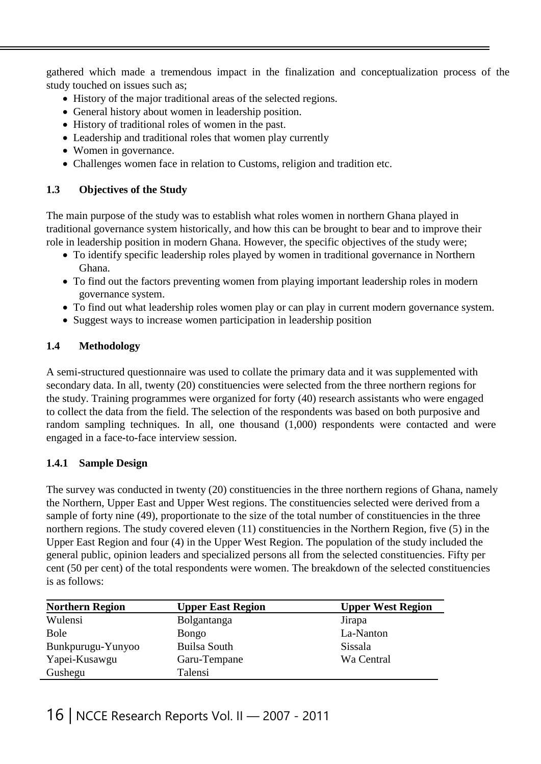gathered which made a tremendous impact in the finalization and conceptualization process of the study touched on issues such as;

- History of the major traditional areas of the selected regions.
- General history about women in leadership position.
- History of traditional roles of women in the past.
- Leadership and traditional roles that women play currently
- Women in governance.
- Challenges women face in relation to Customs, religion and tradition etc.

### 1.3 Objectives of the Study

The main purpose of the study was to establish what roles women in northern Ghana played in traditional governance system historically, and how this can be brought to bear and to improve their role in leadership position in modern Ghana. However, the specific objectives of the study were;

- To identify specific leadership roles played by women in traditional governance in Northern Ghana.
- To find out the factors preventing women from playing important leadership roles in modern governance system.
- To find out what leadership roles women play or can play in current modern governance system.
- Suggest ways to increase women participation in leadership position

### 1.4 Methodology

A semi-structured questionnaire was used to collate the primary data and it was supplemented with secondary data. In all, twenty (20) constituencies were selected from the three northern regions for the study. Training programmes were organized for forty (40) research assistants who were engaged to collect the data from the field. The selection of the respondents was based on both purposive and random sampling techniques. In all, one thousand (1,000) respondents were contacted and were engaged in a face-to-face interview session.

#### 1.4.1 Sample Design

The survey was conducted in twenty (20) constituencies in the three northern regions of Ghana, namely the Northern, Upper East and Upper West regions. The constituencies selected were derived from a sample of forty nine (49), proportionate to the size of the total number of constituencies in the three northern regions. The study covered eleven (11) constituencies in the Northern Region, five (5) in the Upper East Region and four (4) in the Upper West Region. The population of the study included the general public, opinion leaders and specialized persons all from the selected constituencies. Fifty per cent (50 per cent) of the total respondents were women. The breakdown of the selected constituencies is as follows:

| Northern Region | Upper East Region | Upper West Region |
|---|---|---|
| Wulensi | Bolgantanga | Jirapa |
| Bole | Bongo | La-Nanton |
| Bunkpurugu-Yunyoo | Builsa South | Sissala |
| Yapei-Kusawgu | Garu-Tempane | Wa Central |
| Gushegu | Talensi | |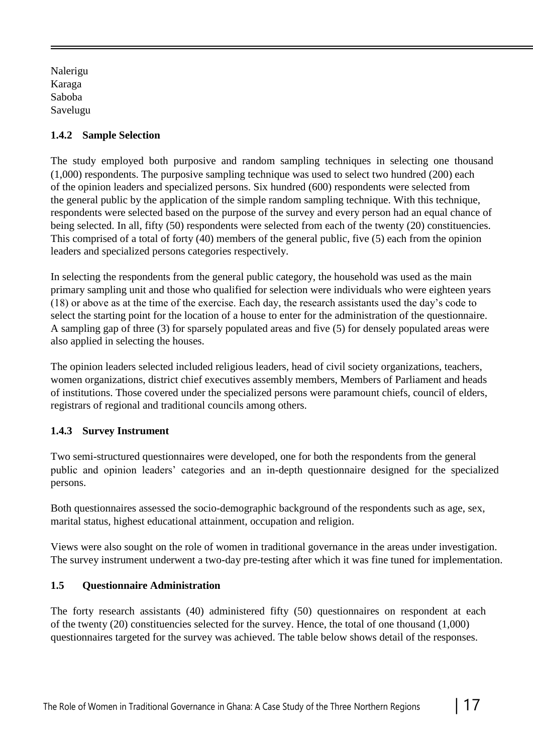Nalerigu
Karaga
Saboba
Savelugu

### 1.4.2 Sample Selection

The study employed both purposive and random sampling techniques in selecting one thousand (1,000) respondents. The purposive sampling technique was used to select two hundred (200) each of the opinion leaders and specialized persons. Six hundred (600) respondents were selected from the general public by the application of the simple random sampling technique. With this technique, respondents were selected based on the purpose of the survey and every person had an equal chance of being selected. In all, fifty (50) respondents were selected from each of the twenty (20) constituencies. This comprised of a total of forty (40) members of the general public, five (5) each from the opinion leaders and specialized persons categories respectively.

In selecting the respondents from the general public category, the household was used as the main primary sampling unit and those who qualified for selection were individuals who were eighteen years (18) or above as at the time of the exercise. Each day, the research assistants used the day's code to select the starting point for the location of a house to enter for the administration of the questionnaire. A sampling gap of three (3) for sparsely populated areas and five (5) for densely populated areas were also applied in selecting the houses.

The opinion leaders selected included religious leaders, head of civil society organizations, teachers, women organizations, district chief executives assembly members, Members of Parliament and heads of institutions. Those covered under the specialized persons were paramount chiefs, council of elders, registrars of regional and traditional councils among others.

### 1.4.3 Survey Instrument

Two semi-structured questionnaires were developed, one for both the respondents from the general public and opinion leaders' categories and an in-depth questionnaire designed for the specialized persons.

Both questionnaires assessed the socio-demographic background of the respondents such as age, sex, marital status, highest educational attainment, occupation and religion.

Views were also sought on the role of women in traditional governance in the areas under investigation. The survey instrument underwent a two-day pre-testing after which it was fine tuned for implementation.

## 1.5 Questionnaire Administration

The forty research assistants (40) administered fifty (50) questionnaires on respondent at each of the twenty (20) constituencies selected for the survey. Hence, the total of one thousand (1,000) questionnaires targeted for the survey was achieved. The table below shows detail of the responses.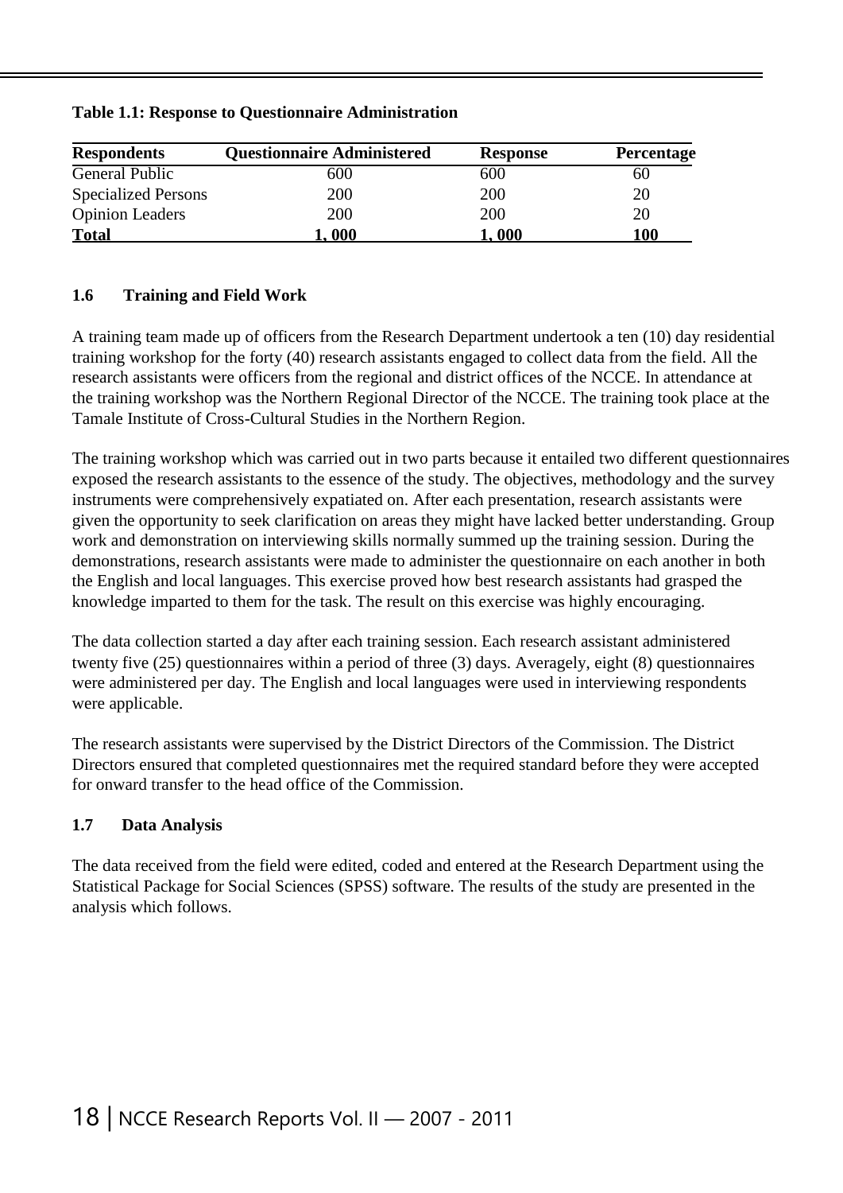**Table 1.1: Response to Questionnaire Administration**

| Respondents | Questionnaire Administered | Response | Percentage |
|---|---|---|---|
| General Public | 600 | 600 | 60 |
| Specialized Persons | 200 | 200 | 20 |
| Opinion Leaders | 200 | 200 | 20 |
| **Total** | **1, 000** | **1, 000** | **100** |

### 1.6 Training and Field Work

A training team made up of officers from the Research Department undertook a ten (10) day residential training workshop for the forty (40) research assistants engaged to collect data from the field. All the research assistants were officers from the regional and district offices of the NCCE. In attendance at the training workshop was the Northern Regional Director of the NCCE. The training took place at the Tamale Institute of Cross-Cultural Studies in the Northern Region.

The training workshop which was carried out in two parts because it entailed two different questionnaires exposed the research assistants to the essence of the study. The objectives, methodology and the survey instruments were comprehensively expatiated on. After each presentation, research assistants were given the opportunity to seek clarification on areas they might have lacked better understanding. Group work and demonstration on interviewing skills normally summed up the training session. During the demonstrations, research assistants were made to administer the questionnaire on each another in both the English and local languages. This exercise proved how best research assistants had grasped the knowledge imparted to them for the task. The result on this exercise was highly encouraging.

The data collection started a day after each training session. Each research assistant administered twenty five (25) questionnaires within a period of three (3) days. Averagely, eight (8) questionnaires were administered per day. The English and local languages were used in interviewing respondents were applicable.

The research assistants were supervised by the District Directors of the Commission. The District Directors ensured that completed questionnaires met the required standard before they were accepted for onward transfer to the head office of the Commission.

### 1.7 Data Analysis

The data received from the field were edited, coded and entered at the Research Department using the Statistical Package for Social Sciences (SPSS) software. The results of the study are presented in the analysis which follows.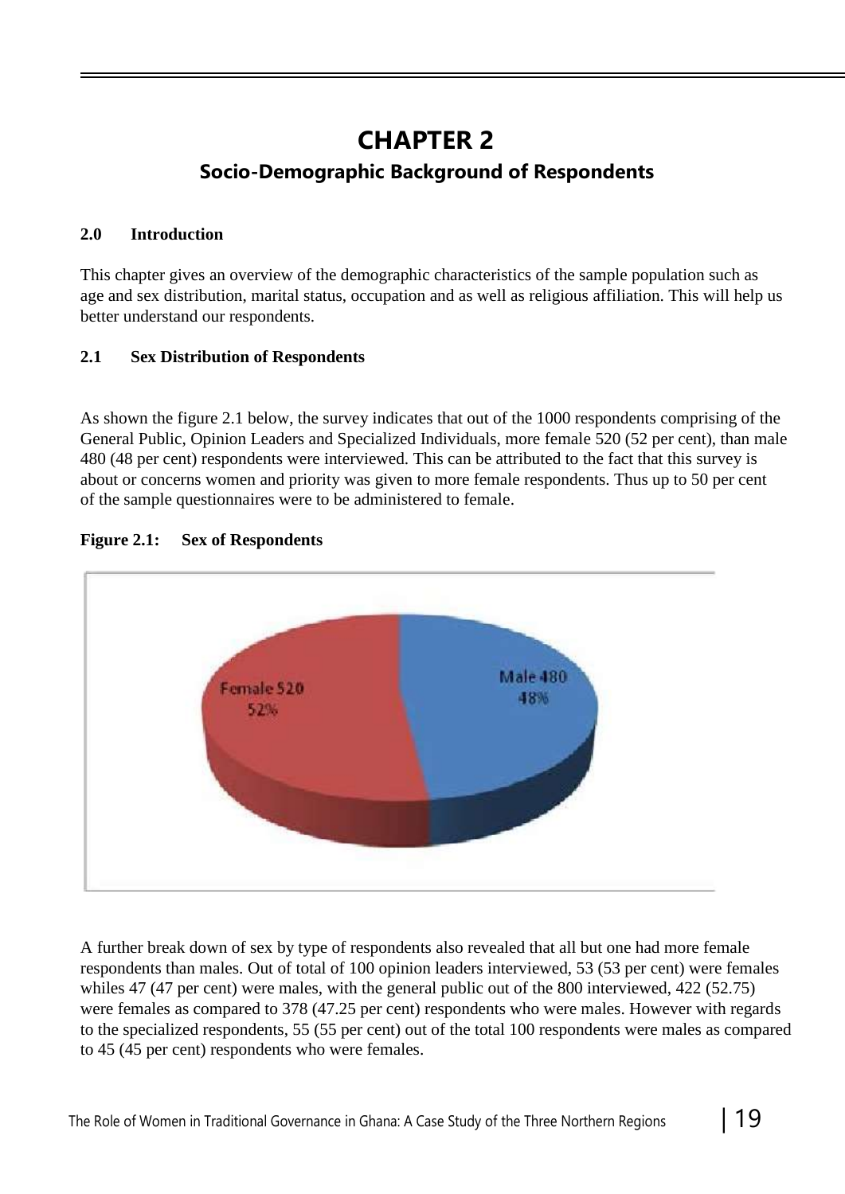# CHAPTER 2

## Socio-Demographic Background of Respondents

### 2.0 Introduction

This chapter gives an overview of the demographic characteristics of the sample population such as age and sex distribution, marital status, occupation and as well as religious affiliation. This will help us better understand our respondents.

### 2.1 Sex Distribution of Respondents

As shown the figure 2.1 below, the survey indicates that out of the 1000 respondents comprising of the General Public, Opinion Leaders and Specialized Individuals, more female 520 (52 per cent), than male 480 (48 per cent) respondents were interviewed. This can be attributed to the fact that this survey is about or concerns women and priority was given to more female respondents. Thus up to 50 per cent of the sample questionnaires were to be administered to female.

**Figure 2.1: Sex of Respondents**

Female 520 52%

Male 480 48%

A further break down of sex by type of respondents also revealed that all but one had more female respondents than males. Out of total of 100 opinion leaders interviewed, 53 (53 per cent) were females whiles 47 (47 per cent) were males, with the general public out of the 800 interviewed, 422 (52.75) were females as compared to 378 (47.25 per cent) respondents who were males. However with regards to the specialized respondents, 55 (55 per cent) out of the total 100 respondents were males as compared to 45 (45 per cent) respondents who were females.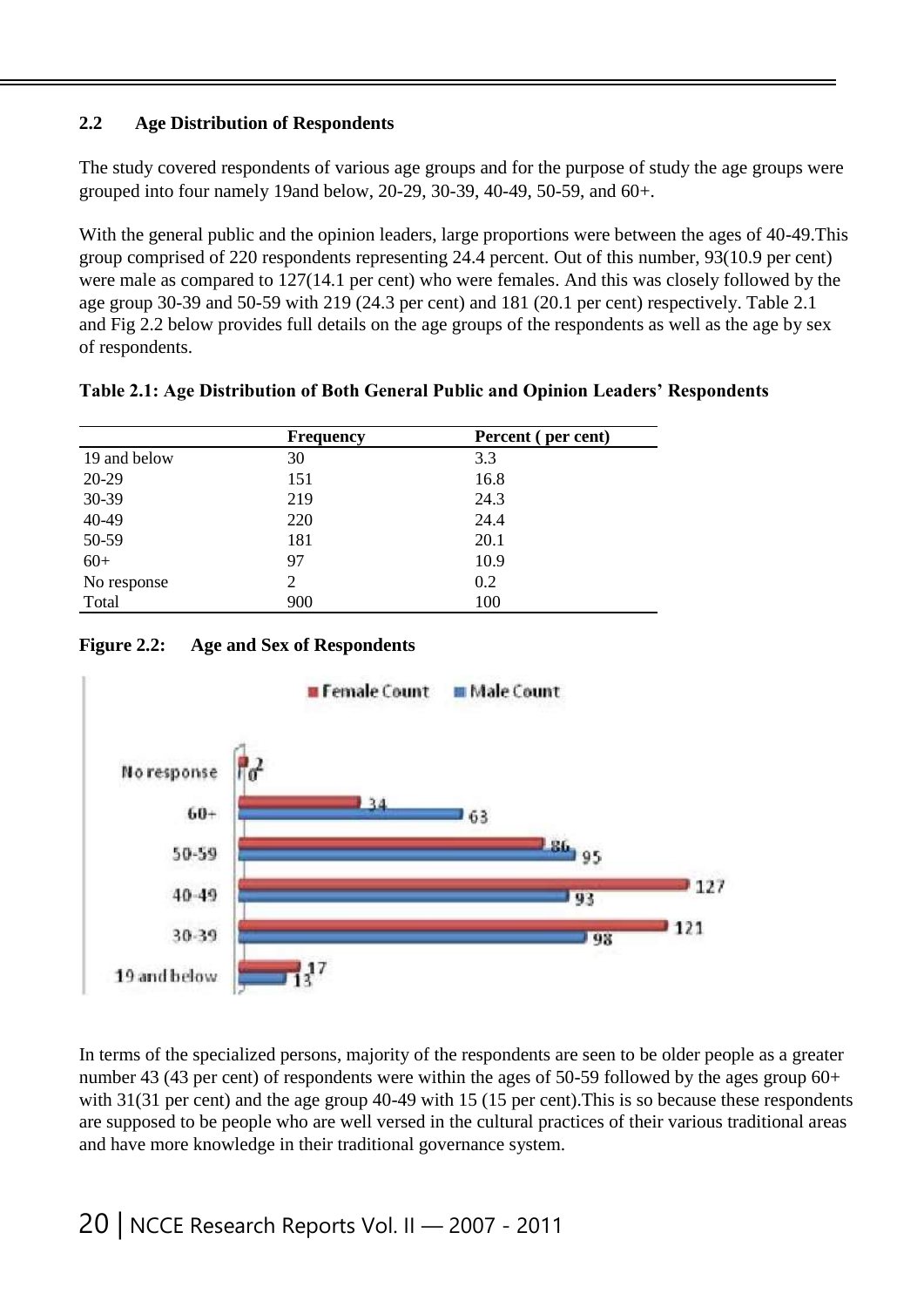## 2.2 Age Distribution of Respondents

The study covered respondents of various age groups and for the purpose of study the age groups were grouped into four namely 19and below, 20-29, 30-39, 40-49, 50-59, and 60+.

With the general public and the opinion leaders, large proportions were between the ages of 40-49.This group comprised of 220 respondents representing 24.4 percent. Out of this number, 93(10.9 per cent) were male as compared to 127(14.1 per cent) who were females. And this was closely followed by the age group 30-39 and 50-59 with 219 (24.3 per cent) and 181 (20.1 per cent) respectively. Table 2.1 and Fig 2.2 below provides full details on the age groups of the respondents as well as the age by sex of respondents.

**Table 2.1: Age Distribution of Both General Public and Opinion Leaders' Respondents**

| | Frequency | Percent ( per cent) |
|---|---|---|
| 19 and below | 30 | 3.3 |
| 20-29 | 151 | 16.8 |
| 30-39 | 219 | 24.3 |
| 40-49 | 220 | 24.4 |
| 50-59 | 181 | 20.1 |
| 60+ | 97 | 10.9 |
| No response | 2 | 0.2 |
| Total | 900 | 100 |

**Figure 2.2: Age and Sex of Respondents**

| | Female Count | Male Count |
|---|---|---|
| No response | 2 | 0 |
| 60+ | 34 | 63 |
| 50-59 | 86 | 95 |
| 40-49 | 127 | 93 |
| 30-39 | 121 | 98 |
| 19 and below | 17 | 13 |

In terms of the specialized persons, majority of the respondents are seen to be older people as a greater number 43 (43 per cent) of respondents were within the ages of 50-59 followed by the ages group 60+ with 31(31 per cent) and the age group 40-49 with 15 (15 per cent).This is so because these respondents are supposed to be people who are well versed in the cultural practices of their various traditional areas and have more knowledge in their traditional governance system.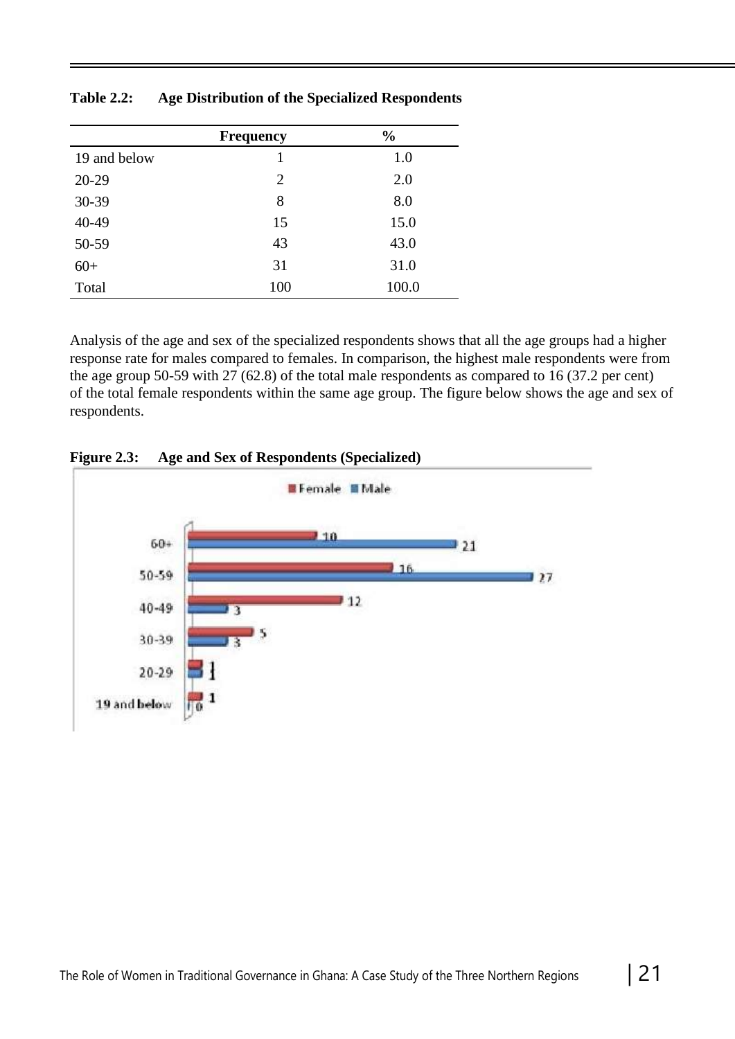**Table 2.2: Age Distribution of the Specialized Respondents**

| | Frequency | % |
|---|---|---|
| 19 and below | 1 | 1.0 |
| 20-29 | 2 | 2.0 |
| 30-39 | 8 | 8.0 |
| 40-49 | 15 | 15.0 |
| 50-59 | 43 | 43.0 |
| 60+ | 31 | 31.0 |
| Total | 100 | 100.0 |

Analysis of the age and sex of the specialized respondents shows that all the age groups had a higher response rate for males compared to females. In comparison, the highest male respondents were from the age group 50-59 with 27 (62.8) of the total male respondents as compared to 16 (37.2 per cent) of the total female respondents within the same age group. The figure below shows the age and sex of respondents.

**Figure 2.3: Age and Sex of Respondents (Specialized)**

| | Female | Male |
|---|---|---|
| 60+ | 10 | 21 |
| 50-59 | 16 | 27 |
| 40-49 | 12 | 3 |
| 30-39 | 5 | 3 |
| 20-29 | 1 | 1 |
| 19 and below | 1 | 0 |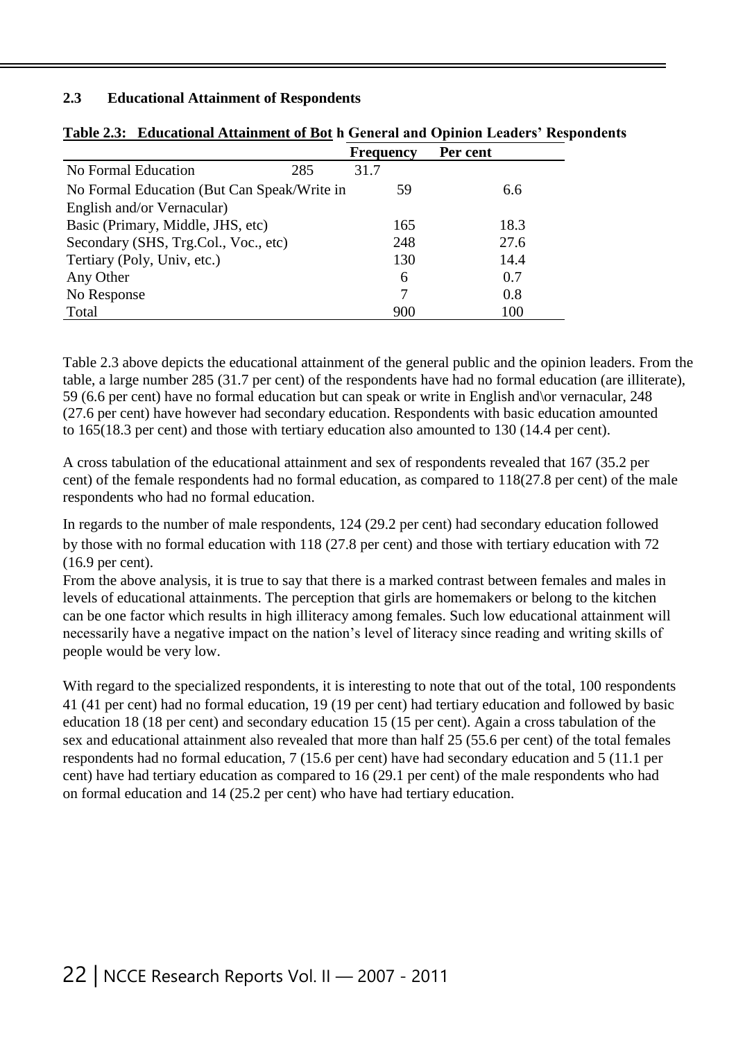## 2.3 Educational Attainment of Respondents

**Table 2.3: Educational Attainment of Bot h General and Opinion Leaders' Respondents**

| | Frequency | Per cent |
|---|---|---|
| No Formal Education | 285 | 31.7 |
| No Formal Education (But Can Speak/Write in English and/or Vernacular) | 59 | 6.6 |
| Basic (Primary, Middle, JHS, etc) | 165 | 18.3 |
| Secondary (SHS, Trg.Col., Voc., etc) | 248 | 27.6 |
| Tertiary (Poly, Univ, etc.) | 130 | 14.4 |
| Any Other | 6 | 0.7 |
| No Response | 7 | 0.8 |
| Total | 900 | 100 |

Table 2.3 above depicts the educational attainment of the general public and the opinion leaders. From the table, a large number 285 (31.7 per cent) of the respondents have had no formal education (are illiterate), 59 (6.6 per cent) have no formal education but can speak or write in English and\or vernacular, 248 (27.6 per cent) have however had secondary education. Respondents with basic education amounted to 165(18.3 per cent) and those with tertiary education also amounted to 130 (14.4 per cent).

A cross tabulation of the educational attainment and sex of respondents revealed that 167 (35.2 per cent) of the female respondents had no formal education, as compared to 118(27.8 per cent) of the male respondents who had no formal education.

In regards to the number of male respondents, 124 (29.2 per cent) had secondary education followed by those with no formal education with 118 (27.8 per cent) and those with tertiary education with 72 (16.9 per cent).
From the above analysis, it is true to say that there is a marked contrast between females and males in levels of educational attainments. The perception that girls are homemakers or belong to the kitchen can be one factor which results in high illiteracy among females. Such low educational attainment will necessarily have a negative impact on the nation's level of literacy since reading and writing skills of people would be very low.

With regard to the specialized respondents, it is interesting to note that out of the total, 100 respondents 41 (41 per cent) had no formal education, 19 (19 per cent) had tertiary education and followed by basic education 18 (18 per cent) and secondary education 15 (15 per cent). Again a cross tabulation of the sex and educational attainment also revealed that more than half 25 (55.6 per cent) of the total females respondents had no formal education, 7 (15.6 per cent) have had secondary education and 5 (11.1 per cent) have had tertiary education as compared to 16 (29.1 per cent) of the male respondents who had on formal education and 14 (25.2 per cent) who have had tertiary education.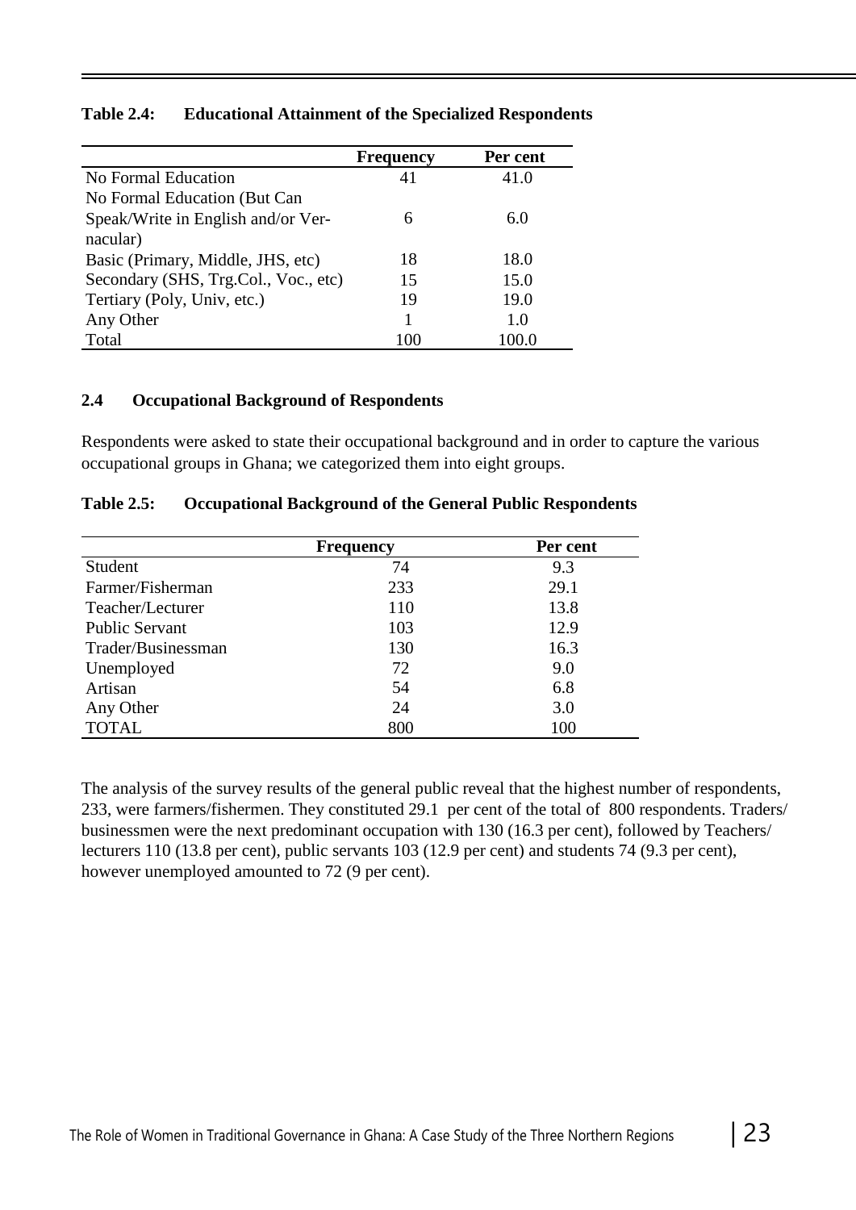**Table 2.4: Educational Attainment of the Specialized Respondents**

| | Frequency | Per cent |
|---|---|---|
| No Formal Education | 41 | 41.0 |
| No Formal Education (But Can Speak/Write in English and/or Vernacular) | 6 | 6.0 |
| Basic (Primary, Middle, JHS, etc) | 18 | 18.0 |
| Secondary (SHS, Trg.Col., Voc., etc) | 15 | 15.0 |
| Tertiary (Poly, Univ, etc.) | 19 | 19.0 |
| Any Other | 1 | 1.0 |
| Total | 100 | 100.0 |

## 2.4 Occupational Background of Respondents

Respondents were asked to state their occupational background and in order to capture the various occupational groups in Ghana; we categorized them into eight groups.

**Table 2.5: Occupational Background of the General Public Respondents**

| | Frequency | Per cent |
|---|---|---|
| Student | 74 | 9.3 |
| Farmer/Fisherman | 233 | 29.1 |
| Teacher/Lecturer | 110 | 13.8 |
| Public Servant | 103 | 12.9 |
| Trader/Businessman | 130 | 16.3 |
| Unemployed | 72 | 9.0 |
| Artisan | 54 | 6.8 |
| Any Other | 24 | 3.0 |
| TOTAL | 800 | 100 |

The analysis of the survey results of the general public reveal that the highest number of respondents, 233, were farmers/fishermen. They constituted 29.1 per cent of the total of 800 respondents. Traders/ businessmen were the next predominant occupation with 130 (16.3 per cent), followed by Teachers/ lecturers 110 (13.8 per cent), public servants 103 (12.9 per cent) and students 74 (9.3 per cent), however unemployed amounted to 72 (9 per cent).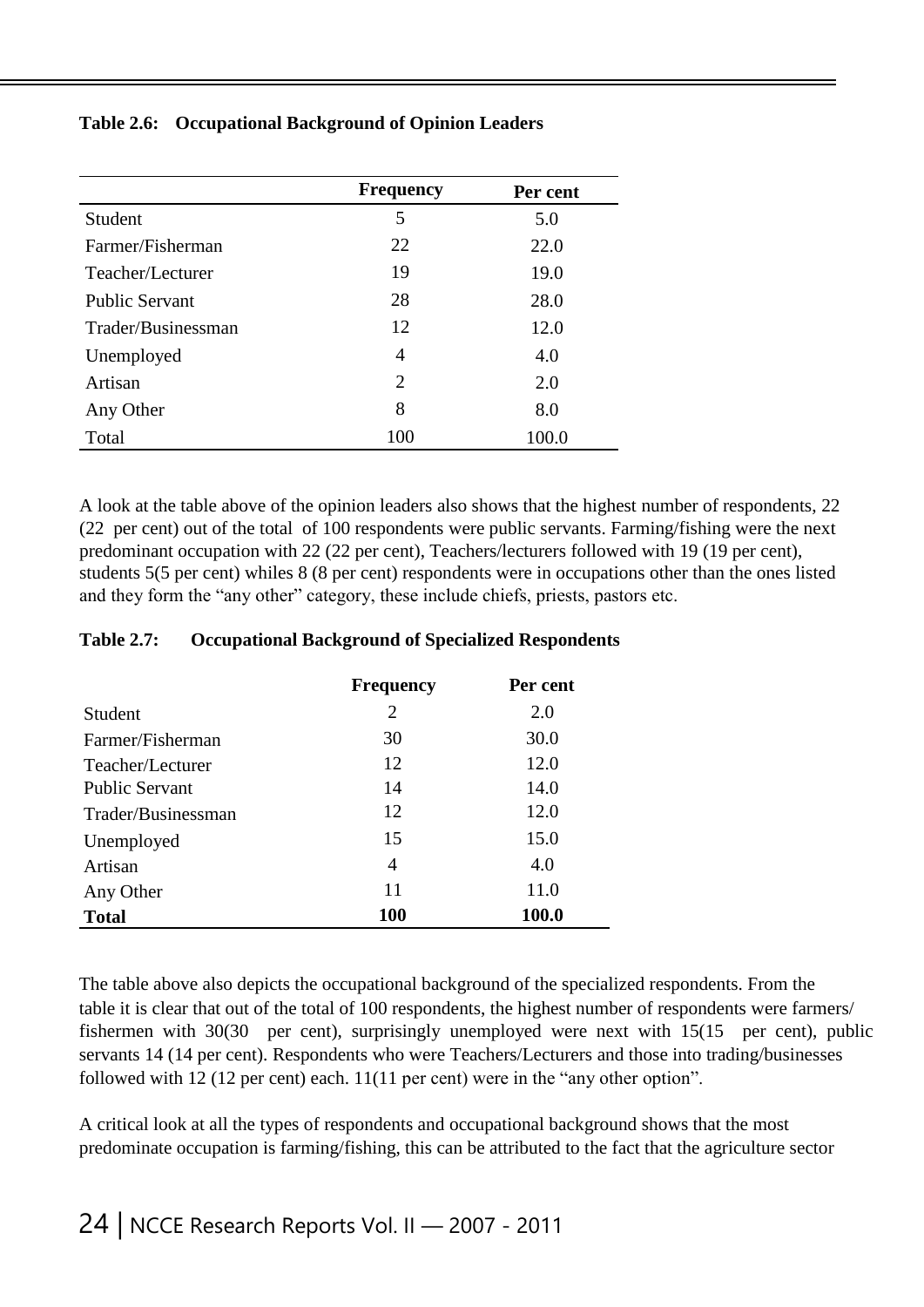**Table 2.6: Occupational Background of Opinion Leaders**

| | Frequency | Per cent |
|---|---|---|
| Student | 5 | 5.0 |
| Farmer/Fisherman | 22 | 22.0 |
| Teacher/Lecturer | 19 | 19.0 |
| Public Servant | 28 | 28.0 |
| Trader/Businessman | 12 | 12.0 |
| Unemployed | 4 | 4.0 |
| Artisan | 2 | 2.0 |
| Any Other | 8 | 8.0 |
| Total | 100 | 100.0 |

A look at the table above of the opinion leaders also shows that the highest number of respondents, 22 (22 per cent) out of the total of 100 respondents were public servants. Farming/fishing were the next predominant occupation with 22 (22 per cent), Teachers/lecturers followed with 19 (19 per cent), students 5(5 per cent) whiles 8 (8 per cent) respondents were in occupations other than the ones listed and they form the "any other" category, these include chiefs, priests, pastors etc.

**Table 2.7: Occupational Background of Specialized Respondents**

| | Frequency | Per cent |
|---|---|---|
| Student | 2 | 2.0 |
| Farmer/Fisherman | 30 | 30.0 |
| Teacher/Lecturer | 12 | 12.0 |
| Public Servant | 14 | 14.0 |
| Trader/Businessman | 12 | 12.0 |
| Unemployed | 15 | 15.0 |
| Artisan | 4 | 4.0 |
| Any Other | 11 | 11.0 |
| **Total** | **100** | **100.0** |

The table above also depicts the occupational background of the specialized respondents. From the table it is clear that out of the total of 100 respondents, the highest number of respondents were farmers/ fishermen with 30(30 per cent), surprisingly unemployed were next with 15(15 per cent), public servants 14 (14 per cent). Respondents who were Teachers/Lecturers and those into trading/businesses followed with 12 (12 per cent) each. 11(11 per cent) were in the "any other option".

A critical look at all the types of respondents and occupational background shows that the most predominate occupation is farming/fishing, this can be attributed to the fact that the agriculture sector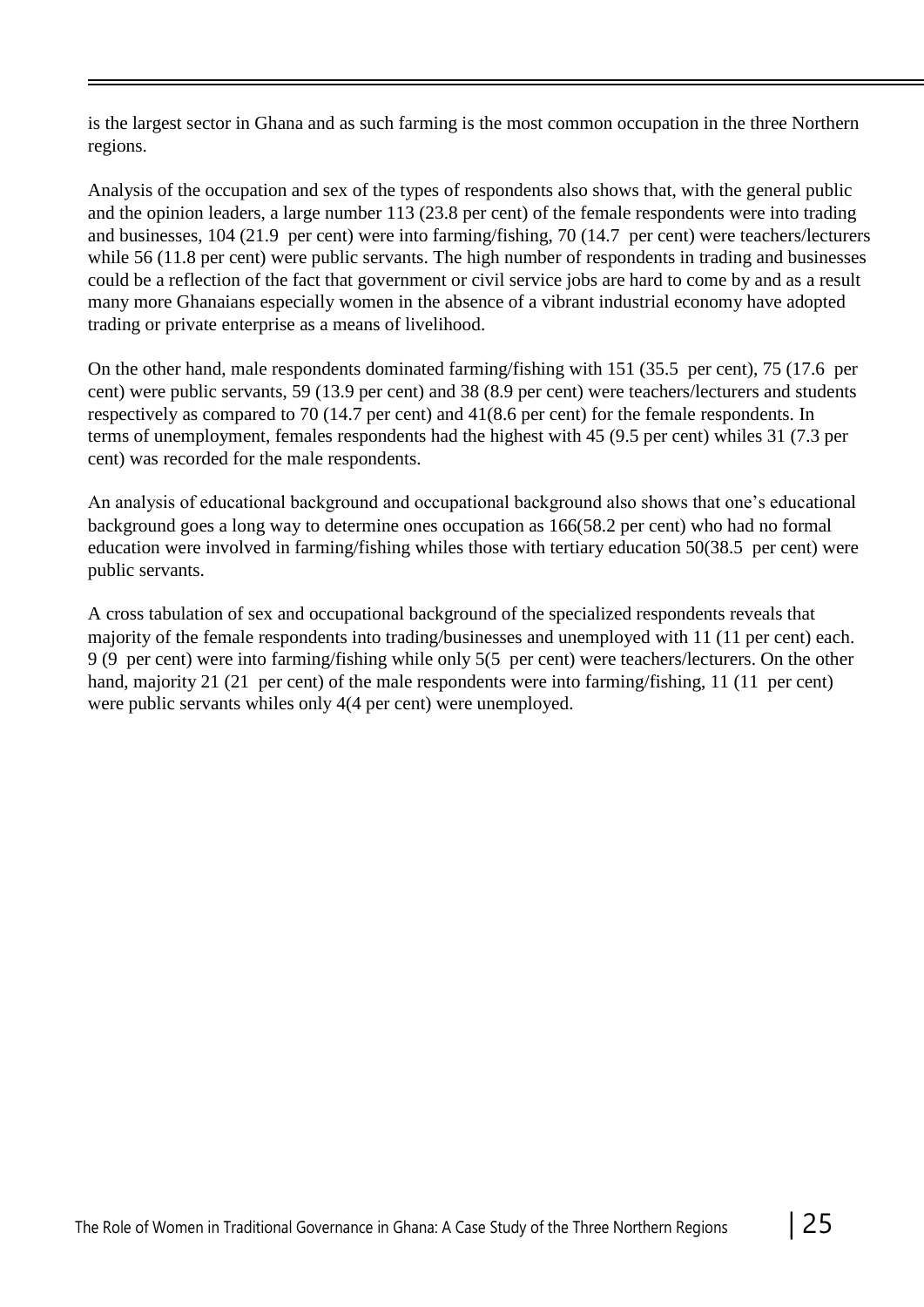is the largest sector in Ghana and as such farming is the most common occupation in the three Northern regions.

Analysis of the occupation and sex of the types of respondents also shows that, with the general public and the opinion leaders, a large number 113 (23.8 per cent) of the female respondents were into trading and businesses, 104 (21.9 per cent) were into farming/fishing, 70 (14.7 per cent) were teachers/lecturers while 56 (11.8 per cent) were public servants. The high number of respondents in trading and businesses could be a reflection of the fact that government or civil service jobs are hard to come by and as a result many more Ghanaians especially women in the absence of a vibrant industrial economy have adopted trading or private enterprise as a means of livelihood.

On the other hand, male respondents dominated farming/fishing with 151 (35.5 per cent), 75 (17.6 per cent) were public servants, 59 (13.9 per cent) and 38 (8.9 per cent) were teachers/lecturers and students respectively as compared to 70 (14.7 per cent) and 41(8.6 per cent) for the female respondents. In terms of unemployment, females respondents had the highest with 45 (9.5 per cent) whiles 31 (7.3 per cent) was recorded for the male respondents.

An analysis of educational background and occupational background also shows that one's educational background goes a long way to determine ones occupation as 166(58.2 per cent) who had no formal education were involved in farming/fishing whiles those with tertiary education 50(38.5 per cent) were public servants.

A cross tabulation of sex and occupational background of the specialized respondents reveals that majority of the female respondents into trading/businesses and unemployed with 11 (11 per cent) each. 9 (9 per cent) were into farming/fishing while only 5(5 per cent) were teachers/lecturers. On the other hand, majority 21 (21 per cent) of the male respondents were into farming/fishing, 11 (11 per cent) were public servants whiles only 4(4 per cent) were unemployed.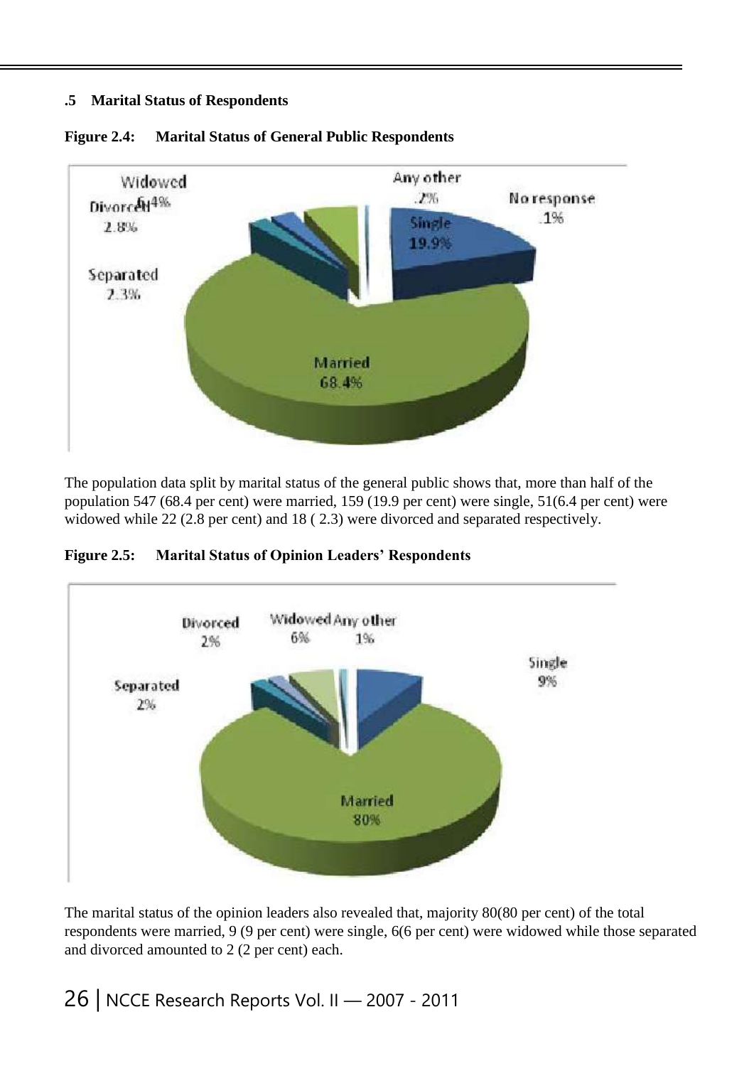### .5 Marital Status of Respondents

**Figure 2.4: Marital Status of General Public Respondents**

The population data split by marital status of the general public shows that, more than half of the population 547 (68.4 per cent) were married, 159 (19.9 per cent) were single, 51(6.4 per cent) were widowed while 22 (2.8 per cent) and 18 ( 2.3) were divorced and separated respectively.

**Figure 2.5: Marital Status of Opinion Leaders' Respondents**

The marital status of the opinion leaders also revealed that, majority 80(80 per cent) of the total respondents were married, 9 (9 per cent) were single, 6(6 per cent) were widowed while those separated and divorced amounted to 2 (2 per cent) each.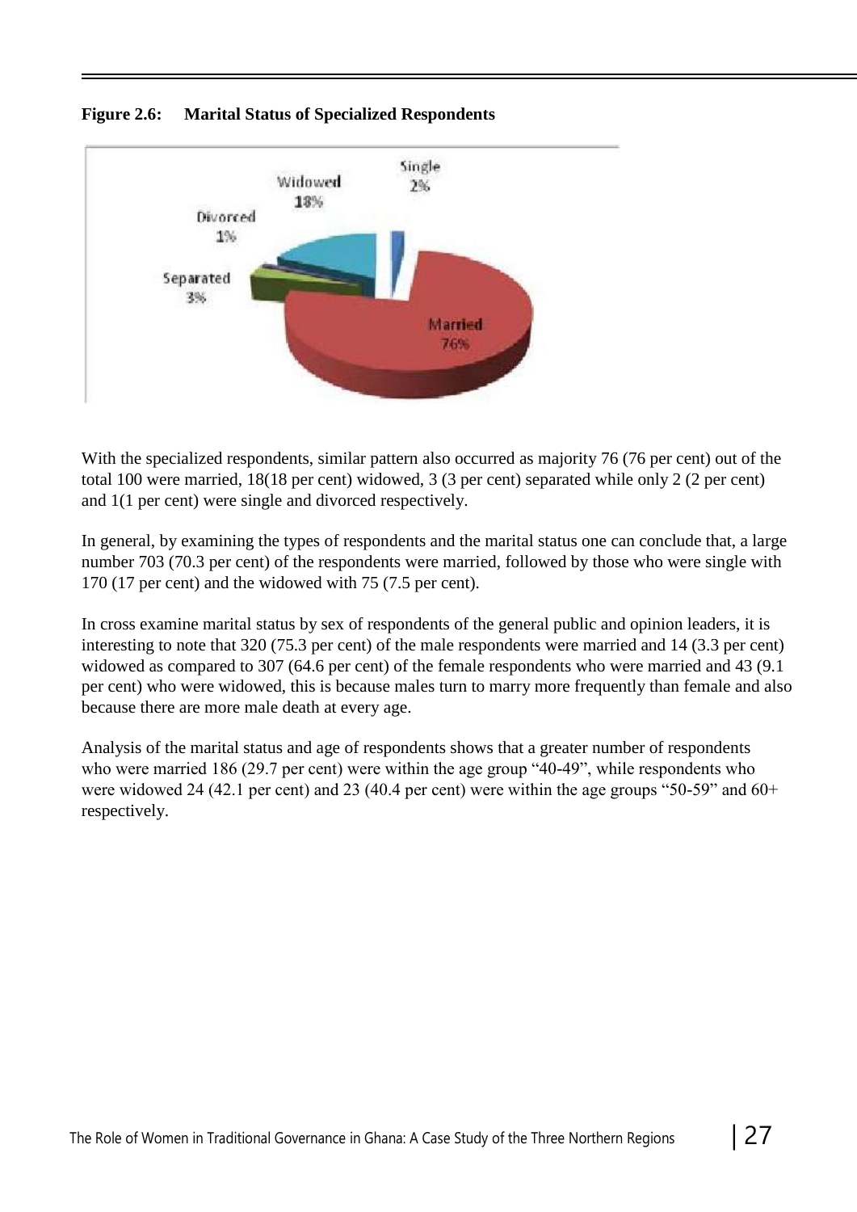**Figure 2.6: Marital Status of Specialized Respondents**

With the specialized respondents, similar pattern also occurred as majority 76 (76 per cent) out of the total 100 were married, 18(18 per cent) widowed, 3 (3 per cent) separated while only 2 (2 per cent) and 1(1 per cent) were single and divorced respectively.

In general, by examining the types of respondents and the marital status one can conclude that, a large number 703 (70.3 per cent) of the respondents were married, followed by those who were single with 170 (17 per cent) and the widowed with 75 (7.5 per cent).

In cross examine marital status by sex of respondents of the general public and opinion leaders, it is interesting to note that 320 (75.3 per cent) of the male respondents were married and 14 (3.3 per cent) widowed as compared to 307 (64.6 per cent) of the female respondents who were married and 43 (9.1 per cent) who were widowed, this is because males turn to marry more frequently than female and also because there are more male death at every age.

Analysis of the marital status and age of respondents shows that a greater number of respondents who were married 186 (29.7 per cent) were within the age group “40-49”, while respondents who were widowed 24 (42.1 per cent) and 23 (40.4 per cent) were within the age groups “50-59” and 60+ respectively.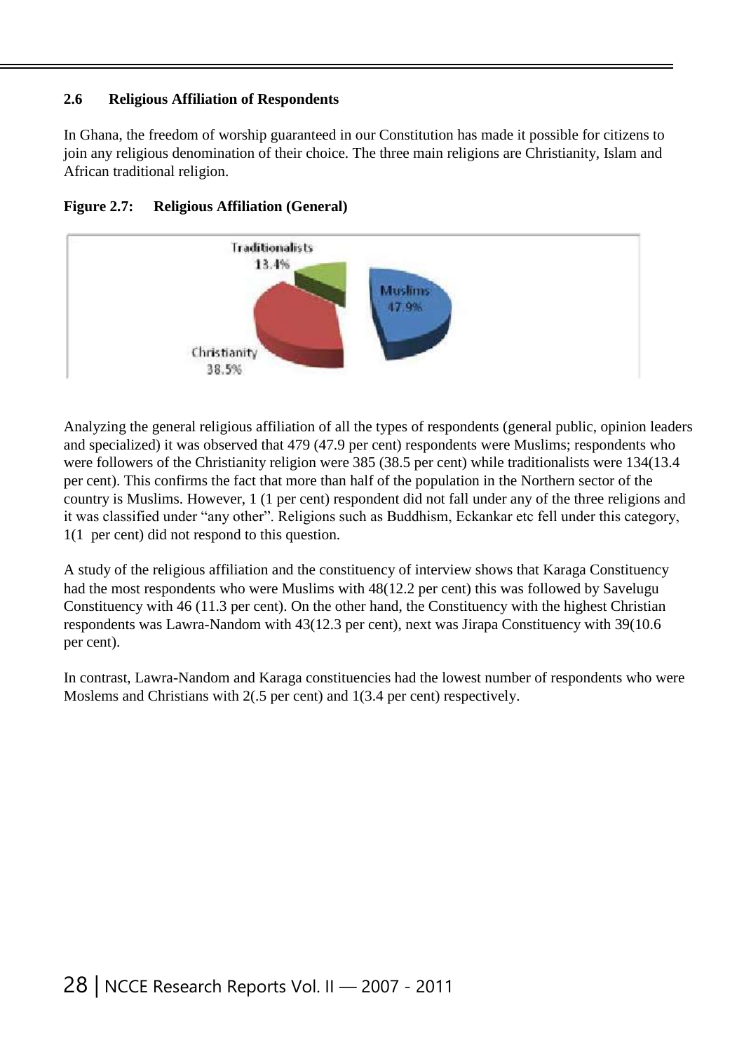## 2.6 Religious Affiliation of Respondents

In Ghana, the freedom of worship guaranteed in our Constitution has made it possible for citizens to join any religious denomination of their choice. The three main religions are Christianity, Islam and African traditional religion.

**Figure 2.7: Religious Affiliation (General)**

Traditionalists 13.4%

Muslims 47.9%

Christianity 38.5%

Analyzing the general religious affiliation of all the types of respondents (general public, opinion leaders and specialized) it was observed that 479 (47.9 per cent) respondents were Muslims; respondents who were followers of the Christianity religion were 385 (38.5 per cent) while traditionalists were 134(13.4 per cent). This confirms the fact that more than half of the population in the Northern sector of the country is Muslims. However, 1 (1 per cent) respondent did not fall under any of the three religions and it was classified under "any other". Religions such as Buddhism, Eckankar etc fell under this category, 1(1 per cent) did not respond to this question.

A study of the religious affiliation and the constituency of interview shows that Karaga Constituency had the most respondents who were Muslims with 48(12.2 per cent) this was followed by Savelugu Constituency with 46 (11.3 per cent). On the other hand, the Constituency with the highest Christian respondents was Lawra-Nandom with 43(12.3 per cent), next was Jirapa Constituency with 39(10.6 per cent).

In contrast, Lawra-Nandom and Karaga constituencies had the lowest number of respondents who were Moslems and Christians with 2(.5 per cent) and 1(3.4 per cent) respectively.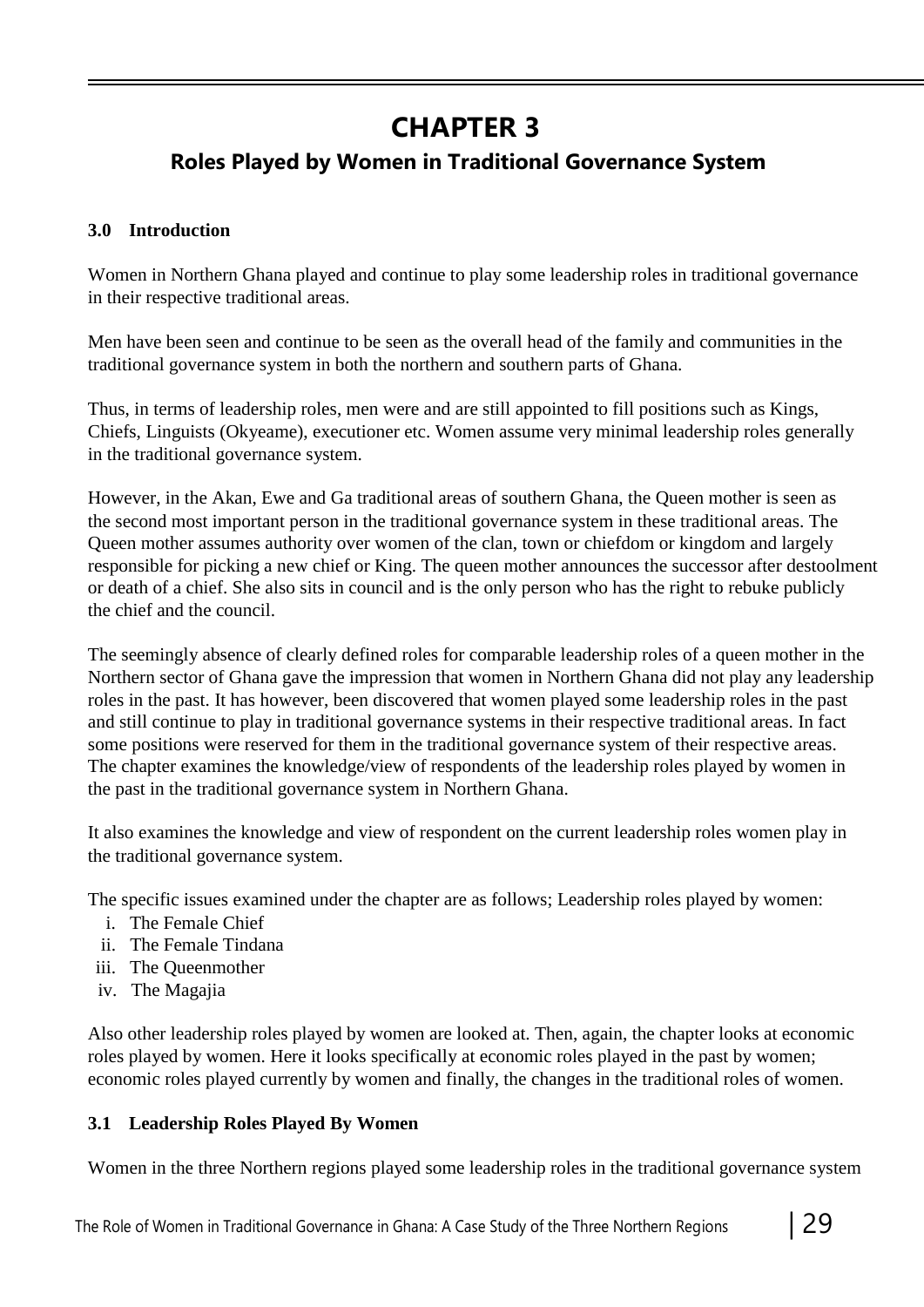# CHAPTER 3

## Roles Played by Women in Traditional Governance System

### 3.0 Introduction

Women in Northern Ghana played and continue to play some leadership roles in traditional governance in their respective traditional areas.

Men have been seen and continue to be seen as the overall head of the family and communities in the traditional governance system in both the northern and southern parts of Ghana.

Thus, in terms of leadership roles, men were and are still appointed to fill positions such as Kings, Chiefs, Linguists (Okyeame), executioner etc. Women assume very minimal leadership roles generally in the traditional governance system.

However, in the Akan, Ewe and Ga traditional areas of southern Ghana, the Queen mother is seen as the second most important person in the traditional governance system in these traditional areas. The Queen mother assumes authority over women of the clan, town or chiefdom or kingdom and largely responsible for picking a new chief or King. The queen mother announces the successor after destoolment or death of a chief. She also sits in council and is the only person who has the right to rebuke publicly the chief and the council.

The seemingly absence of clearly defined roles for comparable leadership roles of a queen mother in the Northern sector of Ghana gave the impression that women in Northern Ghana did not play any leadership roles in the past. It has however, been discovered that women played some leadership roles in the past and still continue to play in traditional governance systems in their respective traditional areas. In fact some positions were reserved for them in the traditional governance system of their respective areas. The chapter examines the knowledge/view of respondents of the leadership roles played by women in the past in the traditional governance system in Northern Ghana.

It also examines the knowledge and view of respondent on the current leadership roles women play in the traditional governance system.

The specific issues examined under the chapter are as follows; Leadership roles played by women:

i. The Female Chief
ii. The Female Tindana
iii. The Queenmother
iv. The Magajia

Also other leadership roles played by women are looked at. Then, again, the chapter looks at economic roles played by women. Here it looks specifically at economic roles played in the past by women; economic roles played currently by women and finally, the changes in the traditional roles of women.

### 3.1 Leadership Roles Played By Women

Women in the three Northern regions played some leadership roles in the traditional governance system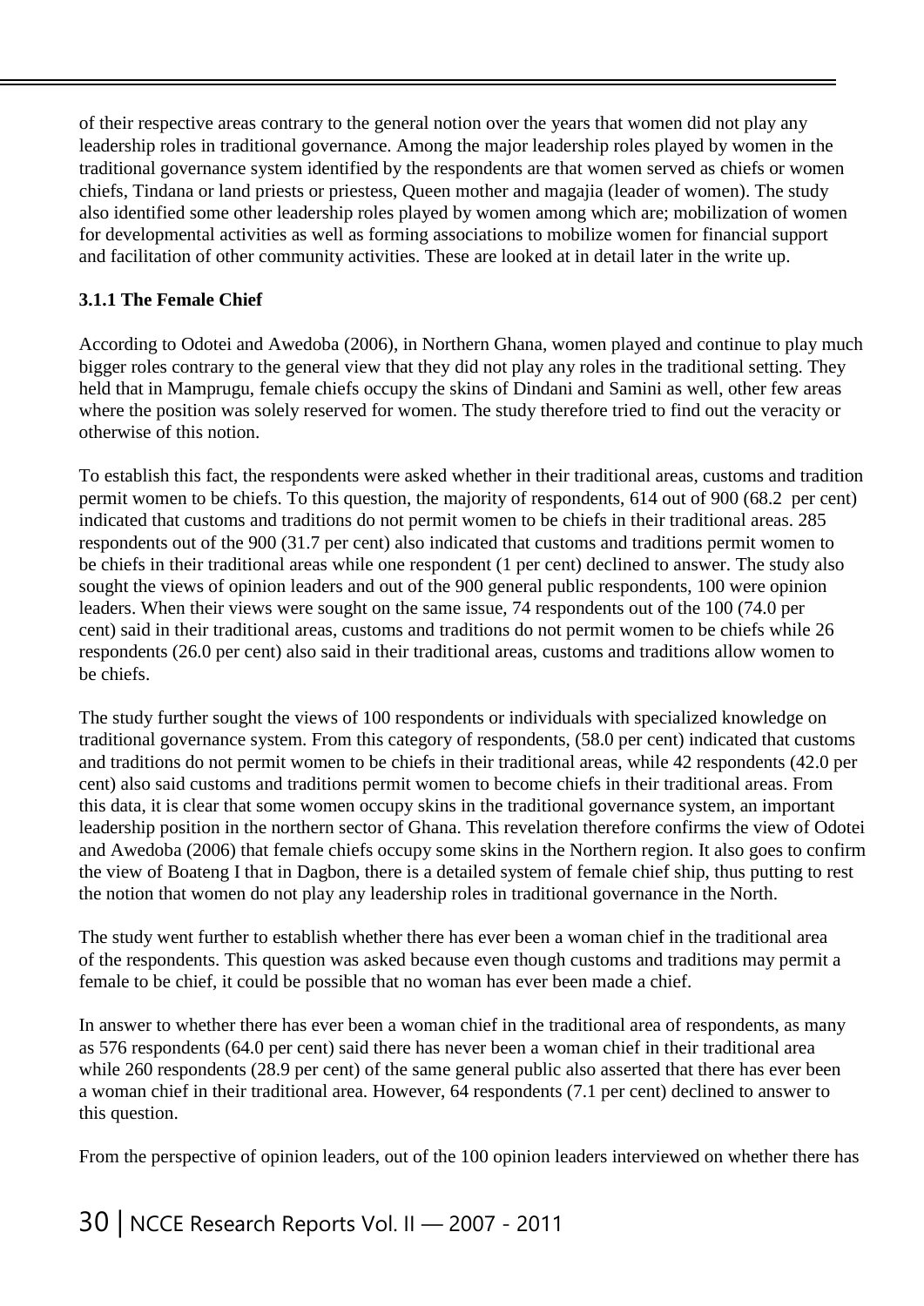of their respective areas contrary to the general notion over the years that women did not play any leadership roles in traditional governance. Among the major leadership roles played by women in the traditional governance system identified by the respondents are that women served as chiefs or women chiefs, Tindana or land priests or priestess, Queen mother and magajia (leader of women). The study also identified some other leadership roles played by women among which are; mobilization of women for developmental activities as well as forming associations to mobilize women for financial support and facilitation of other community activities. These are looked at in detail later in the write up.

### 3.1.1 The Female Chief

According to Odotei and Awedoba (2006), in Northern Ghana, women played and continue to play much bigger roles contrary to the general view that they did not play any roles in the traditional setting. They held that in Mamprugu, female chiefs occupy the skins of Dindani and Samini as well, other few areas where the position was solely reserved for women. The study therefore tried to find out the veracity or otherwise of this notion.

To establish this fact, the respondents were asked whether in their traditional areas, customs and tradition permit women to be chiefs. To this question, the majority of respondents, 614 out of 900 (68.2 per cent) indicated that customs and traditions do not permit women to be chiefs in their traditional areas. 285 respondents out of the 900 (31.7 per cent) also indicated that customs and traditions permit women to be chiefs in their traditional areas while one respondent (1 per cent) declined to answer. The study also sought the views of opinion leaders and out of the 900 general public respondents, 100 were opinion leaders. When their views were sought on the same issue, 74 respondents out of the 100 (74.0 per cent) said in their traditional areas, customs and traditions do not permit women to be chiefs while 26 respondents (26.0 per cent) also said in their traditional areas, customs and traditions allow women to be chiefs.

The study further sought the views of 100 respondents or individuals with specialized knowledge on traditional governance system. From this category of respondents, (58.0 per cent) indicated that customs and traditions do not permit women to be chiefs in their traditional areas, while 42 respondents (42.0 per cent) also said customs and traditions permit women to become chiefs in their traditional areas. From this data, it is clear that some women occupy skins in the traditional governance system, an important leadership position in the northern sector of Ghana. This revelation therefore confirms the view of Odotei and Awedoba (2006) that female chiefs occupy some skins in the Northern region. It also goes to confirm the view of Boateng I that in Dagbon, there is a detailed system of female chief ship, thus putting to rest the notion that women do not play any leadership roles in traditional governance in the North.

The study went further to establish whether there has ever been a woman chief in the traditional area of the respondents. This question was asked because even though customs and traditions may permit a female to be chief, it could be possible that no woman has ever been made a chief.

In answer to whether there has ever been a woman chief in the traditional area of respondents, as many as 576 respondents (64.0 per cent) said there has never been a woman chief in their traditional area while 260 respondents (28.9 per cent) of the same general public also asserted that there has ever been a woman chief in their traditional area. However, 64 respondents (7.1 per cent) declined to answer to this question.

From the perspective of opinion leaders, out of the 100 opinion leaders interviewed on whether there has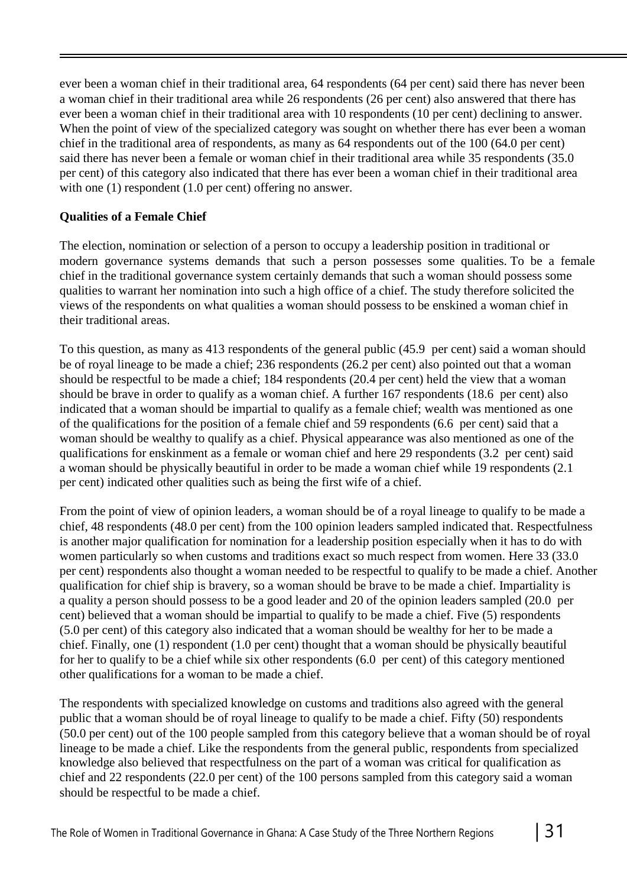ever been a woman chief in their traditional area, 64 respondents (64 per cent) said there has never been a woman chief in their traditional area while 26 respondents (26 per cent) also answered that there has ever been a woman chief in their traditional area with 10 respondents (10 per cent) declining to answer. When the point of view of the specialized category was sought on whether there has ever been a woman chief in the traditional area of respondents, as many as 64 respondents out of the 100 (64.0 per cent) said there has never been a female or woman chief in their traditional area while 35 respondents (35.0 per cent) of this category also indicated that there has ever been a woman chief in their traditional area with one (1) respondent (1.0 per cent) offering no answer.

**Qualities of a Female Chief**

The election, nomination or selection of a person to occupy a leadership position in traditional or modern governance systems demands that such a person possesses some qualities. To be a female chief in the traditional governance system certainly demands that such a woman should possess some qualities to warrant her nomination into such a high office of a chief. The study therefore solicited the views of the respondents on what qualities a woman should possess to be enskined a woman chief in their traditional areas.

To this question, as many as 413 respondents of the general public (45.9 per cent) said a woman should be of royal lineage to be made a chief; 236 respondents (26.2 per cent) also pointed out that a woman should be respectful to be made a chief; 184 respondents (20.4 per cent) held the view that a woman should be brave in order to qualify as a woman chief. A further 167 respondents (18.6 per cent) also indicated that a woman should be impartial to qualify as a female chief; wealth was mentioned as one of the qualifications for the position of a female chief and 59 respondents (6.6 per cent) said that a woman should be wealthy to qualify as a chief. Physical appearance was also mentioned as one of the qualifications for enskinment as a female or woman chief and here 29 respondents (3.2 per cent) said a woman should be physically beautiful in order to be made a woman chief while 19 respondents (2.1 per cent) indicated other qualities such as being the first wife of a chief.

From the point of view of opinion leaders, a woman should be of a royal lineage to qualify to be made a chief, 48 respondents (48.0 per cent) from the 100 opinion leaders sampled indicated that. Respectfulness is another major qualification for nomination for a leadership position especially when it has to do with women particularly so when customs and traditions exact so much respect from women. Here 33 (33.0 per cent) respondents also thought a woman needed to be respectful to qualify to be made a chief. Another qualification for chief ship is bravery, so a woman should be brave to be made a chief. Impartiality is a quality a person should possess to be a good leader and 20 of the opinion leaders sampled (20.0 per cent) believed that a woman should be impartial to qualify to be made a chief. Five (5) respondents (5.0 per cent) of this category also indicated that a woman should be wealthy for her to be made a chief. Finally, one (1) respondent (1.0 per cent) thought that a woman should be physically beautiful for her to qualify to be a chief while six other respondents (6.0 per cent) of this category mentioned other qualifications for a woman to be made a chief.

The respondents with specialized knowledge on customs and traditions also agreed with the general public that a woman should be of royal lineage to qualify to be made a chief. Fifty (50) respondents (50.0 per cent) out of the 100 people sampled from this category believe that a woman should be of royal lineage to be made a chief. Like the respondents from the general public, respondents from specialized knowledge also believed that respectfulness on the part of a woman was critical for qualification as chief and 22 respondents (22.0 per cent) of the 100 persons sampled from this category said a woman should be respectful to be made a chief.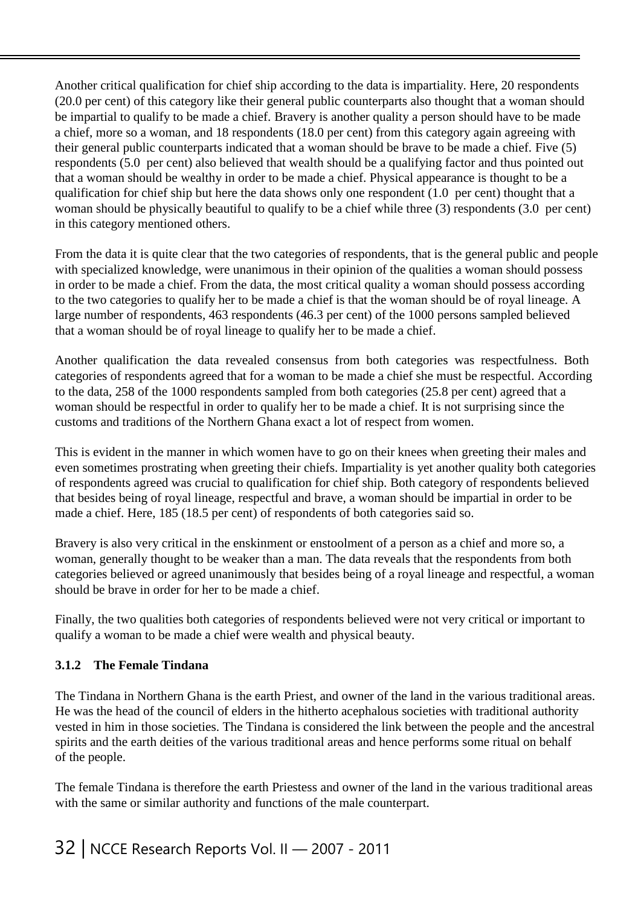Another critical qualification for chief ship according to the data is impartiality. Here, 20 respondents (20.0 per cent) of this category like their general public counterparts also thought that a woman should be impartial to qualify to be made a chief. Bravery is another quality a person should have to be made a chief, more so a woman, and 18 respondents (18.0 per cent) from this category again agreeing with their general public counterparts indicated that a woman should be brave to be made a chief. Five (5) respondents (5.0 per cent) also believed that wealth should be a qualifying factor and thus pointed out that a woman should be wealthy in order to be made a chief. Physical appearance is thought to be a qualification for chief ship but here the data shows only one respondent (1.0 per cent) thought that a woman should be physically beautiful to qualify to be a chief while three (3) respondents (3.0 per cent) in this category mentioned others.

From the data it is quite clear that the two categories of respondents, that is the general public and people with specialized knowledge, were unanimous in their opinion of the qualities a woman should possess in order to be made a chief. From the data, the most critical quality a woman should possess according to the two categories to qualify her to be made a chief is that the woman should be of royal lineage. A large number of respondents, 463 respondents (46.3 per cent) of the 1000 persons sampled believed that a woman should be of royal lineage to qualify her to be made a chief.

Another qualification the data revealed consensus from both categories was respectfulness. Both categories of respondents agreed that for a woman to be made a chief she must be respectful. According to the data, 258 of the 1000 respondents sampled from both categories (25.8 per cent) agreed that a woman should be respectful in order to qualify her to be made a chief. It is not surprising since the customs and traditions of the Northern Ghana exact a lot of respect from women.

This is evident in the manner in which women have to go on their knees when greeting their males and even sometimes prostrating when greeting their chiefs. Impartiality is yet another quality both categories of respondents agreed was crucial to qualification for chief ship. Both category of respondents believed that besides being of royal lineage, respectful and brave, a woman should be impartial in order to be made a chief. Here, 185 (18.5 per cent) of respondents of both categories said so.

Bravery is also very critical in the enskinment or enstoolment of a person as a chief and more so, a woman, generally thought to be weaker than a man. The data reveals that the respondents from both categories believed or agreed unanimously that besides being of a royal lineage and respectful, a woman should be brave in order for her to be made a chief.

Finally, the two qualities both categories of respondents believed were not very critical or important to qualify a woman to be made a chief were wealth and physical beauty.

### 3.1.2 The Female Tindana

The Tindana in Northern Ghana is the earth Priest, and owner of the land in the various traditional areas. He was the head of the council of elders in the hitherto acephalous societies with traditional authority vested in him in those societies. The Tindana is considered the link between the people and the ancestral spirits and the earth deities of the various traditional areas and hence performs some ritual on behalf of the people.

The female Tindana is therefore the earth Priestess and owner of the land in the various traditional areas with the same or similar authority and functions of the male counterpart.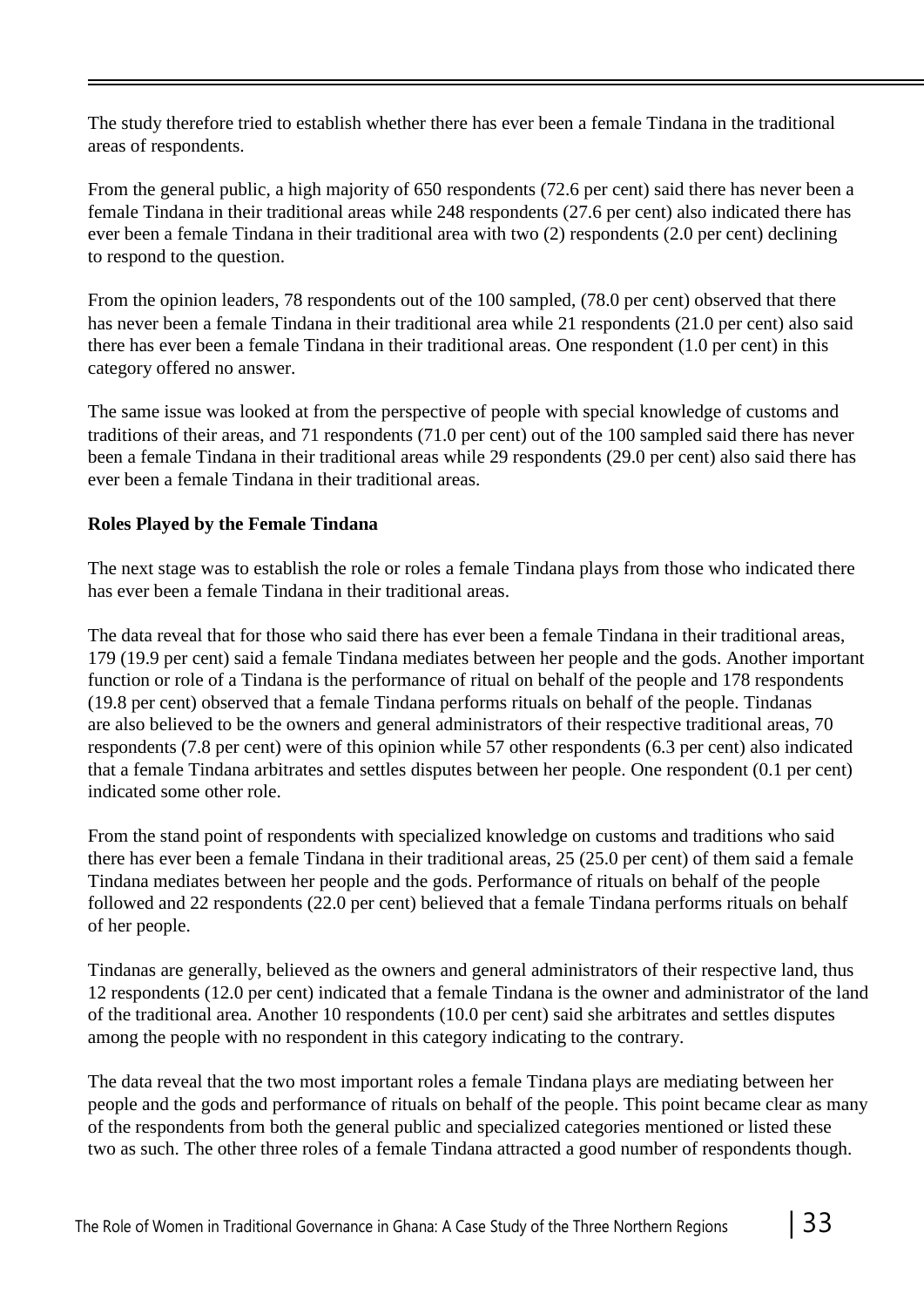The study therefore tried to establish whether there has ever been a female Tindana in the traditional areas of respondents.

From the general public, a high majority of 650 respondents (72.6 per cent) said there has never been a female Tindana in their traditional areas while 248 respondents (27.6 per cent) also indicated there has ever been a female Tindana in their traditional area with two (2) respondents (2.0 per cent) declining to respond to the question.

From the opinion leaders, 78 respondents out of the 100 sampled, (78.0 per cent) observed that there has never been a female Tindana in their traditional area while 21 respondents (21.0 per cent) also said there has ever been a female Tindana in their traditional areas. One respondent (1.0 per cent) in this category offered no answer.

The same issue was looked at from the perspective of people with special knowledge of customs and traditions of their areas, and 71 respondents (71.0 per cent) out of the 100 sampled said there has never been a female Tindana in their traditional areas while 29 respondents (29.0 per cent) also said there has ever been a female Tindana in their traditional areas.

**Roles Played by the Female Tindana**

The next stage was to establish the role or roles a female Tindana plays from those who indicated there has ever been a female Tindana in their traditional areas.

The data reveal that for those who said there has ever been a female Tindana in their traditional areas, 179 (19.9 per cent) said a female Tindana mediates between her people and the gods. Another important function or role of a Tindana is the performance of ritual on behalf of the people and 178 respondents (19.8 per cent) observed that a female Tindana performs rituals on behalf of the people. Tindanas are also believed to be the owners and general administrators of their respective traditional areas, 70 respondents (7.8 per cent) were of this opinion while 57 other respondents (6.3 per cent) also indicated that a female Tindana arbitrates and settles disputes between her people. One respondent (0.1 per cent) indicated some other role.

From the stand point of respondents with specialized knowledge on customs and traditions who said there has ever been a female Tindana in their traditional areas, 25 (25.0 per cent) of them said a female Tindana mediates between her people and the gods. Performance of rituals on behalf of the people followed and 22 respondents (22.0 per cent) believed that a female Tindana performs rituals on behalf of her people.

Tindanas are generally, believed as the owners and general administrators of their respective land, thus 12 respondents (12.0 per cent) indicated that a female Tindana is the owner and administrator of the land of the traditional area. Another 10 respondents (10.0 per cent) said she arbitrates and settles disputes among the people with no respondent in this category indicating to the contrary.

The data reveal that the two most important roles a female Tindana plays are mediating between her people and the gods and performance of rituals on behalf of the people. This point became clear as many of the respondents from both the general public and specialized categories mentioned or listed these two as such. The other three roles of a female Tindana attracted a good number of respondents though.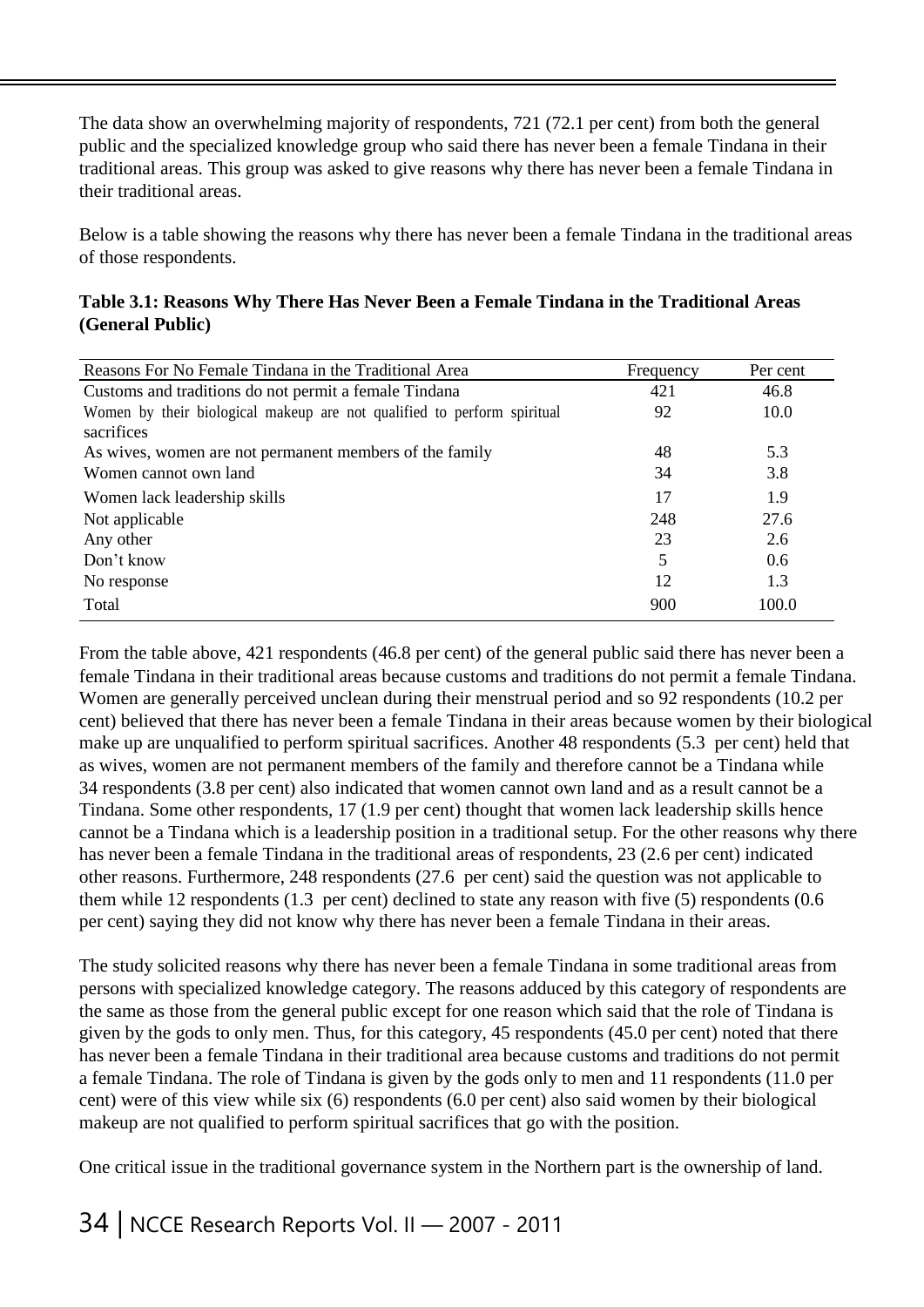The data show an overwhelming majority of respondents, 721 (72.1 per cent) from both the general public and the specialized knowledge group who said there has never been a female Tindana in their traditional areas. This group was asked to give reasons why there has never been a female Tindana in their traditional areas.

Below is a table showing the reasons why there has never been a female Tindana in the traditional areas of those respondents.

**Table 3.1: Reasons Why There Has Never Been a Female Tindana in the Traditional Areas (General Public)**

| Reasons For No Female Tindana in the Traditional Area | Frequency | Per cent |
|---|---|---|
| Customs and traditions do not permit a female Tindana | 421 | 46.8 |
| Women by their biological makeup are not qualified to perform spiritual sacrifices | 92 | 10.0 |
| As wives, women are not permanent members of the family | 48 | 5.3 |
| Women cannot own land | 34 | 3.8 |
| Women lack leadership skills | 17 | 1.9 |
| Not applicable | 248 | 27.6 |
| Any other | 23 | 2.6 |
| Don't know | 5 | 0.6 |
| No response | 12 | 1.3 |
| Total | 900 | 100.0 |

From the table above, 421 respondents (46.8 per cent) of the general public said there has never been a female Tindana in their traditional areas because customs and traditions do not permit a female Tindana. Women are generally perceived unclean during their menstrual period and so 92 respondents (10.2 per cent) believed that there has never been a female Tindana in their areas because women by their biological make up are unqualified to perform spiritual sacrifices. Another 48 respondents (5.3 per cent) held that as wives, women are not permanent members of the family and therefore cannot be a Tindana while 34 respondents (3.8 per cent) also indicated that women cannot own land and as a result cannot be a Tindana. Some other respondents, 17 (1.9 per cent) thought that women lack leadership skills hence cannot be a Tindana which is a leadership position in a traditional setup. For the other reasons why there has never been a female Tindana in the traditional areas of respondents, 23 (2.6 per cent) indicated other reasons. Furthermore, 248 respondents (27.6 per cent) said the question was not applicable to them while 12 respondents (1.3 per cent) declined to state any reason with five (5) respondents (0.6 per cent) saying they did not know why there has never been a female Tindana in their areas.

The study solicited reasons why there has never been a female Tindana in some traditional areas from persons with specialized knowledge category. The reasons adduced by this category of respondents are the same as those from the general public except for one reason which said that the role of Tindana is given by the gods to only men. Thus, for this category, 45 respondents (45.0 per cent) noted that there has never been a female Tindana in their traditional area because customs and traditions do not permit a female Tindana. The role of Tindana is given by the gods only to men and 11 respondents (11.0 per cent) were of this view while six (6) respondents (6.0 per cent) also said women by their biological makeup are not qualified to perform spiritual sacrifices that go with the position.

One critical issue in the traditional governance system in the Northern part is the ownership of land.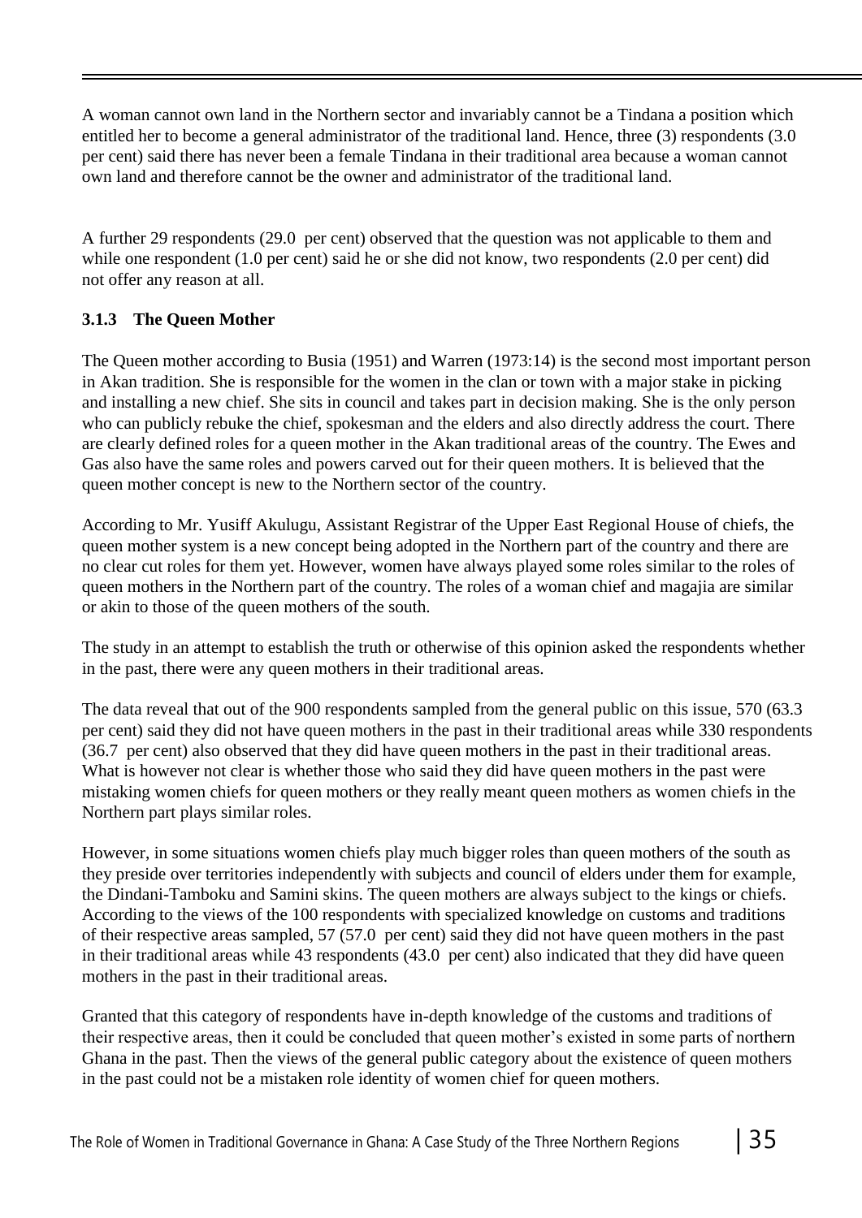A woman cannot own land in the Northern sector and invariably cannot be a Tindana a position which entitled her to become a general administrator of the traditional land. Hence, three (3) respondents (3.0 per cent) said there has never been a female Tindana in their traditional area because a woman cannot own land and therefore cannot be the owner and administrator of the traditional land.

A further 29 respondents (29.0 per cent) observed that the question was not applicable to them and while one respondent (1.0 per cent) said he or she did not know, two respondents (2.0 per cent) did not offer any reason at all.

### 3.1.3 The Queen Mother

The Queen mother according to Busia (1951) and Warren (1973:14) is the second most important person in Akan tradition. She is responsible for the women in the clan or town with a major stake in picking and installing a new chief. She sits in council and takes part in decision making. She is the only person who can publicly rebuke the chief, spokesman and the elders and also directly address the court. There are clearly defined roles for a queen mother in the Akan traditional areas of the country. The Ewes and Gas also have the same roles and powers carved out for their queen mothers. It is believed that the queen mother concept is new to the Northern sector of the country.

According to Mr. Yusiff Akulugu, Assistant Registrar of the Upper East Regional House of chiefs, the queen mother system is a new concept being adopted in the Northern part of the country and there are no clear cut roles for them yet. However, women have always played some roles similar to the roles of queen mothers in the Northern part of the country. The roles of a woman chief and magajia are similar or akin to those of the queen mothers of the south.

The study in an attempt to establish the truth or otherwise of this opinion asked the respondents whether in the past, there were any queen mothers in their traditional areas.

The data reveal that out of the 900 respondents sampled from the general public on this issue, 570 (63.3 per cent) said they did not have queen mothers in the past in their traditional areas while 330 respondents (36.7 per cent) also observed that they did have queen mothers in the past in their traditional areas. What is however not clear is whether those who said they did have queen mothers in the past were mistaking women chiefs for queen mothers or they really meant queen mothers as women chiefs in the Northern part plays similar roles.

However, in some situations women chiefs play much bigger roles than queen mothers of the south as they preside over territories independently with subjects and council of elders under them for example, the Dindani-Tamboku and Samini skins. The queen mothers are always subject to the kings or chiefs. According to the views of the 100 respondents with specialized knowledge on customs and traditions of their respective areas sampled, 57 (57.0 per cent) said they did not have queen mothers in the past in their traditional areas while 43 respondents (43.0 per cent) also indicated that they did have queen mothers in the past in their traditional areas.

Granted that this category of respondents have in-depth knowledge of the customs and traditions of their respective areas, then it could be concluded that queen mother's existed in some parts of northern Ghana in the past. Then the views of the general public category about the existence of queen mothers in the past could not be a mistaken role identity of women chief for queen mothers.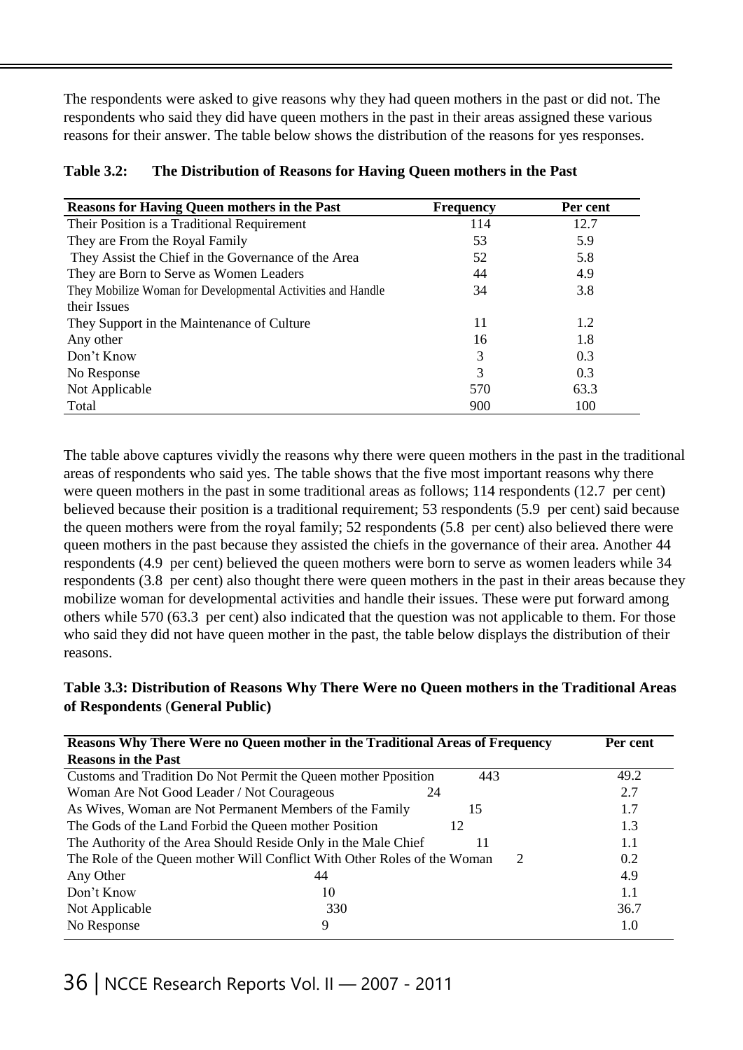The respondents were asked to give reasons why they had queen mothers in the past or did not. The respondents who said they did have queen mothers in the past in their areas assigned these various reasons for their answer. The table below shows the distribution of the reasons for yes responses.

**Table 3.2: The Distribution of Reasons for Having Queen mothers in the Past**

| Reasons for Having Queen mothers in the Past | Frequency | Per cent |
|---|---|---|
| Their Position is a Traditional Requirement | 114 | 12.7 |
| They are From the Royal Family | 53 | 5.9 |
| They Assist the Chief in the Governance of the Area | 52 | 5.8 |
| They are Born to Serve as Women Leaders | 44 | 4.9 |
| They Mobilize Woman for Developmental Activities and Handle their Issues | 34 | 3.8 |
| They Support in the Maintenance of Culture | 11 | 1.2 |
| Any other | 16 | 1.8 |
| Don't Know | 3 | 0.3 |
| No Response | 3 | 0.3 |
| Not Applicable | 570 | 63.3 |
| Total | 900 | 100 |

The table above captures vividly the reasons why there were queen mothers in the past in the traditional areas of respondents who said yes. The table shows that the five most important reasons why there were queen mothers in the past in some traditional areas as follows; 114 respondents (12.7 per cent) believed because their position is a traditional requirement; 53 respondents (5.9 per cent) said because the queen mothers were from the royal family; 52 respondents (5.8 per cent) also believed there were queen mothers in the past because they assisted the chiefs in the governance of their area. Another 44 respondents (4.9 per cent) believed the queen mothers were born to serve as women leaders while 34 respondents (3.8 per cent) also thought there were queen mothers in the past in their areas because they mobilize woman for developmental activities and handle their issues. These were put forward among others while 570 (63.3 per cent) also indicated that the question was not applicable to them. For those who said they did not have queen mother in the past, the table below displays the distribution of their reasons.

**Table 3.3: Distribution of Reasons Why There Were no Queen mothers in the Traditional Areas of Respondents (General Public)**

| Reasons Why There Were no Queen mother in the Traditional Areas of Reasons in the Past | Frequency | Per cent |
|---|---|---|
| Customs and Tradition Do Not Permit the Queen mother Pposition | 443 | 49.2 |
| Woman Are Not Good Leader / Not Courageous | 24 | 2.7 |
| As Wives, Woman are Not Permanent Members of the Family | 15 | 1.7 |
| The Gods of the Land Forbid the Queen mother Position | 12 | 1.3 |
| The Authority of the Area Should Reside Only in the Male Chief | 11 | 1.1 |
| The Role of the Queen mother Will Conflict With Other Roles of the Woman | 2 | 0.2 |
| Any Other | 44 | 4.9 |
| Don't Know | 10 | 1.1 |
| Not Applicable | 330 | 36.7 |
| No Response | 9 | 1.0 |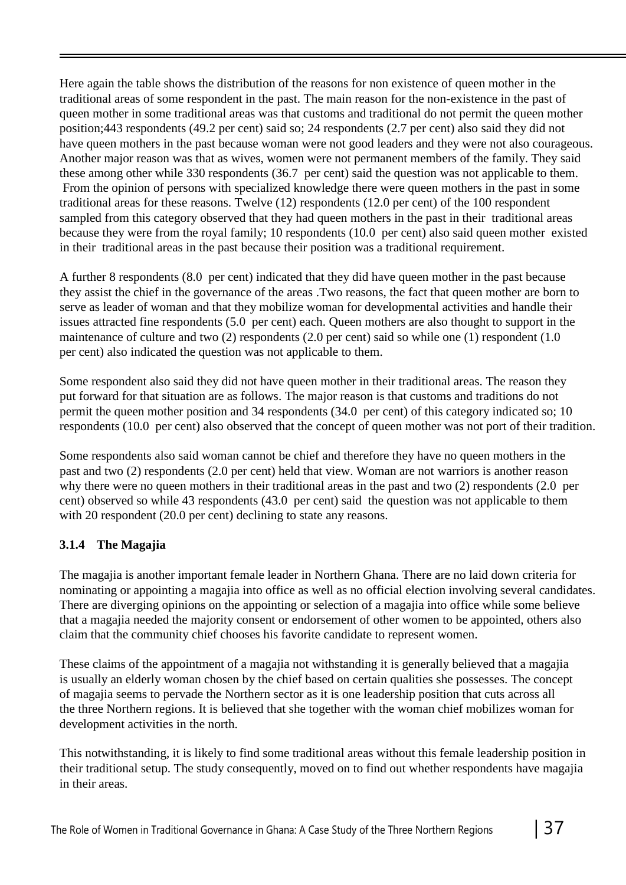Here again the table shows the distribution of the reasons for non existence of queen mother in the traditional areas of some respondent in the past. The main reason for the non-existence in the past of queen mother in some traditional areas was that customs and traditional do not permit the queen mother position;443 respondents (49.2 per cent) said so; 24 respondents (2.7 per cent) also said they did not have queen mothers in the past because woman were not good leaders and they were not also courageous. Another major reason was that as wives, women were not permanent members of the family. They said these among other while 330 respondents (36.7 per cent) said the question was not applicable to them. From the opinion of persons with specialized knowledge there were queen mothers in the past in some traditional areas for these reasons. Twelve (12) respondents (12.0 per cent) of the 100 respondent sampled from this category observed that they had queen mothers in the past in their traditional areas because they were from the royal family; 10 respondents (10.0 per cent) also said queen mother existed in their traditional areas in the past because their position was a traditional requirement.

A further 8 respondents (8.0 per cent) indicated that they did have queen mother in the past because they assist the chief in the governance of the areas .Two reasons, the fact that queen mother are born to serve as leader of woman and that they mobilize woman for developmental activities and handle their issues attracted fine respondents (5.0 per cent) each. Queen mothers are also thought to support in the maintenance of culture and two (2) respondents (2.0 per cent) said so while one (1) respondent (1.0 per cent) also indicated the question was not applicable to them.

Some respondent also said they did not have queen mother in their traditional areas. The reason they put forward for that situation are as follows. The major reason is that customs and traditions do not permit the queen mother position and 34 respondents (34.0 per cent) of this category indicated so; 10 respondents (10.0 per cent) also observed that the concept of queen mother was not port of their tradition.

Some respondents also said woman cannot be chief and therefore they have no queen mothers in the past and two (2) respondents (2.0 per cent) held that view. Woman are not warriors is another reason why there were no queen mothers in their traditional areas in the past and two (2) respondents (2.0 per cent) observed so while 43 respondents (43.0 per cent) said the question was not applicable to them with 20 respondent (20.0 per cent) declining to state any reasons.

### 3.1.4 The Magajia

The magajia is another important female leader in Northern Ghana. There are no laid down criteria for nominating or appointing a magajia into office as well as no official election involving several candidates. There are diverging opinions on the appointing or selection of a magajia into office while some believe that a magajia needed the majority consent or endorsement of other women to be appointed, others also claim that the community chief chooses his favorite candidate to represent women.

These claims of the appointment of a magajia not withstanding it is generally believed that a magajia is usually an elderly woman chosen by the chief based on certain qualities she possesses. The concept of magajia seems to pervade the Northern sector as it is one leadership position that cuts across all the three Northern regions. It is believed that she together with the woman chief mobilizes woman for development activities in the north.

This notwithstanding, it is likely to find some traditional areas without this female leadership position in their traditional setup. The study consequently, moved on to find out whether respondents have magajia in their areas.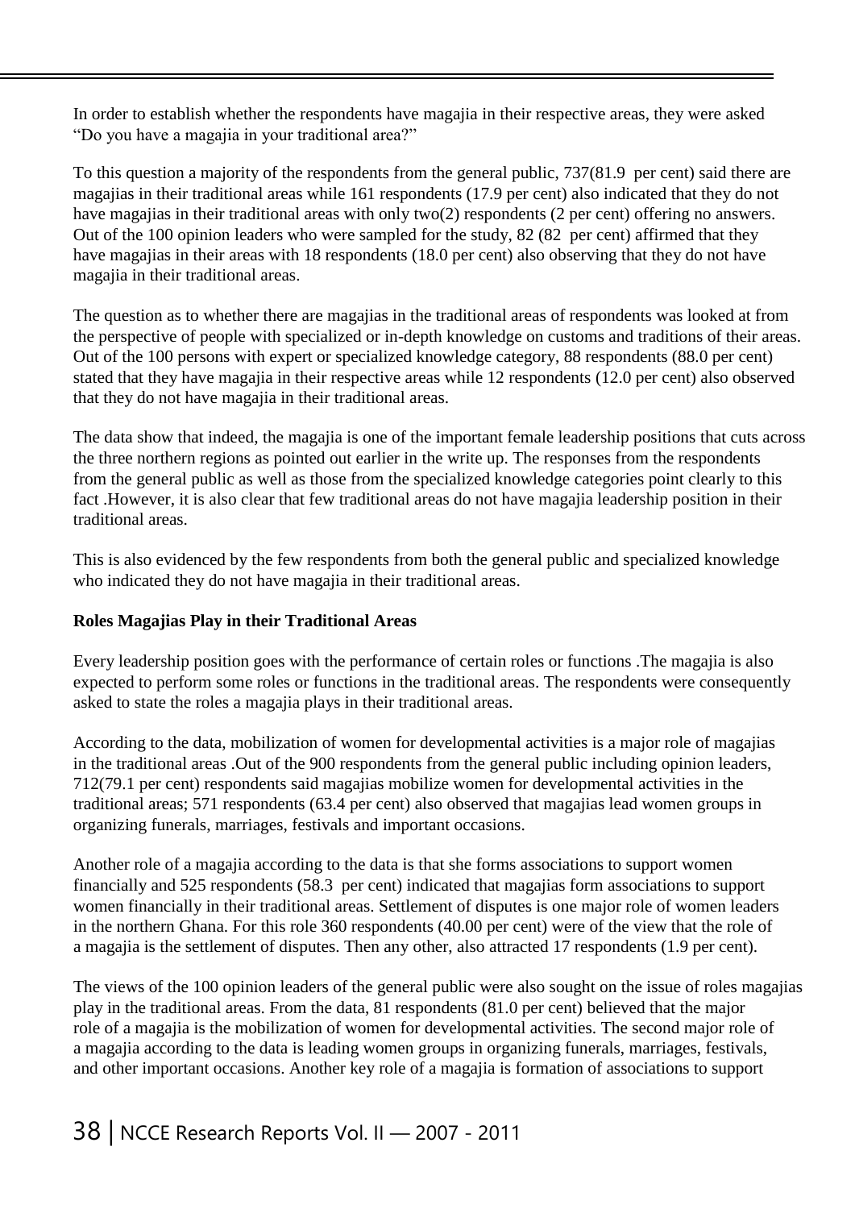In order to establish whether the respondents have magajia in their respective areas, they were asked "Do you have a magajia in your traditional area?"

To this question a majority of the respondents from the general public, 737(81.9 per cent) said there are magajias in their traditional areas while 161 respondents (17.9 per cent) also indicated that they do not have magajias in their traditional areas with only two(2) respondents (2 per cent) offering no answers. Out of the 100 opinion leaders who were sampled for the study, 82 (82 per cent) affirmed that they have magajias in their areas with 18 respondents (18.0 per cent) also observing that they do not have magajia in their traditional areas.

The question as to whether there are magajias in the traditional areas of respondents was looked at from the perspective of people with specialized or in-depth knowledge on customs and traditions of their areas. Out of the 100 persons with expert or specialized knowledge category, 88 respondents (88.0 per cent) stated that they have magajia in their respective areas while 12 respondents (12.0 per cent) also observed that they do not have magajia in their traditional areas.

The data show that indeed, the magajia is one of the important female leadership positions that cuts across the three northern regions as pointed out earlier in the write up. The responses from the respondents from the general public as well as those from the specialized knowledge categories point clearly to this fact .However, it is also clear that few traditional areas do not have magajia leadership position in their traditional areas.

This is also evidenced by the few respondents from both the general public and specialized knowledge who indicated they do not have magajia in their traditional areas.

**Roles Magajias Play in their Traditional Areas**

Every leadership position goes with the performance of certain roles or functions .The magajia is also expected to perform some roles or functions in the traditional areas. The respondents were consequently asked to state the roles a magajia plays in their traditional areas.

According to the data, mobilization of women for developmental activities is a major role of magajias in the traditional areas .Out of the 900 respondents from the general public including opinion leaders, 712(79.1 per cent) respondents said magajias mobilize women for developmental activities in the traditional areas; 571 respondents (63.4 per cent) also observed that magajias lead women groups in organizing funerals, marriages, festivals and important occasions.

Another role of a magajia according to the data is that she forms associations to support women financially and 525 respondents (58.3 per cent) indicated that magajias form associations to support women financially in their traditional areas. Settlement of disputes is one major role of women leaders in the northern Ghana. For this role 360 respondents (40.00 per cent) were of the view that the role of a magajia is the settlement of disputes. Then any other, also attracted 17 respondents (1.9 per cent).

The views of the 100 opinion leaders of the general public were also sought on the issue of roles magajias play in the traditional areas. From the data, 81 respondents (81.0 per cent) believed that the major role of a magajia is the mobilization of women for developmental activities. The second major role of a magajia according to the data is leading women groups in organizing funerals, marriages, festivals, and other important occasions. Another key role of a magajia is formation of associations to support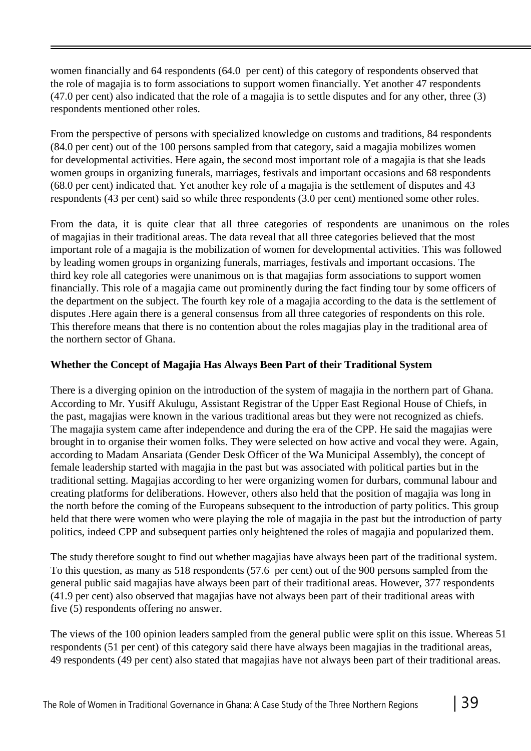women financially and 64 respondents (64.0  per cent) of this category of respondents observed that the role of magajia is to form associations to support women financially. Yet another 47 respondents (47.0 per cent) also indicated that the role of a magajia is to settle disputes and for any other, three (3) respondents mentioned other roles.

From the perspective of persons with specialized knowledge on customs and traditions, 84 respondents (84.0 per cent) out of the 100 persons sampled from that category, said a magajia mobilizes women for developmental activities. Here again, the second most important role of a magajia is that she leads women groups in organizing funerals, marriages, festivals and important occasions and 68 respondents (68.0 per cent) indicated that. Yet another key role of a magajia is the settlement of disputes and 43 respondents (43 per cent) said so while three respondents (3.0 per cent) mentioned some other roles.

From the data, it is quite clear that all three categories of respondents are unanimous on the roles of magajias in their traditional areas. The data reveal that all three categories believed that the most important role of a magajia is the mobilization of women for developmental activities. This was followed by leading women groups in organizing funerals, marriages, festivals and important occasions. The third key role all categories were unanimous on is that magajias form associations to support women financially. This role of a magajia came out prominently during the fact finding tour by some officers of the department on the subject. The fourth key role of a magajia according to the data is the settlement of disputes .Here again there is a general consensus from all three categories of respondents on this role. This therefore means that there is no contention about the roles magajias play in the traditional area of the northern sector of Ghana.

**Whether the Concept of Magajia Has Always Been Part of their Traditional System**

There is a diverging opinion on the introduction of the system of magajia in the northern part of Ghana. According to Mr. Yusiff Akulugu, Assistant Registrar of the Upper East Regional House of Chiefs, in the past, magajias were known in the various traditional areas but they were not recognized as chiefs. The magajia system came after independence and during the era of the CPP. He said the magajias were brought in to organise their women folks. They were selected on how active and vocal they were. Again, according to Madam Ansariata (Gender Desk Officer of the Wa Municipal Assembly), the concept of female leadership started with magajia in the past but was associated with political parties but in the traditional setting. Magajias according to her were organizing women for durbars, communal labour and creating platforms for deliberations. However, others also held that the position of magajia was long in the north before the coming of the Europeans subsequent to the introduction of party politics. This group held that there were women who were playing the role of magajia in the past but the introduction of party politics, indeed CPP and subsequent parties only heightened the roles of magajia and popularized them.

The study therefore sought to find out whether magajias have always been part of the traditional system. To this question, as many as 518 respondents (57.6  per cent) out of the 900 persons sampled from the general public said magajias have always been part of their traditional areas. However, 377 respondents (41.9 per cent) also observed that magajias have not always been part of their traditional areas with five (5) respondents offering no answer.

The views of the 100 opinion leaders sampled from the general public were split on this issue. Whereas 51 respondents (51 per cent) of this category said there have always been magajias in the traditional areas, 49 respondents (49 per cent) also stated that magajias have not always been part of their traditional areas.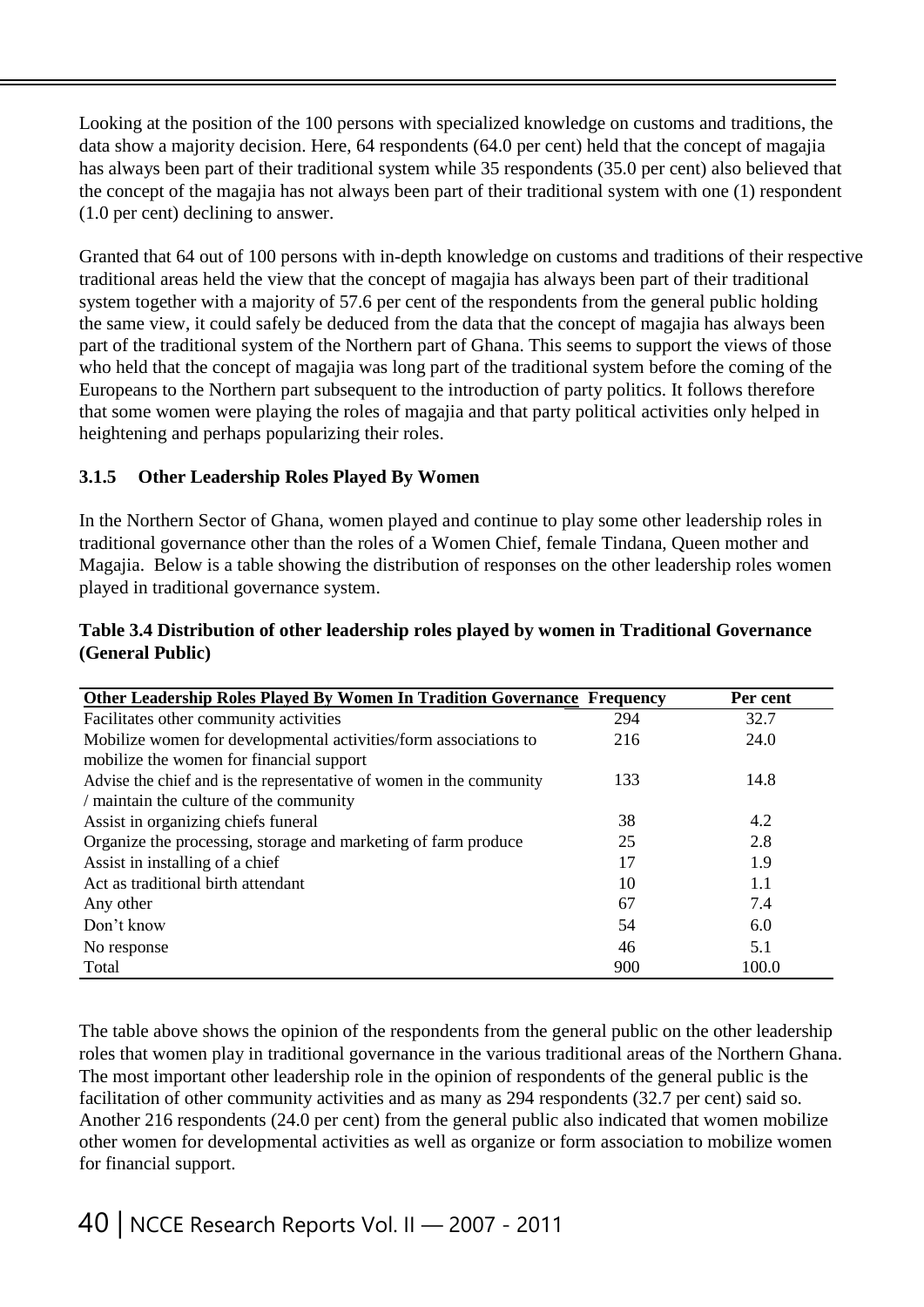Looking at the position of the 100 persons with specialized knowledge on customs and traditions, the data show a majority decision. Here, 64 respondents (64.0 per cent) held that the concept of magajia has always been part of their traditional system while 35 respondents (35.0 per cent) also believed that the concept of the magajia has not always been part of their traditional system with one (1) respondent (1.0 per cent) declining to answer.

Granted that 64 out of 100 persons with in-depth knowledge on customs and traditions of their respective traditional areas held the view that the concept of magajia has always been part of their traditional system together with a majority of 57.6 per cent of the respondents from the general public holding the same view, it could safely be deduced from the data that the concept of magajia has always been part of the traditional system of the Northern part of Ghana. This seems to support the views of those who held that the concept of magajia was long part of the traditional system before the coming of the Europeans to the Northern part subsequent to the introduction of party politics. It follows therefore that some women were playing the roles of magajia and that party political activities only helped in heightening and perhaps popularizing their roles.

### 3.1.5 Other Leadership Roles Played By Women

In the Northern Sector of Ghana, women played and continue to play some other leadership roles in traditional governance other than the roles of a Women Chief, female Tindana, Queen mother and Magajia. Below is a table showing the distribution of responses on the other leadership roles women played in traditional governance system.

**Table 3.4 Distribution of other leadership roles played by women in Traditional Governance (General Public)**

| Other Leadership Roles Played By Women In Tradition Governance | Frequency | Per cent |
|---|---|---|
| Facilitates other community activities | 294 | 32.7 |
| Mobilize women for developmental activities/form associations to mobilize the women for financial support | 216 | 24.0 |
| Advise the chief and is the representative of women in the community / maintain the culture of the community | 133 | 14.8 |
| Assist in organizing chiefs funeral | 38 | 4.2 |
| Organize the processing, storage and marketing of farm produce | 25 | 2.8 |
| Assist in installing of a chief | 17 | 1.9 |
| Act as traditional birth attendant | 10 | 1.1 |
| Any other | 67 | 7.4 |
| Don't know | 54 | 6.0 |
| No response | 46 | 5.1 |
| Total | 900 | 100.0 |

The table above shows the opinion of the respondents from the general public on the other leadership roles that women play in traditional governance in the various traditional areas of the Northern Ghana. The most important other leadership role in the opinion of respondents of the general public is the facilitation of other community activities and as many as 294 respondents (32.7 per cent) said so. Another 216 respondents (24.0 per cent) from the general public also indicated that women mobilize other women for developmental activities as well as organize or form association to mobilize women for financial support.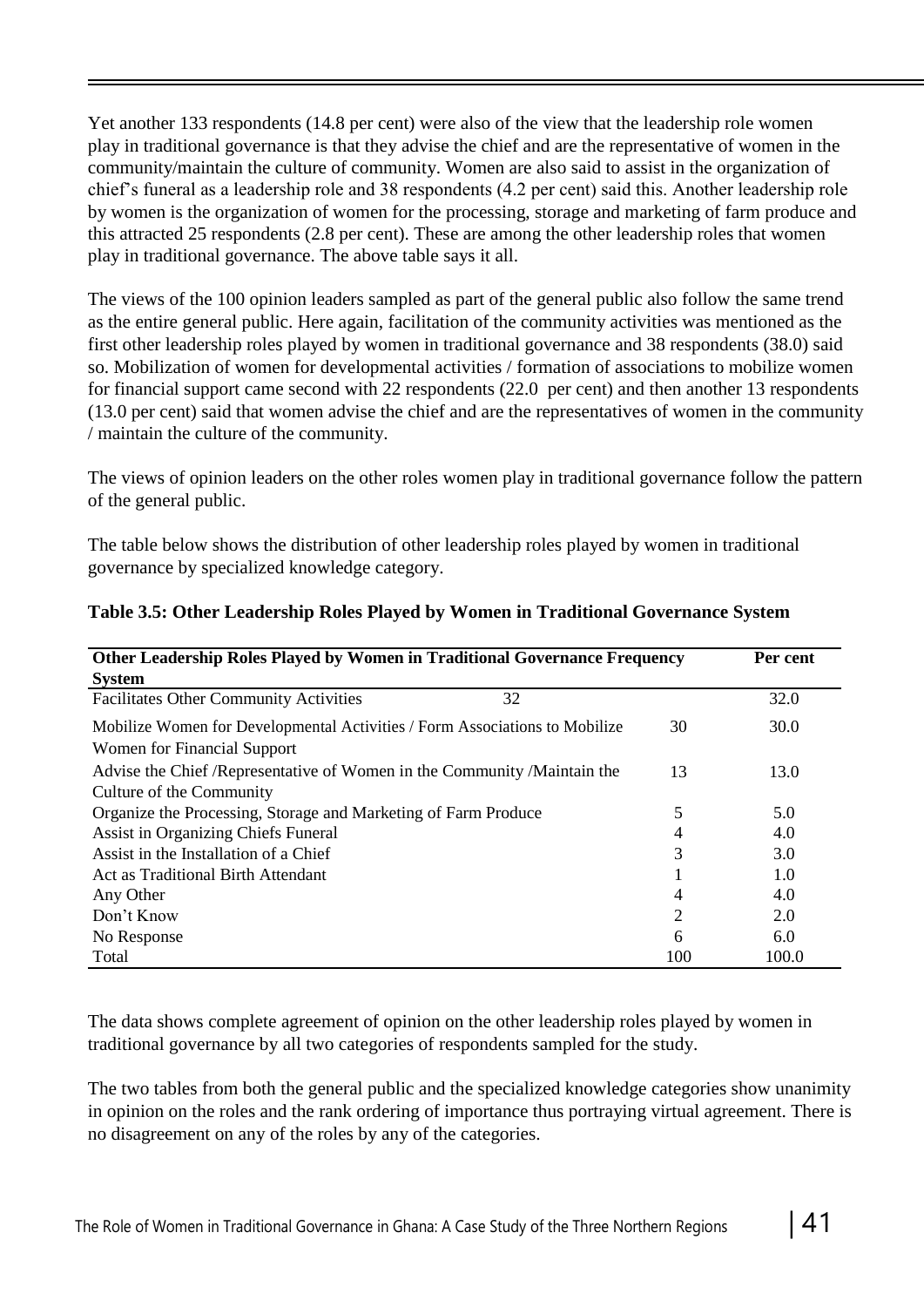Yet another 133 respondents (14.8 per cent) were also of the view that the leadership role women play in traditional governance is that they advise the chief and are the representative of women in the community/maintain the culture of community. Women are also said to assist in the organization of chief's funeral as a leadership role and 38 respondents (4.2 per cent) said this. Another leadership role by women is the organization of women for the processing, storage and marketing of farm produce and this attracted 25 respondents (2.8 per cent). These are among the other leadership roles that women play in traditional governance. The above table says it all.

The views of the 100 opinion leaders sampled as part of the general public also follow the same trend as the entire general public. Here again, facilitation of the community activities was mentioned as the first other leadership roles played by women in traditional governance and 38 respondents (38.0) said so. Mobilization of women for developmental activities / formation of associations to mobilize women for financial support came second with 22 respondents (22.0 per cent) and then another 13 respondents (13.0 per cent) said that women advise the chief and are the representatives of women in the community / maintain the culture of the community.

The views of opinion leaders on the other roles women play in traditional governance follow the pattern of the general public.

The table below shows the distribution of other leadership roles played by women in traditional governance by specialized knowledge category.

**Table 3.5: Other Leadership Roles Played by Women in Traditional Governance System**

| Other Leadership Roles Played by Women in Traditional Governance System | Frequency | Per cent |
|---|---|---|
| Facilitates Other Community Activities | 32 | 32.0 |
| Mobilize Women for Developmental Activities / Form Associations to Mobilize Women for Financial Support | 30 | 30.0 |
| Advise the Chief /Representative of Women in the Community /Maintain the Culture of the Community | 13 | 13.0 |
| Organize the Processing, Storage and Marketing of Farm Produce | 5 | 5.0 |
| Assist in Organizing Chiefs Funeral | 4 | 4.0 |
| Assist in the Installation of a Chief | 3 | 3.0 |
| Act as Traditional Birth Attendant | 1 | 1.0 |
| Any Other | 4 | 4.0 |
| Don't Know | 2 | 2.0 |
| No Response | 6 | 6.0 |
| Total | 100 | 100.0 |

The data shows complete agreement of opinion on the other leadership roles played by women in traditional governance by all two categories of respondents sampled for the study.

The two tables from both the general public and the specialized knowledge categories show unanimity in opinion on the roles and the rank ordering of importance thus portraying virtual agreement. There is no disagreement on any of the roles by any of the categories.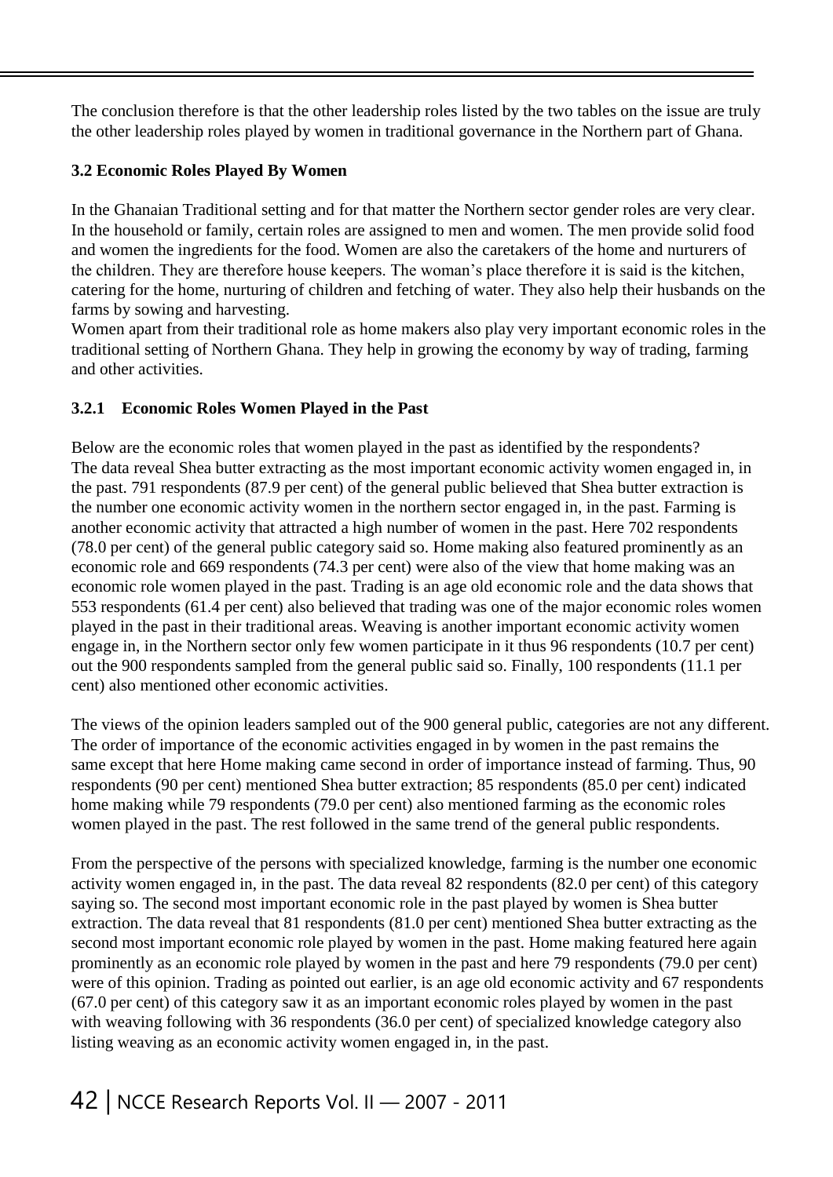The conclusion therefore is that the other leadership roles listed by the two tables on the issue are truly the other leadership roles played by women in traditional governance in the Northern part of Ghana.

### 3.2 Economic Roles Played By Women

In the Ghanaian Traditional setting and for that matter the Northern sector gender roles are very clear. In the household or family, certain roles are assigned to men and women. The men provide solid food and women the ingredients for the food. Women are also the caretakers of the home and nurturers of the children. They are therefore house keepers. The woman's place therefore it is said is the kitchen, catering for the home, nurturing of children and fetching of water. They also help their husbands on the farms by sowing and harvesting.

Women apart from their traditional role as home makers also play very important economic roles in the traditional setting of Northern Ghana. They help in growing the economy by way of trading, farming and other activities.

#### 3.2.1 Economic Roles Women Played in the Past

Below are the economic roles that women played in the past as identified by the respondents? The data reveal Shea butter extracting as the most important economic activity women engaged in, in the past. 791 respondents (87.9 per cent) of the general public believed that Shea butter extraction is the number one economic activity women in the northern sector engaged in, in the past. Farming is another economic activity that attracted a high number of women in the past. Here 702 respondents (78.0 per cent) of the general public category said so. Home making also featured prominently as an economic role and 669 respondents (74.3 per cent) were also of the view that home making was an economic role women played in the past. Trading is an age old economic role and the data shows that 553 respondents (61.4 per cent) also believed that trading was one of the major economic roles women played in the past in their traditional areas. Weaving is another important economic activity women engage in, in the Northern sector only few women participate in it thus 96 respondents (10.7 per cent) out the 900 respondents sampled from the general public said so. Finally, 100 respondents (11.1 per cent) also mentioned other economic activities.

The views of the opinion leaders sampled out of the 900 general public, categories are not any different. The order of importance of the economic activities engaged in by women in the past remains the same except that here Home making came second in order of importance instead of farming. Thus, 90 respondents (90 per cent) mentioned Shea butter extraction; 85 respondents (85.0 per cent) indicated home making while 79 respondents (79.0 per cent) also mentioned farming as the economic roles women played in the past. The rest followed in the same trend of the general public respondents.

From the perspective of the persons with specialized knowledge, farming is the number one economic activity women engaged in, in the past. The data reveal 82 respondents (82.0 per cent) of this category saying so. The second most important economic role in the past played by women is Shea butter extraction. The data reveal that 81 respondents (81.0 per cent) mentioned Shea butter extracting as the second most important economic role played by women in the past. Home making featured here again prominently as an economic role played by women in the past and here 79 respondents (79.0 per cent) were of this opinion. Trading as pointed out earlier, is an age old economic activity and 67 respondents (67.0 per cent) of this category saw it as an important economic roles played by women in the past with weaving following with 36 respondents (36.0 per cent) of specialized knowledge category also listing weaving as an economic activity women engaged in, in the past.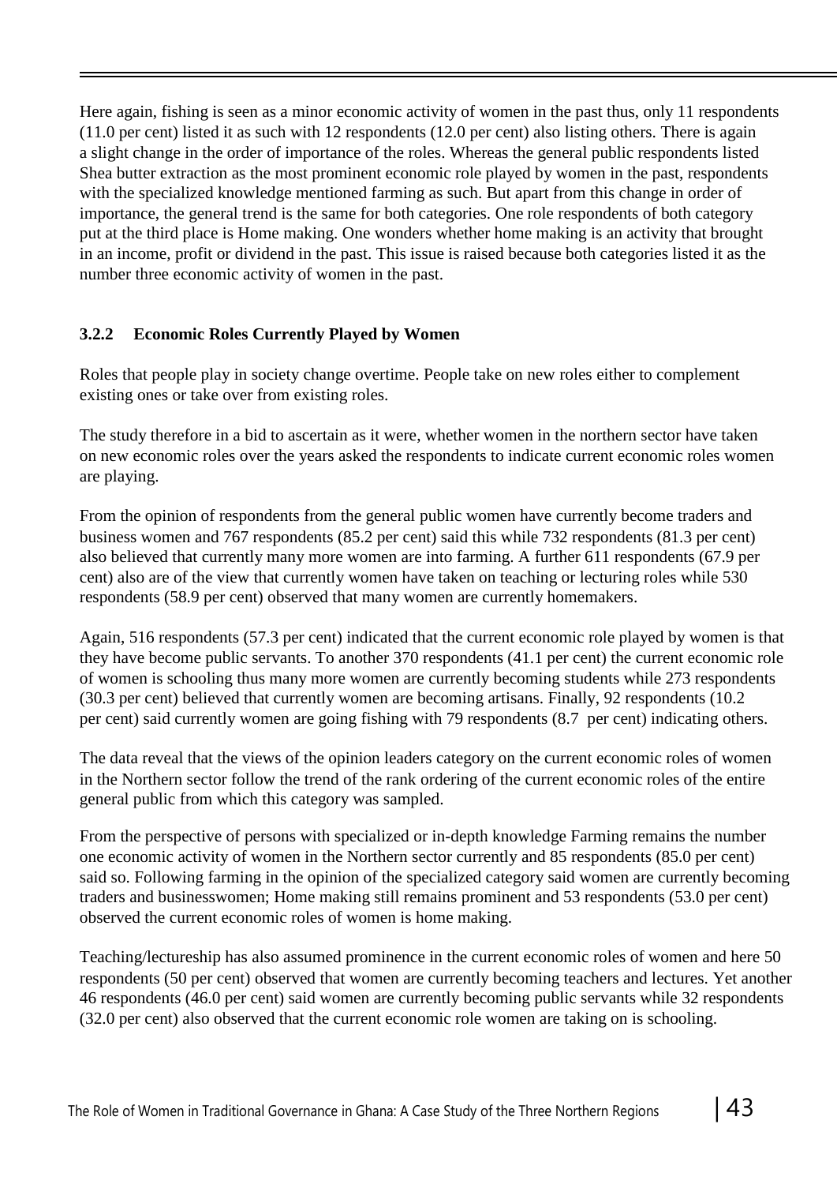Here again, fishing is seen as a minor economic activity of women in the past thus, only 11 respondents (11.0 per cent) listed it as such with 12 respondents (12.0 per cent) also listing others. There is again a slight change in the order of importance of the roles. Whereas the general public respondents listed Shea butter extraction as the most prominent economic role played by women in the past, respondents with the specialized knowledge mentioned farming as such. But apart from this change in order of importance, the general trend is the same for both categories. One role respondents of both category put at the third place is Home making. One wonders whether home making is an activity that brought in an income, profit or dividend in the past. This issue is raised because both categories listed it as the number three economic activity of women in the past.

### 3.2.2 Economic Roles Currently Played by Women

Roles that people play in society change overtime. People take on new roles either to complement existing ones or take over from existing roles.

The study therefore in a bid to ascertain as it were, whether women in the northern sector have taken on new economic roles over the years asked the respondents to indicate current economic roles women are playing.

From the opinion of respondents from the general public women have currently become traders and business women and 767 respondents (85.2 per cent) said this while 732 respondents (81.3 per cent) also believed that currently many more women are into farming. A further 611 respondents (67.9 per cent) also are of the view that currently women have taken on teaching or lecturing roles while 530 respondents (58.9 per cent) observed that many women are currently homemakers.

Again, 516 respondents (57.3 per cent) indicated that the current economic role played by women is that they have become public servants. To another 370 respondents (41.1 per cent) the current economic role of women is schooling thus many more women are currently becoming students while 273 respondents (30.3 per cent) believed that currently women are becoming artisans. Finally, 92 respondents (10.2 per cent) said currently women are going fishing with 79 respondents (8.7 per cent) indicating others.

The data reveal that the views of the opinion leaders category on the current economic roles of women in the Northern sector follow the trend of the rank ordering of the current economic roles of the entire general public from which this category was sampled.

From the perspective of persons with specialized or in-depth knowledge Farming remains the number one economic activity of women in the Northern sector currently and 85 respondents (85.0 per cent) said so. Following farming in the opinion of the specialized category said women are currently becoming traders and businesswomen; Home making still remains prominent and 53 respondents (53.0 per cent) observed the current economic roles of women is home making.

Teaching/lectureship has also assumed prominence in the current economic roles of women and here 50 respondents (50 per cent) observed that women are currently becoming teachers and lectures. Yet another 46 respondents (46.0 per cent) said women are currently becoming public servants while 32 respondents (32.0 per cent) also observed that the current economic role women are taking on is schooling.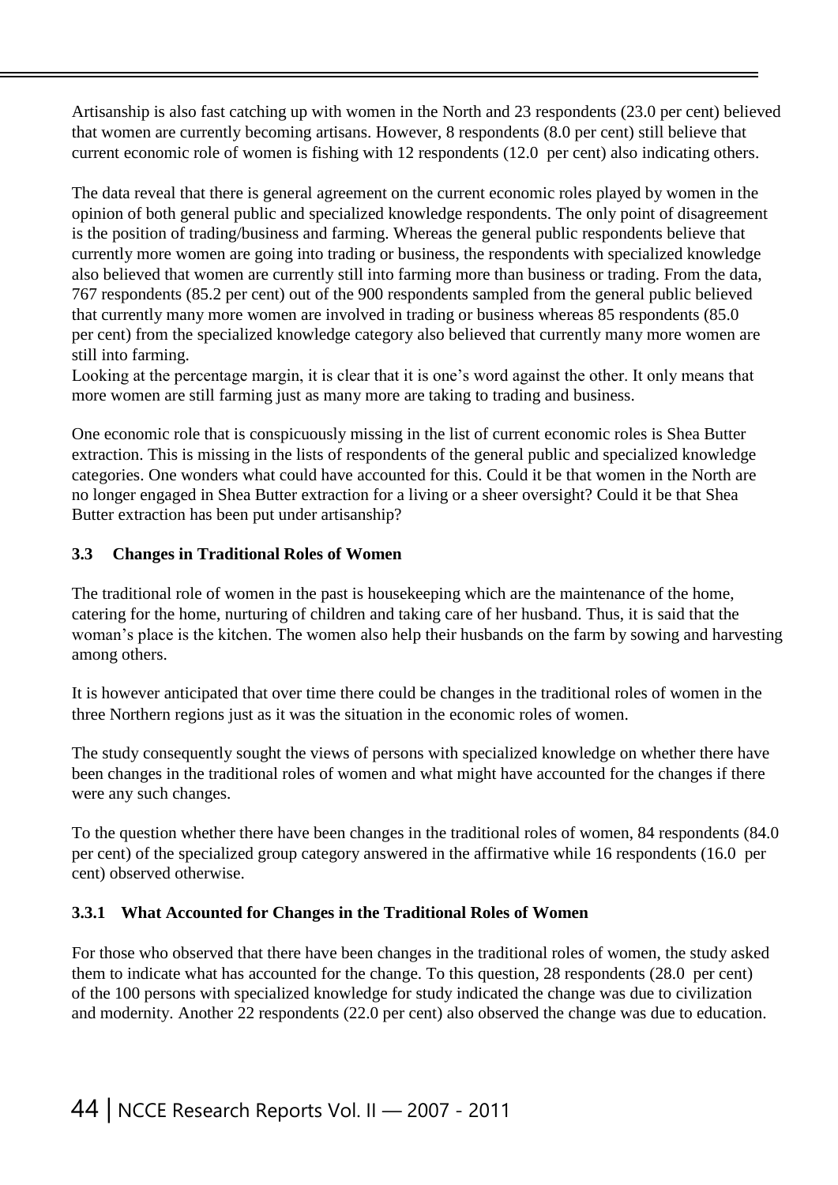Artisanship is also fast catching up with women in the North and 23 respondents (23.0 per cent) believed that women are currently becoming artisans. However, 8 respondents (8.0 per cent) still believe that current economic role of women is fishing with 12 respondents (12.0 per cent) also indicating others.

The data reveal that there is general agreement on the current economic roles played by women in the opinion of both general public and specialized knowledge respondents. The only point of disagreement is the position of trading/business and farming. Whereas the general public respondents believe that currently more women are going into trading or business, the respondents with specialized knowledge also believed that women are currently still into farming more than business or trading. From the data, 767 respondents (85.2 per cent) out of the 900 respondents sampled from the general public believed that currently many more women are involved in trading or business whereas 85 respondents (85.0 per cent) from the specialized knowledge category also believed that currently many more women are still into farming.

Looking at the percentage margin, it is clear that it is one's word against the other. It only means that more women are still farming just as many more are taking to trading and business.

One economic role that is conspicuously missing in the list of current economic roles is Shea Butter extraction. This is missing in the lists of respondents of the general public and specialized knowledge categories. One wonders what could have accounted for this. Could it be that women in the North are no longer engaged in Shea Butter extraction for a living or a sheer oversight? Could it be that Shea Butter extraction has been put under artisanship?

### 3.3 Changes in Traditional Roles of Women

The traditional role of women in the past is housekeeping which are the maintenance of the home, catering for the home, nurturing of children and taking care of her husband. Thus, it is said that the woman's place is the kitchen. The women also help their husbands on the farm by sowing and harvesting among others.

It is however anticipated that over time there could be changes in the traditional roles of women in the three Northern regions just as it was the situation in the economic roles of women.

The study consequently sought the views of persons with specialized knowledge on whether there have been changes in the traditional roles of women and what might have accounted for the changes if there were any such changes.

To the question whether there have been changes in the traditional roles of women, 84 respondents (84.0 per cent) of the specialized group category answered in the affirmative while 16 respondents (16.0 per cent) observed otherwise.

#### 3.3.1 What Accounted for Changes in the Traditional Roles of Women

For those who observed that there have been changes in the traditional roles of women, the study asked them to indicate what has accounted for the change. To this question, 28 respondents (28.0 per cent) of the 100 persons with specialized knowledge for study indicated the change was due to civilization and modernity. Another 22 respondents (22.0 per cent) also observed the change was due to education.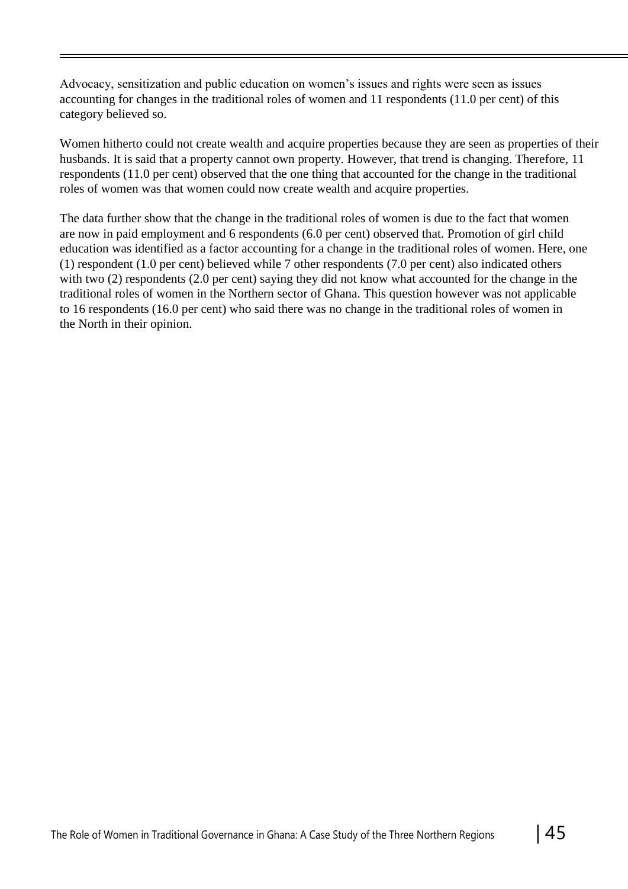Advocacy, sensitization and public education on women's issues and rights were seen as issues accounting for changes in the traditional roles of women and 11 respondents (11.0 per cent) of this category believed so.

Women hitherto could not create wealth and acquire properties because they are seen as properties of their husbands. It is said that a property cannot own property. However, that trend is changing. Therefore, 11 respondents (11.0 per cent) observed that the one thing that accounted for the change in the traditional roles of women was that women could now create wealth and acquire properties.

The data further show that the change in the traditional roles of women is due to the fact that women are now in paid employment and 6 respondents (6.0 per cent) observed that. Promotion of girl child education was identified as a factor accounting for a change in the traditional roles of women. Here, one (1) respondent (1.0 per cent) believed while 7 other respondents (7.0 per cent) also indicated others with two (2) respondents (2.0 per cent) saying they did not know what accounted for the change in the traditional roles of women in the Northern sector of Ghana. This question however was not applicable to 16 respondents (16.0 per cent) who said there was no change in the traditional roles of women in the North in their opinion.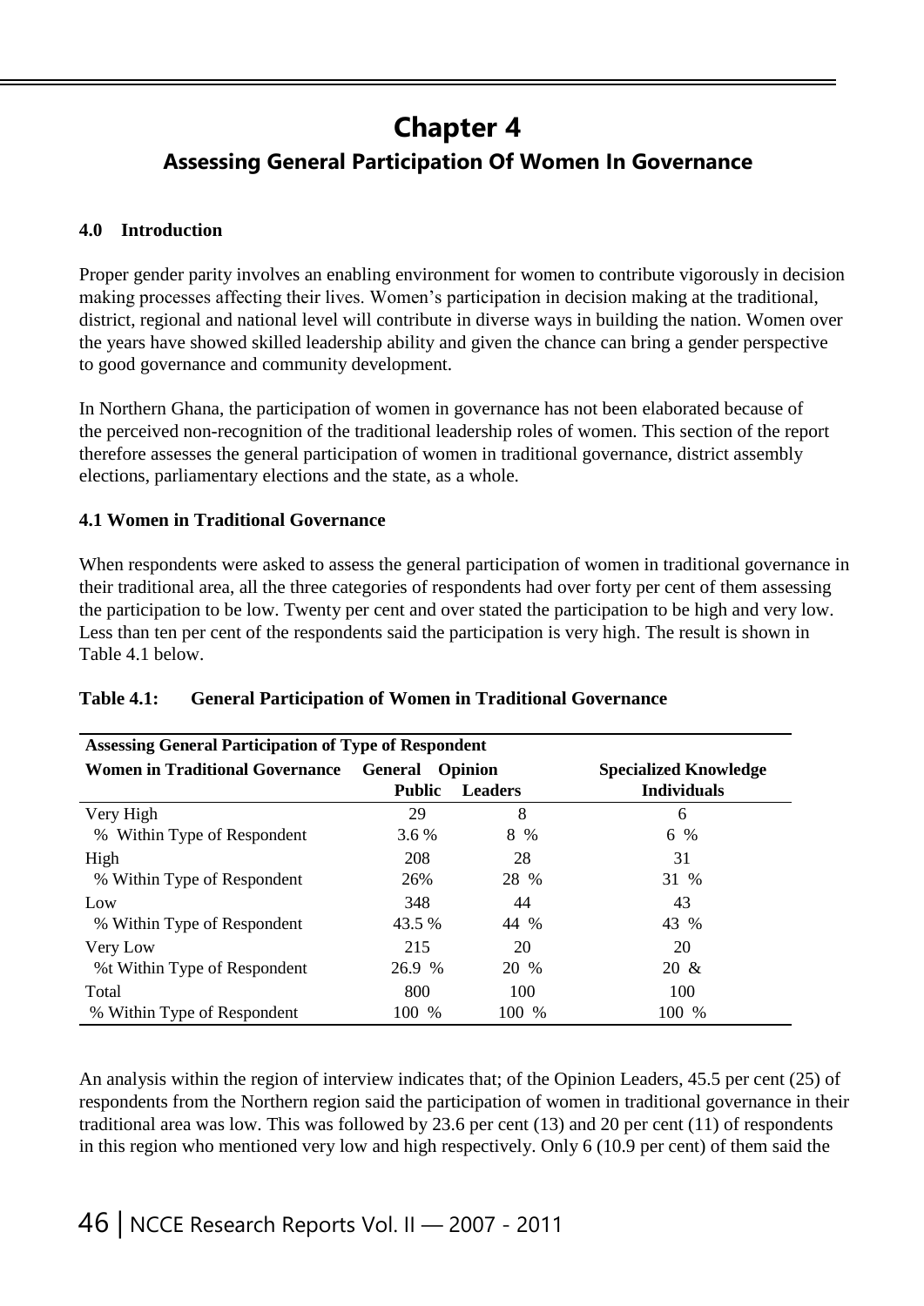# Chapter 4

## Assessing General Participation Of Women In Governance

### 4.0 Introduction

Proper gender parity involves an enabling environment for women to contribute vigorously in decision making processes affecting their lives. Women's participation in decision making at the traditional, district, regional and national level will contribute in diverse ways in building the nation. Women over the years have showed skilled leadership ability and given the chance can bring a gender perspective to good governance and community development.

In Northern Ghana, the participation of women in governance has not been elaborated because of the perceived non-recognition of the traditional leadership roles of women. This section of the report therefore assesses the general participation of women in traditional governance, district assembly elections, parliamentary elections and the state, as a whole.

### 4.1 Women in Traditional Governance

When respondents were asked to assess the general participation of women in traditional governance in their traditional area, all the three categories of respondents had over forty per cent of them assessing the participation to be low. Twenty per cent and over stated the participation to be high and very low. Less than ten per cent of the respondents said the participation is very high. The result is shown in Table 4.1 below.

**Table 4.1: General Participation of Women in Traditional Governance**

| Assessing General Participation of Women in Traditional Governance | Type of Respondent | | |
|---|---|---|---|
| | General Public | Opinion Leaders | Specialized Knowledge Individuals |
| Very High | 29 | 8 | 6 |
| % Within Type of Respondent | 3.6 % | 8 % | 6 % |
| High | 208 | 28 | 31 |
| % Within Type of Respondent | 26% | 28 % | 31 % |
| Low | 348 | 44 | 43 |
| % Within Type of Respondent | 43.5 % | 44 % | 43 % |
| Very Low | 215 | 20 | 20 |
| %t Within Type of Respondent | 26.9 % | 20 % | 20 & |
| Total | 800 | 100 | 100 |
| % Within Type of Respondent | 100 % | 100 % | 100 % |

An analysis within the region of interview indicates that; of the Opinion Leaders, 45.5 per cent (25) of respondents from the Northern region said the participation of women in traditional governance in their traditional area was low. This was followed by 23.6 per cent (13) and 20 per cent (11) of respondents in this region who mentioned very low and high respectively. Only 6 (10.9 per cent) of them said the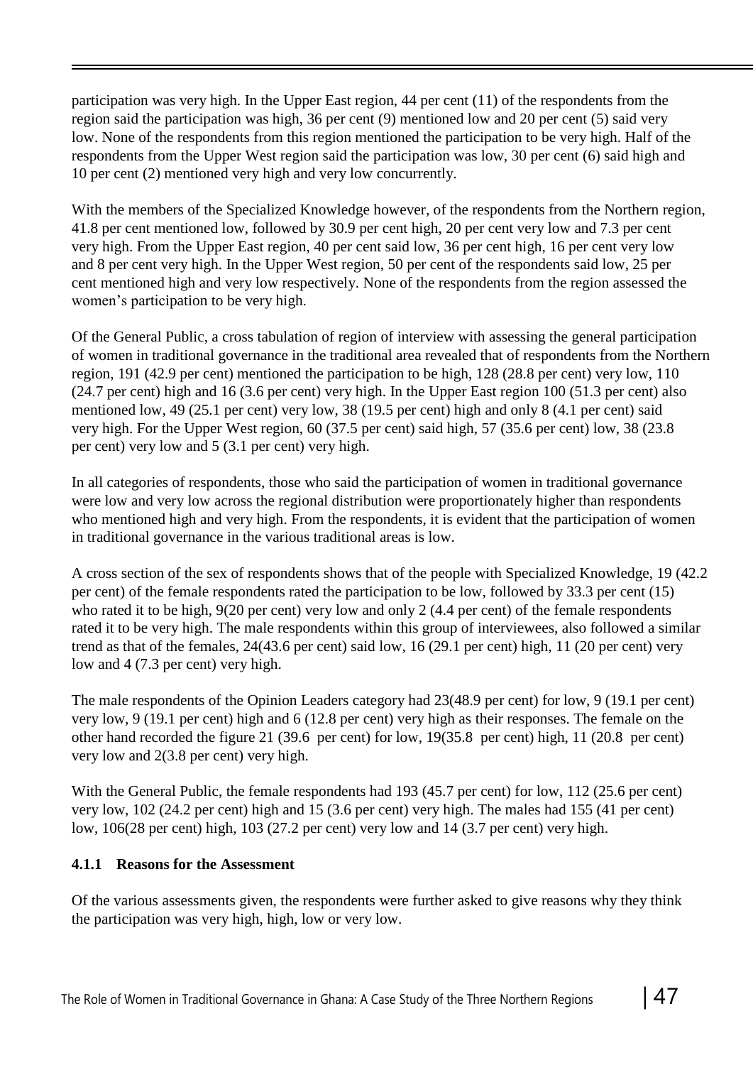participation was very high. In the Upper East region, 44 per cent (11) of the respondents from the region said the participation was high, 36 per cent (9) mentioned low and 20 per cent (5) said very low. None of the respondents from this region mentioned the participation to be very high. Half of the respondents from the Upper West region said the participation was low, 30 per cent (6) said high and 10 per cent (2) mentioned very high and very low concurrently.

With the members of the Specialized Knowledge however, of the respondents from the Northern region, 41.8 per cent mentioned low, followed by 30.9 per cent high, 20 per cent very low and 7.3 per cent very high. From the Upper East region, 40 per cent said low, 36 per cent high, 16 per cent very low and 8 per cent very high. In the Upper West region, 50 per cent of the respondents said low, 25 per cent mentioned high and very low respectively. None of the respondents from the region assessed the women's participation to be very high.

Of the General Public, a cross tabulation of region of interview with assessing the general participation of women in traditional governance in the traditional area revealed that of respondents from the Northern region, 191 (42.9 per cent) mentioned the participation to be high, 128 (28.8 per cent) very low, 110 (24.7 per cent) high and 16 (3.6 per cent) very high. In the Upper East region 100 (51.3 per cent) also mentioned low, 49 (25.1 per cent) very low, 38 (19.5 per cent) high and only 8 (4.1 per cent) said very high. For the Upper West region, 60 (37.5 per cent) said high, 57 (35.6 per cent) low, 38 (23.8 per cent) very low and 5 (3.1 per cent) very high.

In all categories of respondents, those who said the participation of women in traditional governance were low and very low across the regional distribution were proportionately higher than respondents who mentioned high and very high. From the respondents, it is evident that the participation of women in traditional governance in the various traditional areas is low.

A cross section of the sex of respondents shows that of the people with Specialized Knowledge, 19 (42.2 per cent) of the female respondents rated the participation to be low, followed by 33.3 per cent (15) who rated it to be high, 9(20 per cent) very low and only 2 (4.4 per cent) of the female respondents rated it to be very high. The male respondents within this group of interviewees, also followed a similar trend as that of the females, 24(43.6 per cent) said low, 16 (29.1 per cent) high, 11 (20 per cent) very low and 4 (7.3 per cent) very high.

The male respondents of the Opinion Leaders category had 23(48.9 per cent) for low, 9 (19.1 per cent) very low, 9 (19.1 per cent) high and 6 (12.8 per cent) very high as their responses. The female on the other hand recorded the figure 21 (39.6 per cent) for low, 19(35.8 per cent) high, 11 (20.8 per cent) very low and 2(3.8 per cent) very high.

With the General Public, the female respondents had 193 (45.7 per cent) for low, 112 (25.6 per cent) very low, 102 (24.2 per cent) high and 15 (3.6 per cent) very high. The males had 155 (41 per cent) low, 106(28 per cent) high, 103 (27.2 per cent) very low and 14 (3.7 per cent) very high.

### 4.1.1 Reasons for the Assessment

Of the various assessments given, the respondents were further asked to give reasons why they think the participation was very high, high, low or very low.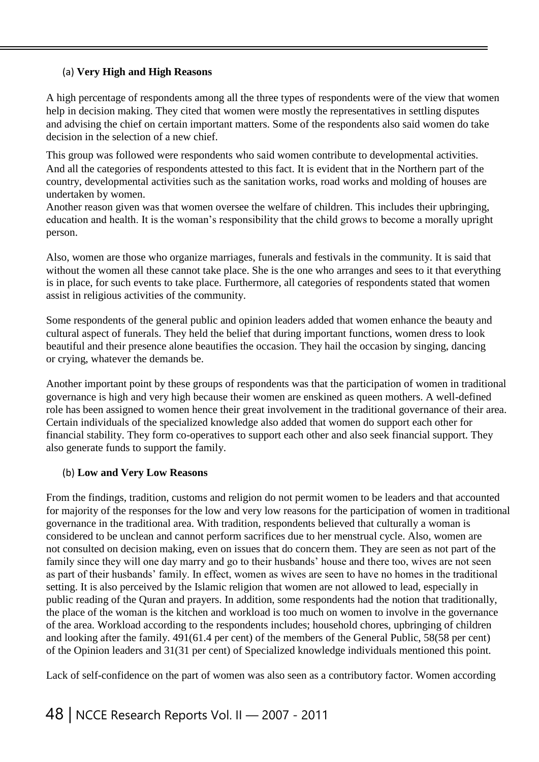### (a) **Very High and High Reasons**

A high percentage of respondents among all the three types of respondents were of the view that women help in decision making. They cited that women were mostly the representatives in settling disputes and advising the chief on certain important matters. Some of the respondents also said women do take decision in the selection of a new chief.

This group was followed were respondents who said women contribute to developmental activities. And all the categories of respondents attested to this fact. It is evident that in the Northern part of the country, developmental activities such as the sanitation works, road works and molding of houses are undertaken by women.

Another reason given was that women oversee the welfare of children. This includes their upbringing, education and health. It is the woman's responsibility that the child grows to become a morally upright person.

Also, women are those who organize marriages, funerals and festivals in the community. It is said that without the women all these cannot take place. She is the one who arranges and sees to it that everything is in place, for such events to take place. Furthermore, all categories of respondents stated that women assist in religious activities of the community.

Some respondents of the general public and opinion leaders added that women enhance the beauty and cultural aspect of funerals. They held the belief that during important functions, women dress to look beautiful and their presence alone beautifies the occasion. They hail the occasion by singing, dancing or crying, whatever the demands be.

Another important point by these groups of respondents was that the participation of women in traditional governance is high and very high because their women are enskined as queen mothers. A well-defined role has been assigned to women hence their great involvement in the traditional governance of their area. Certain individuals of the specialized knowledge also added that women do support each other for financial stability. They form co-operatives to support each other and also seek financial support. They also generate funds to support the family.

### (b) **Low and Very Low Reasons**

From the findings, tradition, customs and religion do not permit women to be leaders and that accounted for majority of the responses for the low and very low reasons for the participation of women in traditional governance in the traditional area. With tradition, respondents believed that culturally a woman is considered to be unclean and cannot perform sacrifices due to her menstrual cycle. Also, women are not consulted on decision making, even on issues that do concern them. They are seen as not part of the family since they will one day marry and go to their husbands' house and there too, wives are not seen as part of their husbands' family. In effect, women as wives are seen to have no homes in the traditional setting. It is also perceived by the Islamic religion that women are not allowed to lead, especially in public reading of the Quran and prayers. In addition, some respondents had the notion that traditionally, the place of the woman is the kitchen and workload is too much on women to involve in the governance of the area. Workload according to the respondents includes; household chores, upbringing of children and looking after the family. 491(61.4 per cent) of the members of the General Public, 58(58 per cent) of the Opinion leaders and 31(31 per cent) of Specialized knowledge individuals mentioned this point.

Lack of self-confidence on the part of women was also seen as a contributory factor. Women according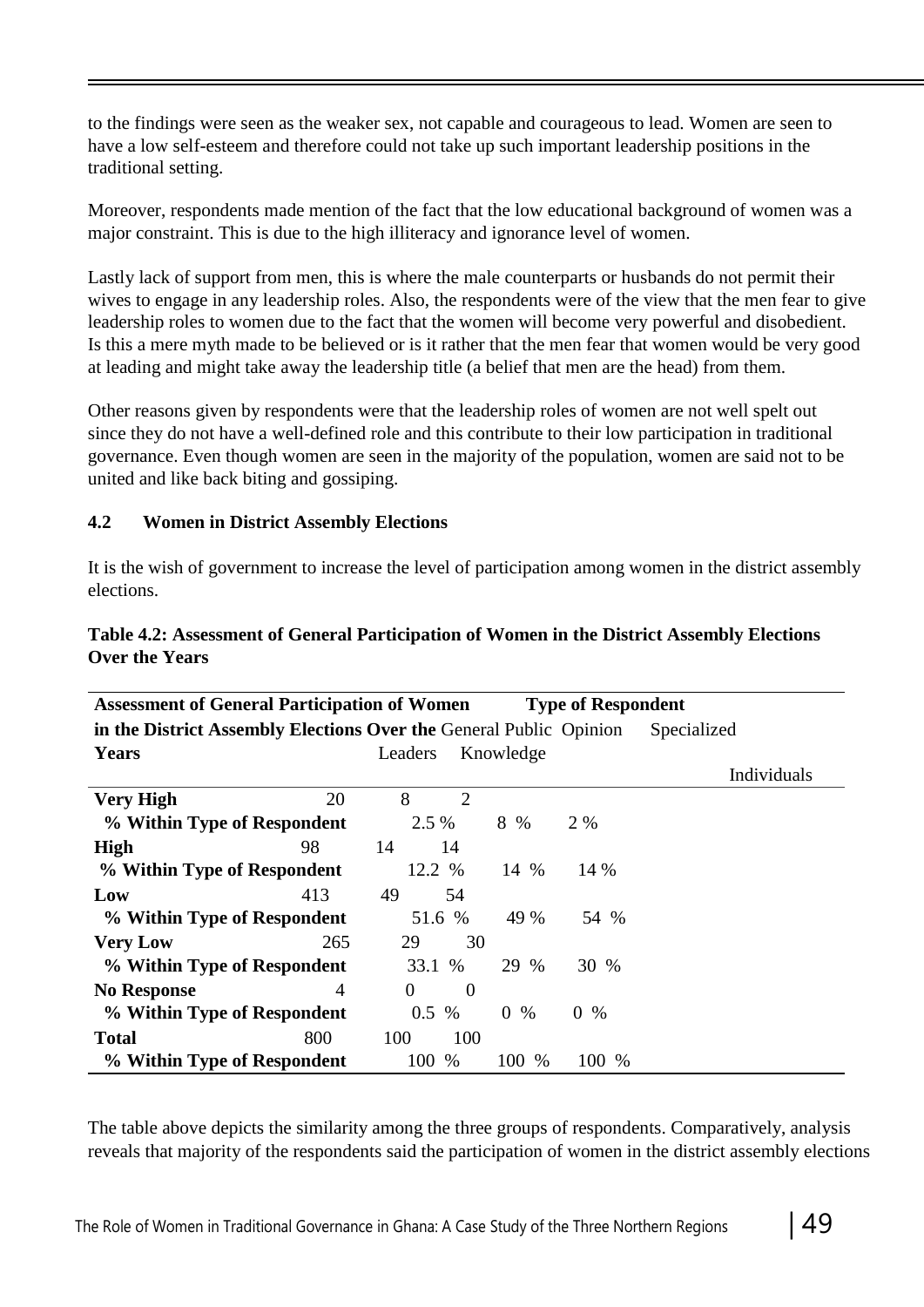to the findings were seen as the weaker sex, not capable and courageous to lead. Women are seen to have a low self-esteem and therefore could not take up such important leadership positions in the traditional setting.

Moreover, respondents made mention of the fact that the low educational background of women was a major constraint. This is due to the high illiteracy and ignorance level of women.

Lastly lack of support from men, this is where the male counterparts or husbands do not permit their wives to engage in any leadership roles. Also, the respondents were of the view that the men fear to give leadership roles to women due to the fact that the women will become very powerful and disobedient. Is this a mere myth made to be believed or is it rather that the men fear that women would be very good at leading and might take away the leadership title (a belief that men are the head) from them.

Other reasons given by respondents were that the leadership roles of women are not well spelt out since they do not have a well-defined role and this contribute to their low participation in traditional governance. Even though women are seen in the majority of the population, women are said not to be united and like back biting and gossiping.

### 4.2 Women in District Assembly Elections

It is the wish of government to increase the level of participation among women in the district assembly elections.

**Table 4.2: Assessment of General Participation of Women in the District Assembly Elections Over the Years**

| Assessment of General Participation of Women in the District Assembly Elections Over the Years | Type of Respondent | | |
|---|---|---|---|
| | General Public | Opinion Leaders | Specialized Knowledge Individuals |
| **Very High** | 20 | 8 | 2 |
| **% Within Type of Respondent** | 2.5 % | 8 % | 2 % |
| **High** | 98 | 14 | 14 |
| **% Within Type of Respondent** | 12.2 % | 14 % | 14 % |
| **Low** | 413 | 49 | 54 |
| **% Within Type of Respondent** | 51.6 % | 49 % | 54 % |
| **Very Low** | 265 | 29 | 30 |
| **% Within Type of Respondent** | 33.1 % | 29 % | 30 % |
| **No Response** | 4 | 0 | 0 |
| **% Within Type of Respondent** | 0.5 % | 0 % | 0 % |
| **Total** | 800 | 100 | 100 |
| **% Within Type of Respondent** | 100 % | 100 % | 100 % |

The table above depicts the similarity among the three groups of respondents. Comparatively, analysis reveals that majority of the respondents said the participation of women in the district assembly elections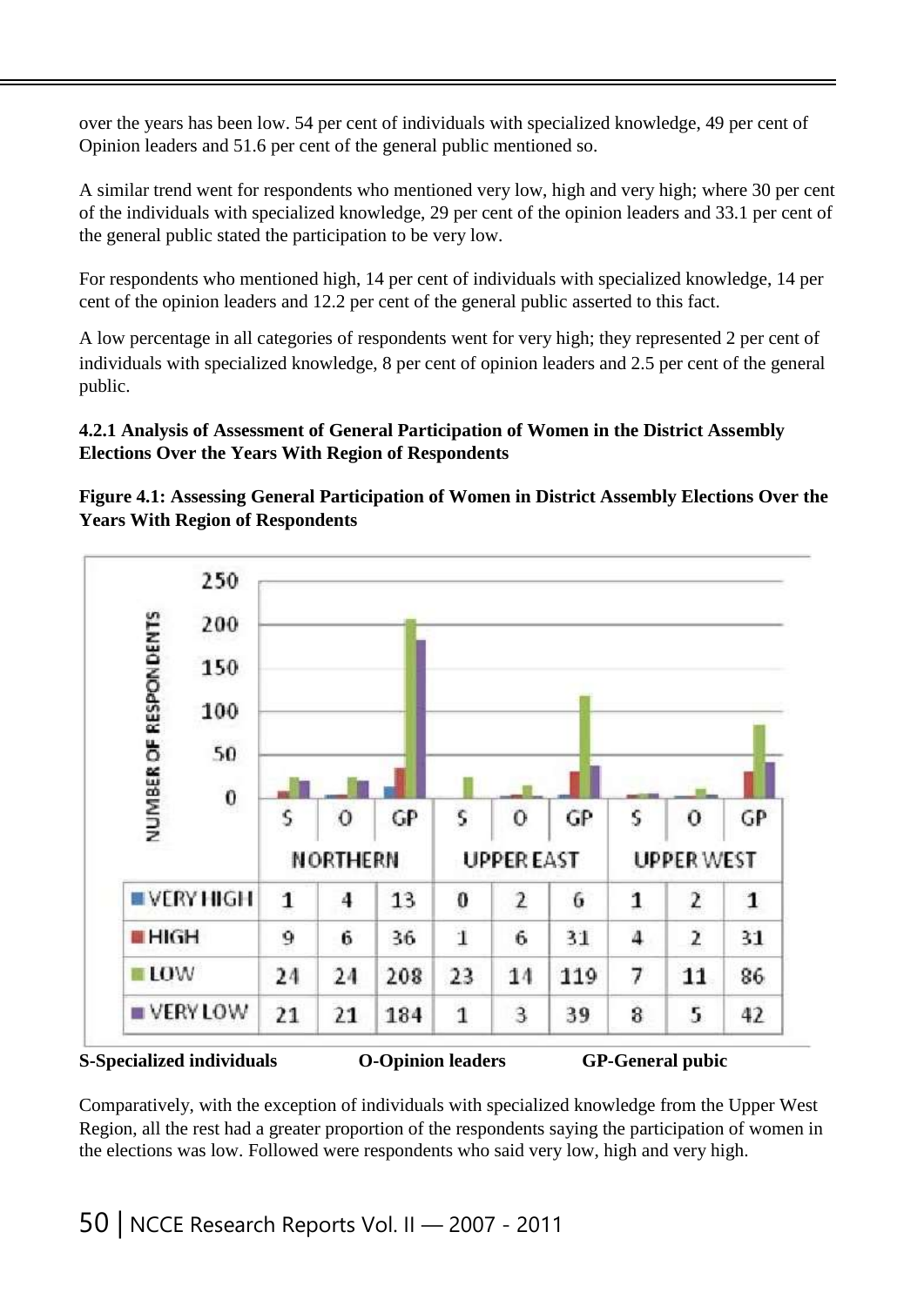over the years has been low. 54 per cent of individuals with specialized knowledge, 49 per cent of Opinion leaders and 51.6 per cent of the general public mentioned so.

A similar trend went for respondents who mentioned very low, high and very high; where 30 per cent of the individuals with specialized knowledge, 29 per cent of the opinion leaders and 33.1 per cent of the general public stated the participation to be very low.

For respondents who mentioned high, 14 per cent of individuals with specialized knowledge, 14 per cent of the opinion leaders and 12.2 per cent of the general public asserted to this fact.

A low percentage in all categories of respondents went for very high; they represented 2 per cent of individuals with specialized knowledge, 8 per cent of opinion leaders and 2.5 per cent of the general public.

#### 4.2.1 Analysis of Assessment of General Participation of Women in the District Assembly Elections Over the Years With Region of Respondents

**Figure 4.1: Assessing General Participation of Women in District Assembly Elections Over the Years With Region of Respondents**

| | NORTHERN | | | UPPER EAST | | | UPPER WEST | | |
|---|---|---|---|---|---|---|---|---|---|
| | S | O | GP | S | O | GP | S | O | GP |
| VERY HIGH | 1 | 4 | 13 | 0 | 2 | 6 | 1 | 2 | 1 |
| HIGH | 9 | 6 | 36 | 1 | 6 | 31 | 4 | 2 | 31 |
| LOW | 24 | 24 | 208 | 23 | 14 | 119 | 7 | 11 | 86 |
| VERY LOW | 21 | 21 | 184 | 1 | 3 | 39 | 8 | 5 | 42 |

**S-Specialized individuals** **O-Opinion leaders** **GP-General pubic**

Comparatively, with the exception of individuals with specialized knowledge from the Upper West Region, all the rest had a greater proportion of the respondents saying the participation of women in the elections was low. Followed were respondents who said very low, high and very high.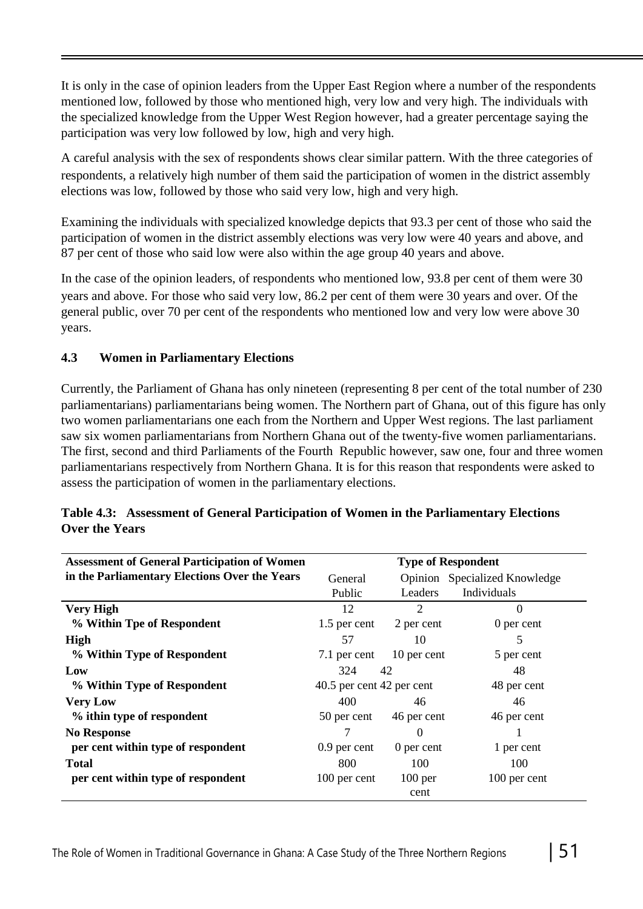It is only in the case of opinion leaders from the Upper East Region where a number of the respondents mentioned low, followed by those who mentioned high, very low and very high. The individuals with the specialized knowledge from the Upper West Region however, had a greater percentage saying the participation was very low followed by low, high and very high.

A careful analysis with the sex of respondents shows clear similar pattern. With the three categories of respondents, a relatively high number of them said the participation of women in the district assembly elections was low, followed by those who said very low, high and very high.

Examining the individuals with specialized knowledge depicts that 93.3 per cent of those who said the participation of women in the district assembly elections was very low were 40 years and above, and 87 per cent of those who said low were also within the age group 40 years and above.

In the case of the opinion leaders, of respondents who mentioned low, 93.8 per cent of them were 30 years and above. For those who said very low, 86.2 per cent of them were 30 years and over. Of the general public, over 70 per cent of the respondents who mentioned low and very low were above 30 years.

### 4.3 Women in Parliamentary Elections

Currently, the Parliament of Ghana has only nineteen (representing 8 per cent of the total number of 230 parliamentarians) parliamentarians being women. The Northern part of Ghana, out of this figure has only two women parliamentarians one each from the Northern and Upper West regions. The last parliament saw six women parliamentarians from Northern Ghana out of the twenty-five women parliamentarians. The first, second and third Parliaments of the Fourth Republic however, saw one, four and three women parliamentarians respectively from Northern Ghana. It is for this reason that respondents were asked to assess the participation of women in the parliamentary elections.

**Table 4.3: Assessment of General Participation of Women in the Parliamentary Elections Over the Years**

| Assessment of General Participation of Women in the Parliamentary Elections Over the Years | Type of Respondent | | |
|---|---|---|---|
| | General Public | Opinion Leaders | Specialized Knowledge Individuals |
| **Very High** | 12 | 2 | 0 |
| **% Within Tpe of Respondent** | 1.5 per cent | 2 per cent | 0 per cent |
| **High** | 57 | 10 | 5 |
| **% Within Type of Respondent** | 7.1 per cent | 10 per cent | 5 per cent |
| **Low** | 324 | 42 | 48 |
| **% Within Type of Respondent** | 40.5 per cent | 42 per cent | 48 per cent |
| **Very Low** | 400 | 46 | 46 |
| **% ithin type of respondent** | 50 per cent | 46 per cent | 46 per cent |
| **No Response** | 7 | 0 | 1 |
| **per cent within type of respondent** | 0.9 per cent | 0 per cent | 1 per cent |
| **Total** | 800 | 100 | 100 |
| **per cent within type of respondent** | 100 per cent | 100 per cent | 100 per cent |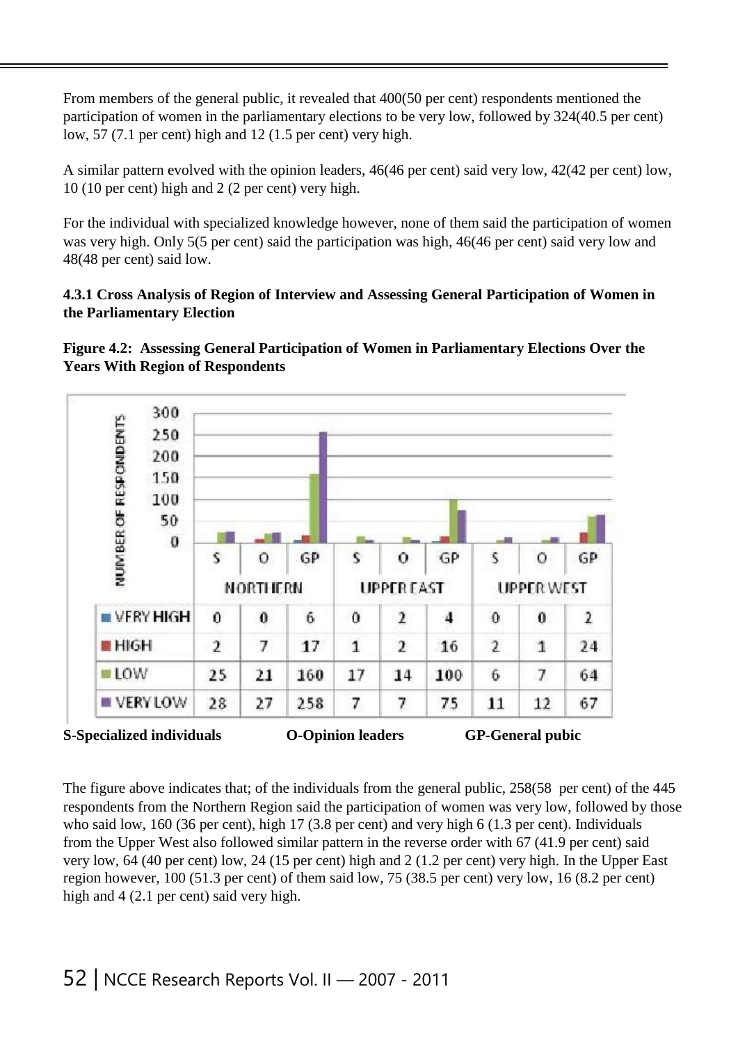From members of the general public, it revealed that 400(50 per cent) respondents mentioned the participation of women in the parliamentary elections to be very low, followed by 324(40.5 per cent) low, 57 (7.1 per cent) high and 12 (1.5 per cent) very high.

A similar pattern evolved with the opinion leaders, 46(46 per cent) said very low, 42(42 per cent) low, 10 (10 per cent) high and 2 (2 per cent) very high.

For the individual with specialized knowledge however, none of them said the participation of women was very high. Only 5(5 per cent) said the participation was high, 46(46 per cent) said very low and 48(48 per cent) said low.

#### 4.3.1 Cross Analysis of Region of Interview and Assessing General Participation of Women in the Parliamentary Election

**Figure 4.2: Assessing General Participation of Women in Parliamentary Elections Over the Years With Region of Respondents**

| | NORTHERN | | | UPPER EAST | | | UPPER WEST | | |
|---|---|---|---|---|---|---|---|---|---|
| | S | O | GP | S | O | GP | S | O | GP |
| VERY HIGH | 0 | 0 | 6 | 0 | 2 | 4 | 0 | 0 | 2 |
| HIGH | 2 | 7 | 17 | 1 | 2 | 16 | 2 | 1 | 24 |
| LOW | 25 | 21 | 160 | 17 | 14 | 100 | 6 | 7 | 64 |
| VERY LOW | 28 | 27 | 258 | 7 | 7 | 75 | 11 | 12 | 67 |

**S-Specialized individuals** **O-Opinion leaders** **GP-General pubic**

The figure above indicates that; of the individuals from the general public, 258(58 per cent) of the 445 respondents from the Northern Region said the participation of women was very low, followed by those who said low, 160 (36 per cent), high 17 (3.8 per cent) and very high 6 (1.3 per cent). Individuals from the Upper West also followed similar pattern in the reverse order with 67 (41.9 per cent) said very low, 64 (40 per cent) low, 24 (15 per cent) high and 2 (1.2 per cent) very high. In the Upper East region however, 100 (51.3 per cent) of them said low, 75 (38.5 per cent) very low, 16 (8.2 per cent) high and 4 (2.1 per cent) said very high.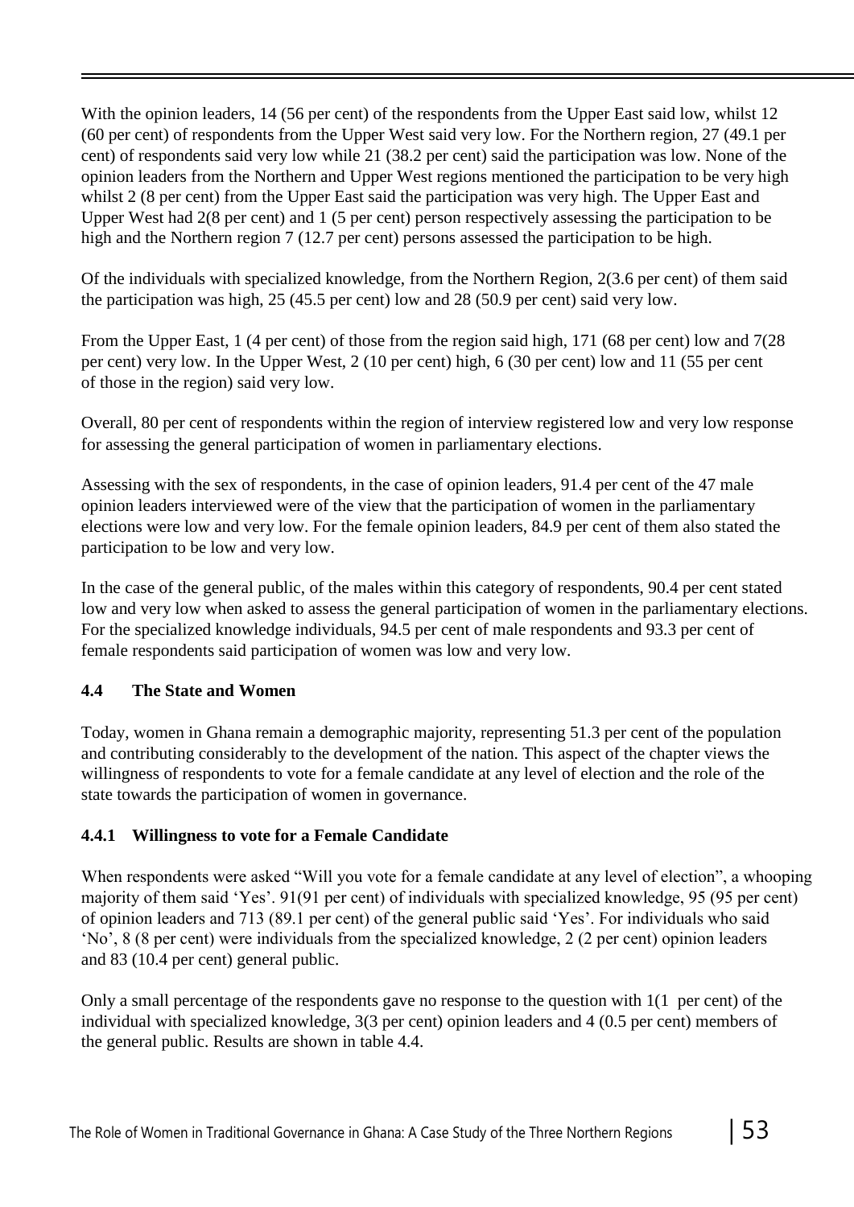With the opinion leaders, 14 (56 per cent) of the respondents from the Upper East said low, whilst 12 (60 per cent) of respondents from the Upper West said very low. For the Northern region, 27 (49.1 per cent) of respondents said very low while 21 (38.2 per cent) said the participation was low. None of the opinion leaders from the Northern and Upper West regions mentioned the participation to be very high whilst 2 (8 per cent) from the Upper East said the participation was very high. The Upper East and Upper West had 2(8 per cent) and 1 (5 per cent) person respectively assessing the participation to be high and the Northern region 7 (12.7 per cent) persons assessed the participation to be high.

Of the individuals with specialized knowledge, from the Northern Region, 2(3.6 per cent) of them said the participation was high, 25 (45.5 per cent) low and 28 (50.9 per cent) said very low.

From the Upper East, 1 (4 per cent) of those from the region said high, 171 (68 per cent) low and 7(28 per cent) very low. In the Upper West, 2 (10 per cent) high, 6 (30 per cent) low and 11 (55 per cent of those in the region) said very low.

Overall, 80 per cent of respondents within the region of interview registered low and very low response for assessing the general participation of women in parliamentary elections.

Assessing with the sex of respondents, in the case of opinion leaders, 91.4 per cent of the 47 male opinion leaders interviewed were of the view that the participation of women in the parliamentary elections were low and very low. For the female opinion leaders, 84.9 per cent of them also stated the participation to be low and very low.

In the case of the general public, of the males within this category of respondents, 90.4 per cent stated low and very low when asked to assess the general participation of women in the parliamentary elections. For the specialized knowledge individuals, 94.5 per cent of male respondents and 93.3 per cent of female respondents said participation of women was low and very low.

## 4.4 The State and Women

Today, women in Ghana remain a demographic majority, representing 51.3 per cent of the population and contributing considerably to the development of the nation. This aspect of the chapter views the willingness of respondents to vote for a female candidate at any level of election and the role of the state towards the participation of women in governance.

### 4.4.1 Willingness to vote for a Female Candidate

When respondents were asked "Will you vote for a female candidate at any level of election", a whooping majority of them said 'Yes'. 91(91 per cent) of individuals with specialized knowledge, 95 (95 per cent) of opinion leaders and 713 (89.1 per cent) of the general public said 'Yes'. For individuals who said 'No', 8 (8 per cent) were individuals from the specialized knowledge, 2 (2 per cent) opinion leaders and 83 (10.4 per cent) general public.

Only a small percentage of the respondents gave no response to the question with 1(1 per cent) of the individual with specialized knowledge, 3(3 per cent) opinion leaders and 4 (0.5 per cent) members of the general public. Results are shown in table 4.4.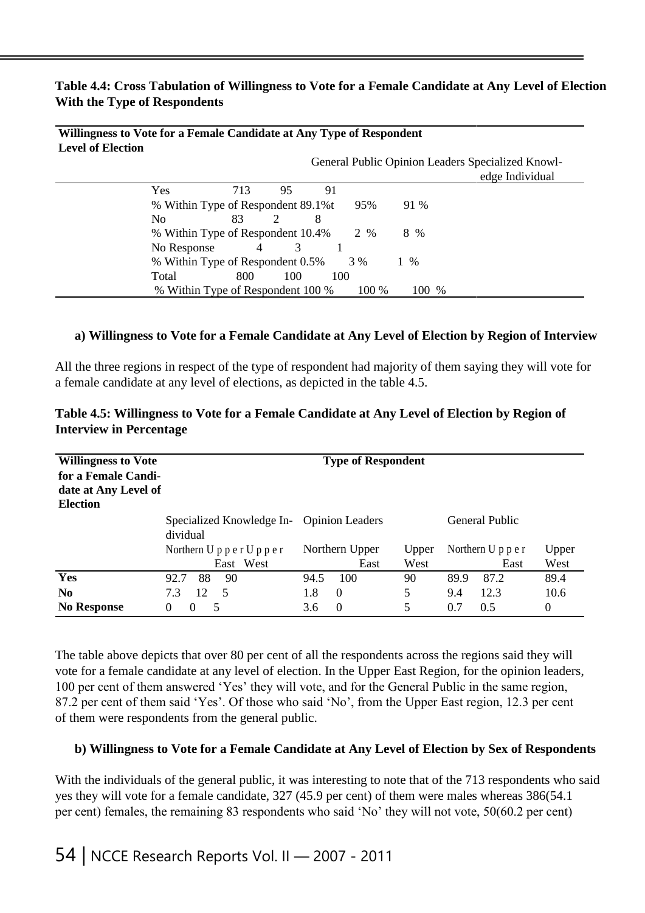**Table 4.4: Cross Tabulation of Willingness to Vote for a Female Candidate at Any Level of Election With the Type of Respondents**

| Willingness to Vote for a Female Candidate at Any Level of Election | Type of Respondent | | |
|---|---|---|---|
| | General Public | Opinion Leaders | Specialized Knowledge Individual |
| Yes | 713 | 95 | 91 |
| % Within Type of Respondent | 89.1%t | 95% | 91 % |
| No | 83 | 2 | 8 |
| % Within Type of Respondent | 10.4% | 2 % | 8 % |
| No Response | 4 | 3 | 1 |
| % Within Type of Respondent | 0.5% | 3 % | 1 % |
| Total | 800 | 100 | 100 |
| % Within Type of Respondent | 100 % | 100 % | 100 % |

**a) Willingness to Vote for a Female Candidate at Any Level of Election by Region of Interview**

All the three regions in respect of the type of respondent had majority of them saying they will vote for a female candidate at any level of elections, as depicted in the table 4.5.

**Table 4.5: Willingness to Vote for a Female Candidate at Any Level of Election by Region of Interview in Percentage**

| Willingness to Vote for a Female Candidate at Any Level of Election | Type of Respondent | | | | | | | | |
|---|---|---|---|---|---|---|---|---|---|
| | Specialized Knowledge Individual | | | Opinion Leaders | | | General Public | | |
| | Northern | Upper East | Upper West | Northern | Upper East | Upper West | Northern | Upper East | Upper West |
| **Yes** | 92.7 | 88 | 90 | 94.5 | 100 | 90 | 89.9 | 87.2 | 89.4 |
| **No** | 7.3 | 12 | 5 | 1.8 | 0 | 5 | 9.4 | 12.3 | 10.6 |
| **No Response** | 0 | 0 | 5 | 3.6 | 0 | 5 | 0.7 | 0.5 | 0 |

The table above depicts that over 80 per cent of all the respondents across the regions said they will vote for a female candidate at any level of election. In the Upper East Region, for the opinion leaders, 100 per cent of them answered 'Yes' they will vote, and for the General Public in the same region, 87.2 per cent of them said 'Yes'. Of those who said 'No', from the Upper East region, 12.3 per cent of them were respondents from the general public.

**b) Willingness to Vote for a Female Candidate at Any Level of Election by Sex of Respondents**

With the individuals of the general public, it was interesting to note that of the 713 respondents who said yes they will vote for a female candidate, 327 (45.9 per cent) of them were males whereas 386(54.1 per cent) females, the remaining 83 respondents who said 'No' they will not vote, 50(60.2 per cent)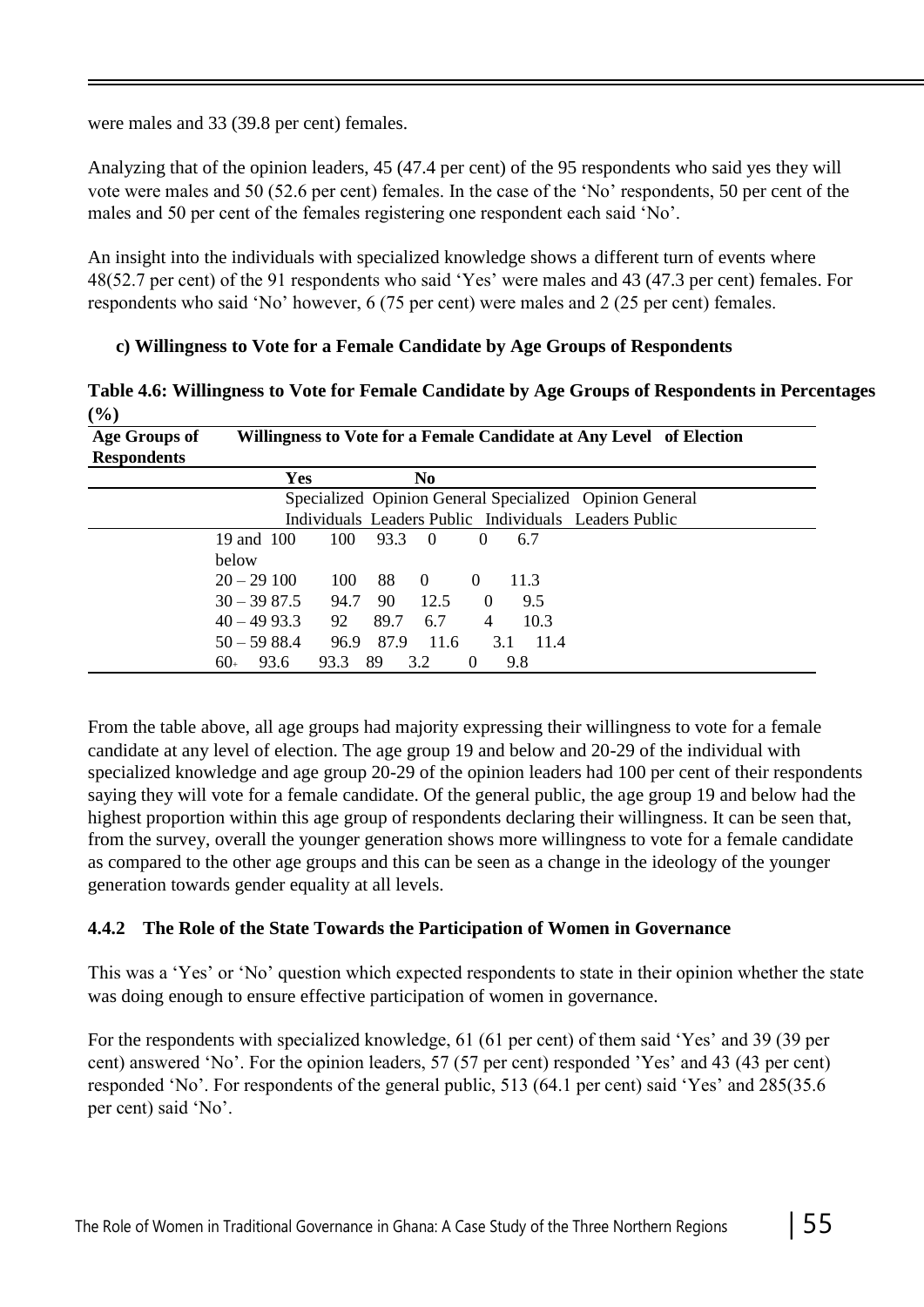were males and 33 (39.8 per cent) females.

Analyzing that of the opinion leaders, 45 (47.4 per cent) of the 95 respondents who said yes they will vote were males and 50 (52.6 per cent) females. In the case of the 'No' respondents, 50 per cent of the males and 50 per cent of the females registering one respondent each said 'No'.

An insight into the individuals with specialized knowledge shows a different turn of events where 48(52.7 per cent) of the 91 respondents who said 'Yes' were males and 43 (47.3 per cent) females. For respondents who said 'No' however, 6 (75 per cent) were males and 2 (25 per cent) females.

**c) Willingness to Vote for a Female Candidate by Age Groups of Respondents**

**Table 4.6: Willingness to Vote for Female Candidate by Age Groups of Respondents in Percentages (%)**

| Age Groups of Respondents | Willingness to Vote for a Female Candidate at Any Level of Election | | | | | |
|---|---|---|---|---|---|---|
| | Yes | | | No | | |
| | Specialized Individuals | Opinion Leaders | General Public | Specialized Individuals | Opinion Leaders | General Public |
| 19 and below | 100 | 100 | 93.3 | 0 | 0 | 6.7 |
| 20 – 29 | 100 | 100 | 88 | 0 | 0 | 11.3 |
| 30 – 39 | 87.5 | 94.7 | 90 | 12.5 | 0 | 9.5 |
| 40 – 49 | 93.3 | 92 | 89.7 | 6.7 | 4 | 10.3 |
| 50 – 59 | 88.4 | 96.9 | 87.9 | 11.6 | 3.1 | 11.4 |
| 60+ | 93.6 | 93.3 | 89 | 3.2 | 0 | 9.8 |

From the table above, all age groups had majority expressing their willingness to vote for a female candidate at any level of election. The age group 19 and below and 20-29 of the individual with specialized knowledge and age group 20-29 of the opinion leaders had 100 per cent of their respondents saying they will vote for a female candidate. Of the general public, the age group 19 and below had the highest proportion within this age group of respondents declaring their willingness. It can be seen that, from the survey, overall the younger generation shows more willingness to vote for a female candidate as compared to the other age groups and this can be seen as a change in the ideology of the younger generation towards gender equality at all levels.

### 4.4.2 The Role of the State Towards the Participation of Women in Governance

This was a 'Yes' or 'No' question which expected respondents to state in their opinion whether the state was doing enough to ensure effective participation of women in governance.

For the respondents with specialized knowledge, 61 (61 per cent) of them said 'Yes' and 39 (39 per cent) answered 'No'. For the opinion leaders, 57 (57 per cent) responded 'Yes' and 43 (43 per cent) responded 'No'. For respondents of the general public, 513 (64.1 per cent) said 'Yes' and 285(35.6 per cent) said 'No'.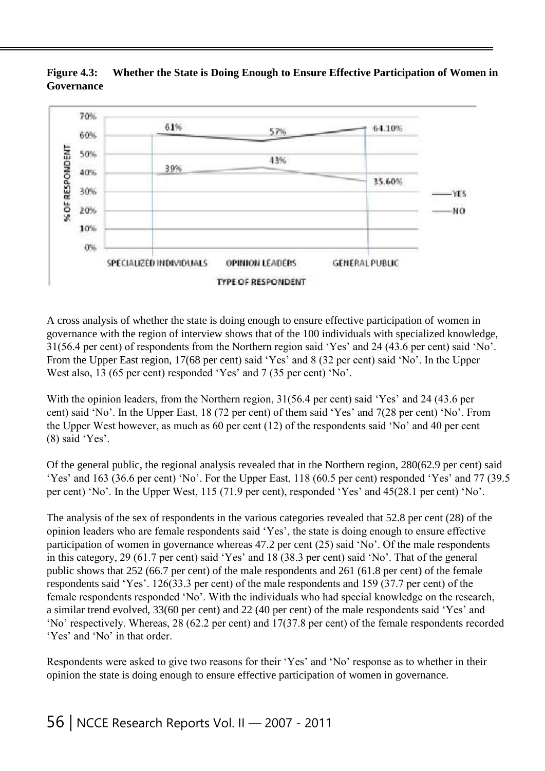**Figure 4.3: Whether the State is Doing Enough to Ensure Effective Participation of Women in Governance**

A cross analysis of whether the state is doing enough to ensure effective participation of women in governance with the region of interview shows that of the 100 individuals with specialized knowledge, 31(56.4 per cent) of respondents from the Northern region said 'Yes' and 24 (43.6 per cent) said 'No'. From the Upper East region, 17(68 per cent) said 'Yes' and 8 (32 per cent) said 'No'. In the Upper West also, 13 (65 per cent) responded 'Yes' and 7 (35 per cent) 'No'.

With the opinion leaders, from the Northern region, 31(56.4 per cent) said 'Yes' and 24 (43.6 per cent) said 'No'. In the Upper East, 18 (72 per cent) of them said 'Yes' and 7(28 per cent) 'No'. From the Upper West however, as much as 60 per cent (12) of the respondents said 'No' and 40 per cent (8) said 'Yes'.

Of the general public, the regional analysis revealed that in the Northern region, 280(62.9 per cent) said 'Yes' and 163 (36.6 per cent) 'No'. For the Upper East, 118 (60.5 per cent) responded 'Yes' and 77 (39.5 per cent) 'No'. In the Upper West, 115 (71.9 per cent), responded 'Yes' and 45(28.1 per cent) 'No'.

The analysis of the sex of respondents in the various categories revealed that 52.8 per cent (28) of the opinion leaders who are female respondents said 'Yes', the state is doing enough to ensure effective participation of women in governance whereas 47.2 per cent (25) said 'No'. Of the male respondents in this category, 29 (61.7 per cent) said 'Yes' and 18 (38.3 per cent) said 'No'. That of the general public shows that 252 (66.7 per cent) of the male respondents and 261 (61.8 per cent) of the female respondents said 'Yes'. 126(33.3 per cent) of the male respondents and 159 (37.7 per cent) of the female respondents responded 'No'. With the individuals who had special knowledge on the research, a similar trend evolved, 33(60 per cent) and 22 (40 per cent) of the male respondents said 'Yes' and 'No' respectively. Whereas, 28 (62.2 per cent) and 17(37.8 per cent) of the female respondents recorded 'Yes' and 'No' in that order.

Respondents were asked to give two reasons for their 'Yes' and 'No' response as to whether in their opinion the state is doing enough to ensure effective participation of women in governance.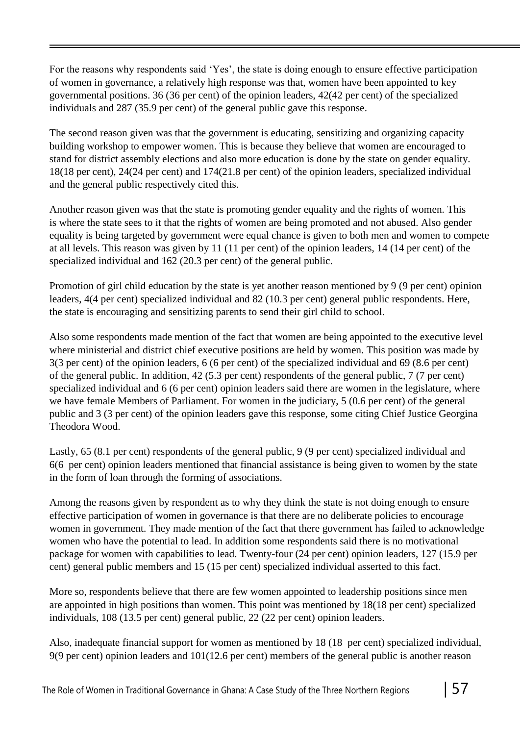For the reasons why respondents said 'Yes', the state is doing enough to ensure effective participation of women in governance, a relatively high response was that, women have been appointed to key governmental positions. 36 (36 per cent) of the opinion leaders, 42(42 per cent) of the specialized individuals and 287 (35.9 per cent) of the general public gave this response.

The second reason given was that the government is educating, sensitizing and organizing capacity building workshop to empower women. This is because they believe that women are encouraged to stand for district assembly elections and also more education is done by the state on gender equality. 18(18 per cent), 24(24 per cent) and 174(21.8 per cent) of the opinion leaders, specialized individual and the general public respectively cited this.

Another reason given was that the state is promoting gender equality and the rights of women. This is where the state sees to it that the rights of women are being promoted and not abused. Also gender equality is being targeted by government were equal chance is given to both men and women to compete at all levels. This reason was given by 11 (11 per cent) of the opinion leaders, 14 (14 per cent) of the specialized individual and 162 (20.3 per cent) of the general public.

Promotion of girl child education by the state is yet another reason mentioned by 9 (9 per cent) opinion leaders, 4(4 per cent) specialized individual and 82 (10.3 per cent) general public respondents. Here, the state is encouraging and sensitizing parents to send their girl child to school.

Also some respondents made mention of the fact that women are being appointed to the executive level where ministerial and district chief executive positions are held by women. This position was made by 3(3 per cent) of the opinion leaders, 6 (6 per cent) of the specialized individual and 69 (8.6 per cent) of the general public. In addition, 42 (5.3 per cent) respondents of the general public, 7 (7 per cent) specialized individual and 6 (6 per cent) opinion leaders said there are women in the legislature, where we have female Members of Parliament. For women in the judiciary, 5 (0.6 per cent) of the general public and 3 (3 per cent) of the opinion leaders gave this response, some citing Chief Justice Georgina Theodora Wood.

Lastly, 65 (8.1 per cent) respondents of the general public, 9 (9 per cent) specialized individual and 6(6 per cent) opinion leaders mentioned that financial assistance is being given to women by the state in the form of loan through the forming of associations.

Among the reasons given by respondent as to why they think the state is not doing enough to ensure effective participation of women in governance is that there are no deliberate policies to encourage women in government. They made mention of the fact that there government has failed to acknowledge women who have the potential to lead. In addition some respondents said there is no motivational package for women with capabilities to lead. Twenty-four (24 per cent) opinion leaders, 127 (15.9 per cent) general public members and 15 (15 per cent) specialized individual asserted to this fact.

More so, respondents believe that there are few women appointed to leadership positions since men are appointed in high positions than women. This point was mentioned by 18(18 per cent) specialized individuals, 108 (13.5 per cent) general public, 22 (22 per cent) opinion leaders.

Also, inadequate financial support for women as mentioned by 18 (18 per cent) specialized individual, 9(9 per cent) opinion leaders and 101(12.6 per cent) members of the general public is another reason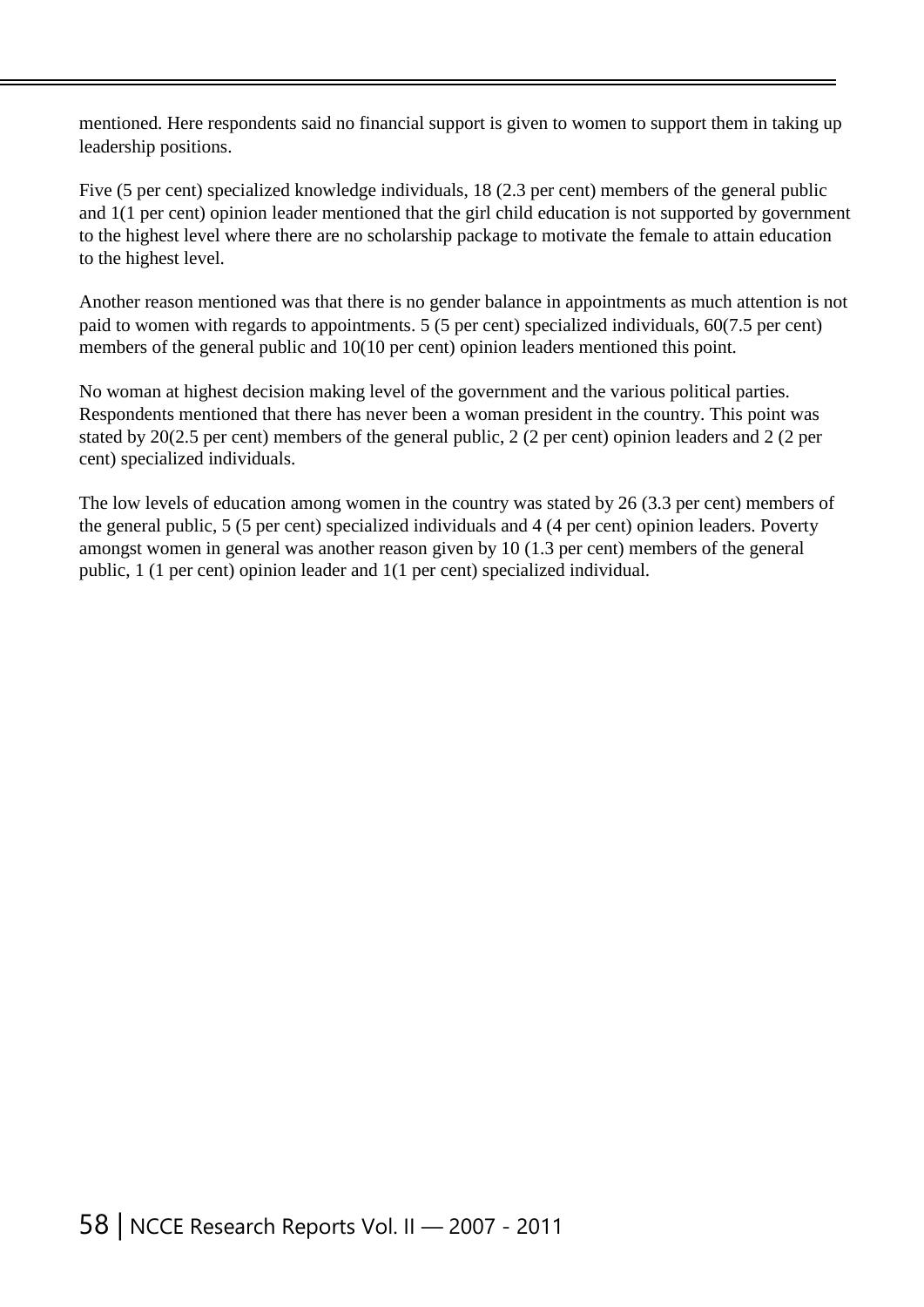mentioned. Here respondents said no financial support is given to women to support them in taking up leadership positions.

Five (5 per cent) specialized knowledge individuals, 18 (2.3 per cent) members of the general public and 1(1 per cent) opinion leader mentioned that the girl child education is not supported by government to the highest level where there are no scholarship package to motivate the female to attain education to the highest level.

Another reason mentioned was that there is no gender balance in appointments as much attention is not paid to women with regards to appointments. 5 (5 per cent) specialized individuals, 60(7.5 per cent) members of the general public and 10(10 per cent) opinion leaders mentioned this point.

No woman at highest decision making level of the government and the various political parties. Respondents mentioned that there has never been a woman president in the country. This point was stated by 20(2.5 per cent) members of the general public, 2 (2 per cent) opinion leaders and 2 (2 per cent) specialized individuals.

The low levels of education among women in the country was stated by 26 (3.3 per cent) members of the general public, 5 (5 per cent) specialized individuals and 4 (4 per cent) opinion leaders. Poverty amongst women in general was another reason given by 10 (1.3 per cent) members of the general public, 1 (1 per cent) opinion leader and 1(1 per cent) specialized individual.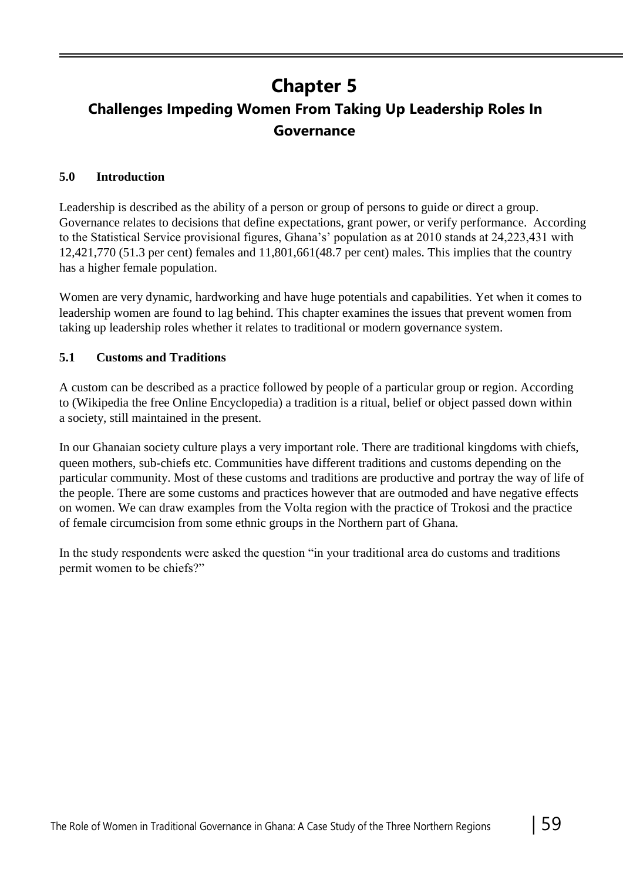# Chapter 5

## Challenges Impeding Women From Taking Up Leadership Roles In Governance

### 5.0 Introduction

Leadership is described as the ability of a person or group of persons to guide or direct a group. Governance relates to decisions that define expectations, grant power, or verify performance. According to the Statistical Service provisional figures, Ghana's' population as at 2010 stands at 24,223,431 with 12,421,770 (51.3 per cent) females and 11,801,661(48.7 per cent) males. This implies that the country has a higher female population.

Women are very dynamic, hardworking and have huge potentials and capabilities. Yet when it comes to leadership women are found to lag behind. This chapter examines the issues that prevent women from taking up leadership roles whether it relates to traditional or modern governance system.

### 5.1 Customs and Traditions

A custom can be described as a practice followed by people of a particular group or region. According to (Wikipedia the free Online Encyclopedia) a tradition is a ritual, belief or object passed down within a society, still maintained in the present.

In our Ghanaian society culture plays a very important role. There are traditional kingdoms with chiefs, queen mothers, sub-chiefs etc. Communities have different traditions and customs depending on the particular community. Most of these customs and traditions are productive and portray the way of life of the people. There are some customs and practices however that are outmoded and have negative effects on women. We can draw examples from the Volta region with the practice of Trokosi and the practice of female circumcision from some ethnic groups in the Northern part of Ghana.

In the study respondents were asked the question "in your traditional area do customs and traditions permit women to be chiefs?"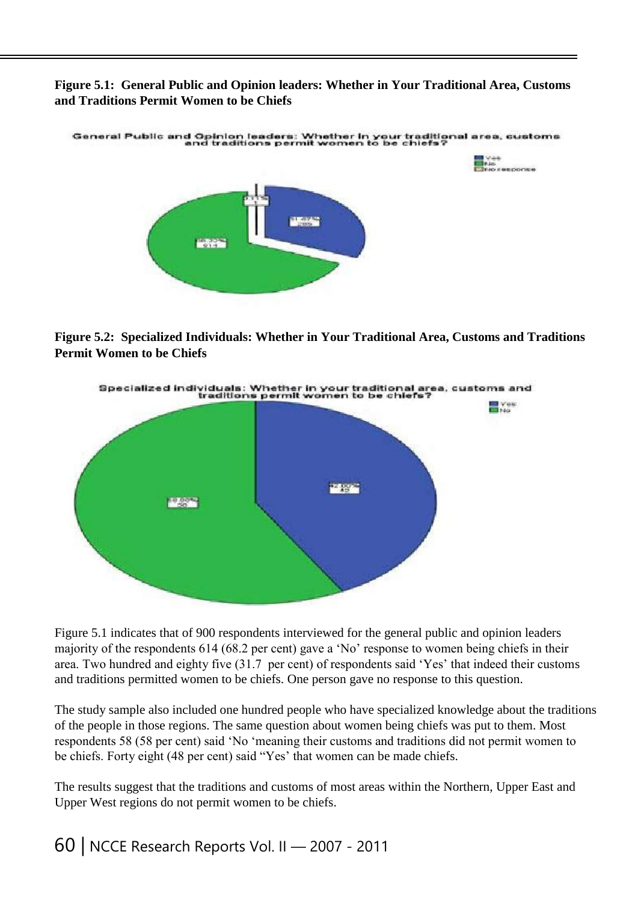**Figure 5.1: General Public and Opinion leaders: Whether in Your Traditional Area, Customs and Traditions Permit Women to be Chiefs**

**Figure 5.2: Specialized Individuals: Whether in Your Traditional Area, Customs and Traditions Permit Women to be Chiefs**

Figure 5.1 indicates that of 900 respondents interviewed for the general public and opinion leaders majority of the respondents 614 (68.2 per cent) gave a 'No' response to women being chiefs in their area. Two hundred and eighty five (31.7 per cent) of respondents said 'Yes' that indeed their customs and traditions permitted women to be chiefs. One person gave no response to this question.

The study sample also included one hundred people who have specialized knowledge about the traditions of the people in those regions. The same question about women being chiefs was put to them. Most respondents 58 (58 per cent) said 'No 'meaning their customs and traditions did not permit women to be chiefs. Forty eight (48 per cent) said "Yes' that women can be made chiefs.

The results suggest that the traditions and customs of most areas within the Northern, Upper East and Upper West regions do not permit women to be chiefs.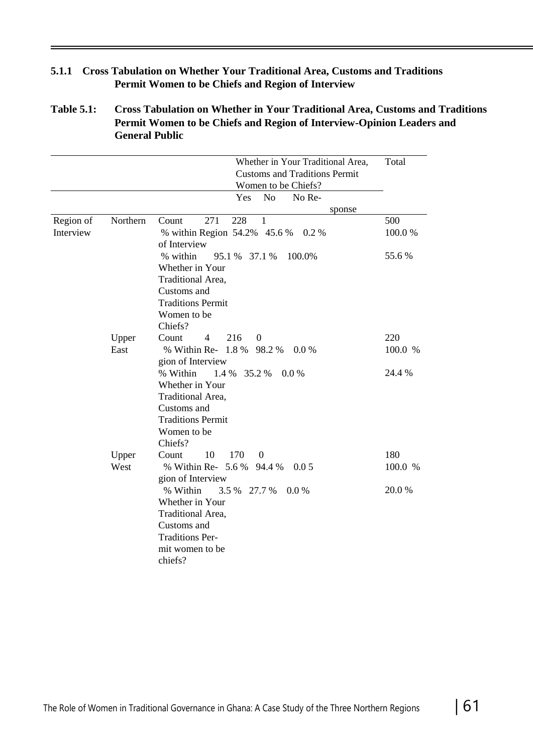### 5.1.1 Cross Tabulation on Whether Your Traditional Area, Customs and Traditions Permit Women to be Chiefs and Region of Interview

**Table 5.1: Cross Tabulation on Whether in Your Traditional Area, Customs and Traditions Permit Women to be Chiefs and Region of Interview-Opinion Leaders and General Public**

| | | | Whether in Your Traditional Area, Customs and Traditions Permit Women to be Chiefs? | | | Total |
|---|---|---|---|---|---|---|
| | | | Yes | No | No Response | |
| Region of Interview | Northern | Count | 271 | 228 | 1 | 500 |
| | | % within Region of Interview | 54.2% | 45.6 % | 0.2 % | 100.0 % |
| | | % within Whether in Your Traditional Area, Customs and Traditions Permit Women to be Chiefs? | 95.1 % | 37.1 % | 100.0% | 55.6 % |
| | Upper East | Count | 4 | 216 | 0 | 220 |
| | | % Within Region of Interview | 1.8 % | 98.2 % | 0.0 % | 100.0 % |
| | | % Within Whether in Your Traditional Area, Customs and Traditions Permit Women to be Chiefs? | 1.4 % | 35.2 % | 0.0 % | 24.4 % |
| | Upper West | Count | 10 | 170 | 0 | 180 |
| | | % Within Region of Interview | 5.6 % | 94.4 % | 0.0 5 | 100.0 % |
| | | % Within Whether in Your Traditional Area, Customs and Traditions Permit women to be chiefs? | 3.5 % | 27.7 % | 0.0 % | 20.0 % |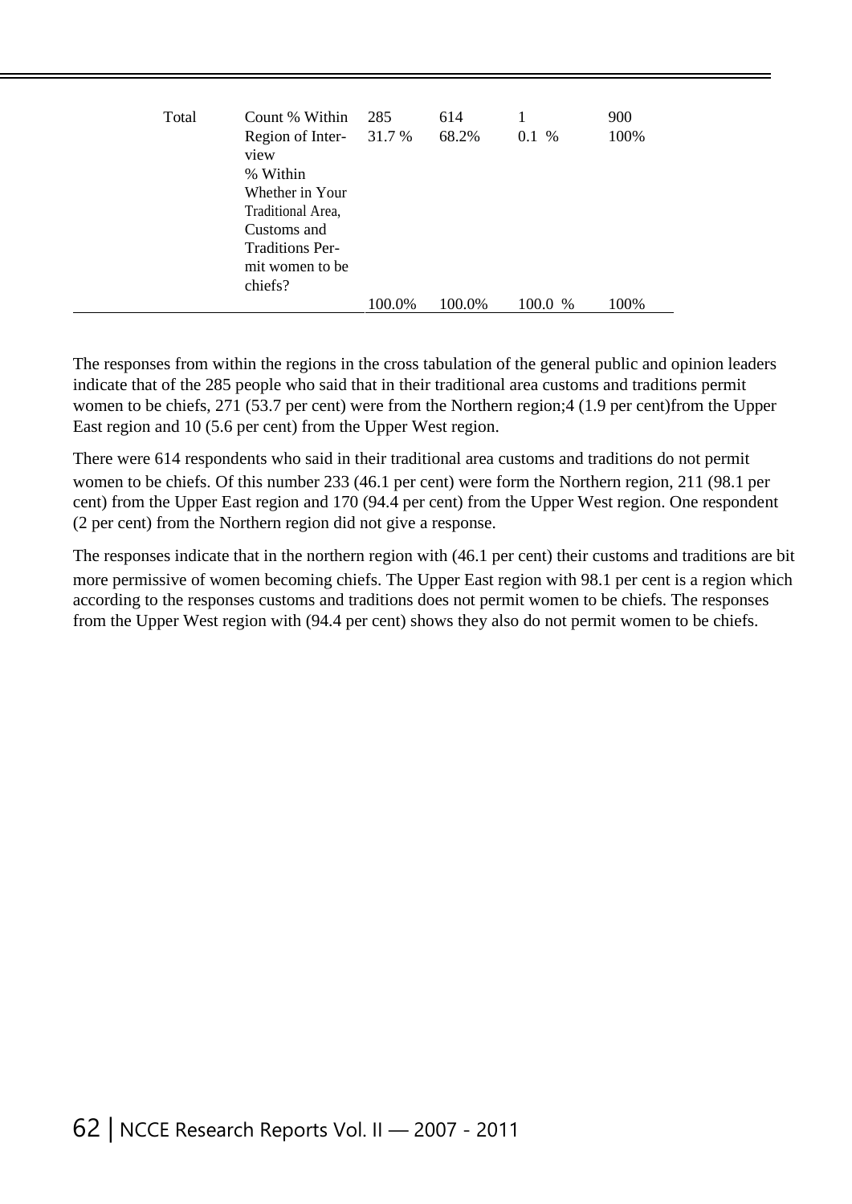| Total | Count % Within Region of Interview % Within Whether in Your Traditional Area, Customs and Traditions Permit women to be chiefs? | 285<br>31.7 %<br><br>100.0% | 614<br>68.2%<br><br>100.0% | 1<br>0.1 %<br><br>100.0 % | 900<br>100%<br><br>100% |
|---|---|---|---|---|---|

The responses from within the regions in the cross tabulation of the general public and opinion leaders indicate that of the 285 people who said that in their traditional area customs and traditions permit women to be chiefs, 271 (53.7 per cent) were from the Northern region;4 (1.9 per cent)from the Upper East region and 10 (5.6 per cent) from the Upper West region.

There were 614 respondents who said in their traditional area customs and traditions do not permit women to be chiefs. Of this number 233 (46.1 per cent) were form the Northern region, 211 (98.1 per cent) from the Upper East region and 170 (94.4 per cent) from the Upper West region. One respondent (2 per cent) from the Northern region did not give a response.

The responses indicate that in the northern region with (46.1 per cent) their customs and traditions are bit more permissive of women becoming chiefs. The Upper East region with 98.1 per cent is a region which according to the responses customs and traditions does not permit women to be chiefs. The responses from the Upper West region with (94.4 per cent) shows they also do not permit women to be chiefs.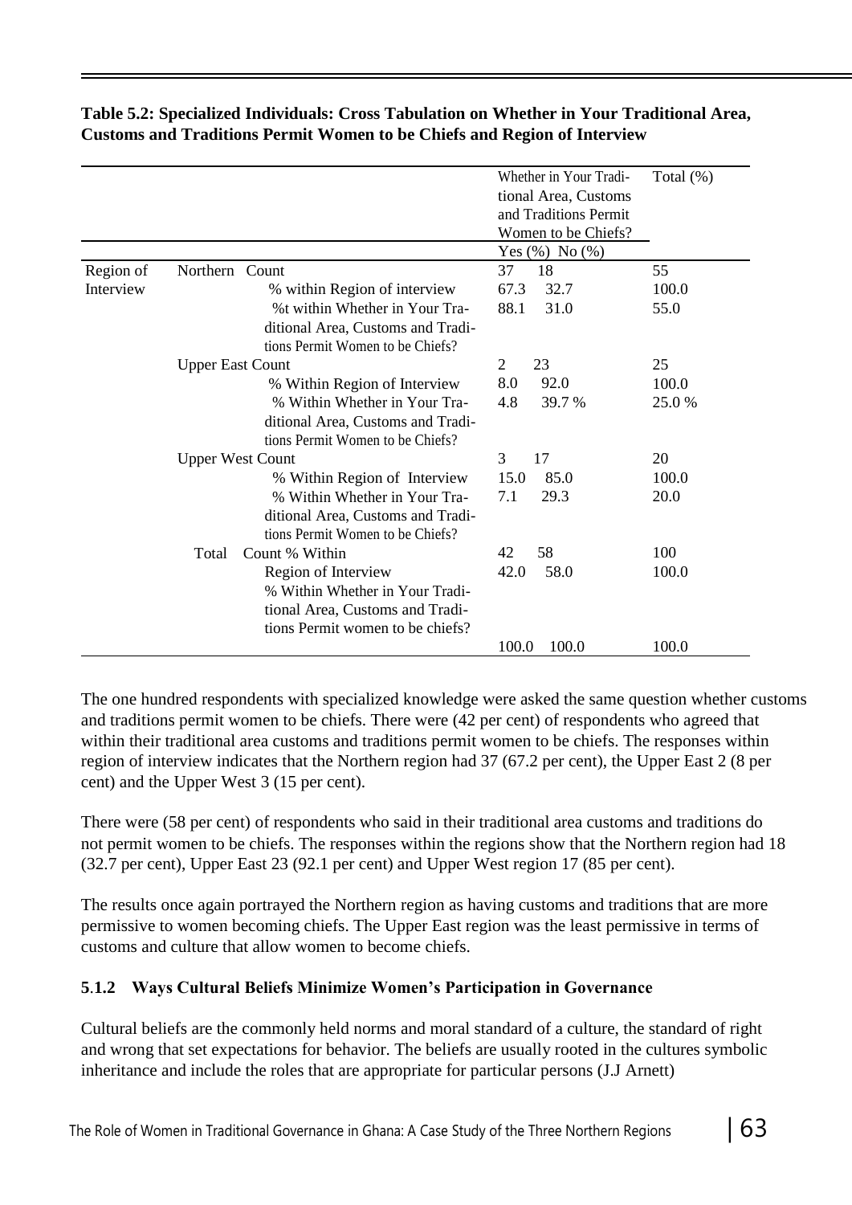**Table 5.2: Specialized Individuals: Cross Tabulation on Whether in Your Traditional Area, Customs and Traditions Permit Women to be Chiefs and Region of Interview**

| | | | Whether in Your Traditional Area, Customs and Traditions Permit Women to be Chiefs? | | Total (%) |
|---|---|---|---|---|---|
| | | | Yes (%) | No (%) | |
| Region of Interview | Northern | Count | 37 | 18 | 55 |
| | | % within Region of interview | 67.3 | 32.7 | 100.0 |
| | | %t within Whether in Your Traditional Area, Customs and Traditions Permit Women to be Chiefs? | 88.1 | 31.0 | 55.0 |
| | Upper East | Count | 2 | 23 | 25 |
| | | % Within Region of Interview | 8.0 | 92.0 | 100.0 |
| | | % Within Whether in Your Traditional Area, Customs and Traditions Permit Women to be Chiefs? | 4.8 | 39.7 % | 25.0 % |
| | Upper West | Count | 3 | 17 | 20 |
| | | % Within Region of Interview | 15.0 | 85.0 | 100.0 |
| | | % Within Whether in Your Traditional Area, Customs and Traditions Permit Women to be Chiefs? | 7.1 | 29.3 | 20.0 |
| | Total | Count | 42 | 58 | 100 |
| | | % Within Region of Interview | 42.0 | 58.0 | 100.0 |
| | | % Within Whether in Your Traditional Area, Customs and Traditions Permit women to be chiefs? | 100.0 | 100.0 | 100.0 |

The one hundred respondents with specialized knowledge were asked the same question whether customs and traditions permit women to be chiefs. There were (42 per cent) of respondents who agreed that within their traditional area customs and traditions permit women to be chiefs. The responses within region of interview indicates that the Northern region had 37 (67.2 per cent), the Upper East 2 (8 per cent) and the Upper West 3 (15 per cent).

There were (58 per cent) of respondents who said in their traditional area customs and traditions do not permit women to be chiefs. The responses within the regions show that the Northern region had 18 (32.7 per cent), Upper East 23 (92.1 per cent) and Upper West region 17 (85 per cent).

The results once again portrayed the Northern region as having customs and traditions that are more permissive to women becoming chiefs. The Upper East region was the least permissive in terms of customs and culture that allow women to become chiefs.

### 5.1.2 Ways Cultural Beliefs Minimize Women's Participation in Governance

Cultural beliefs are the commonly held norms and moral standard of a culture, the standard of right and wrong that set expectations for behavior. The beliefs are usually rooted in the cultures symbolic inheritance and include the roles that are appropriate for particular persons (J.J Arnett)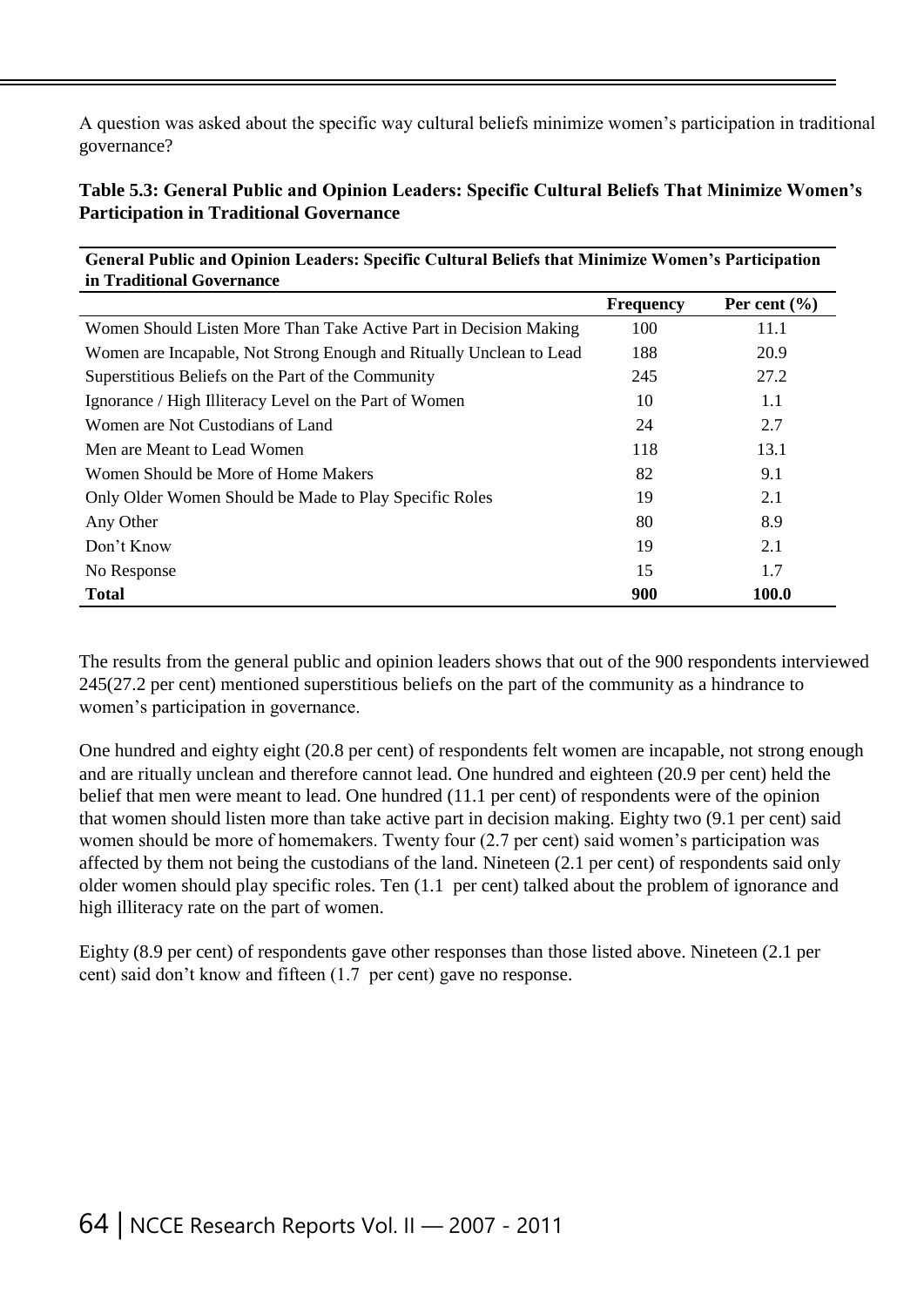A question was asked about the specific way cultural beliefs minimize women's participation in traditional governance?

**Table 5.3: General Public and Opinion Leaders: Specific Cultural Beliefs That Minimize Women's Participation in Traditional Governance**

| General Public and Opinion Leaders: Specific Cultural Beliefs that Minimize Women's Participation in Traditional Governance | | |
|---|---|---|
| | **Frequency** | **Per cent (%)** |
| Women Should Listen More Than Take Active Part in Decision Making | 100 | 11.1 |
| Women are Incapable, Not Strong Enough and Ritually Unclean to Lead | 188 | 20.9 |
| Superstitious Beliefs on the Part of the Community | 245 | 27.2 |
| Ignorance / High Illiteracy Level on the Part of Women | 10 | 1.1 |
| Women are Not Custodians of Land | 24 | 2.7 |
| Men are Meant to Lead Women | 118 | 13.1 |
| Women Should be More of Home Makers | 82 | 9.1 |
| Only Older Women Should be Made to Play Specific Roles | 19 | 2.1 |
| Any Other | 80 | 8.9 |
| Don't Know | 19 | 2.1 |
| No Response | 15 | 1.7 |
| **Total** | **900** | **100.0** |

The results from the general public and opinion leaders shows that out of the 900 respondents interviewed 245(27.2 per cent) mentioned superstitious beliefs on the part of the community as a hindrance to women's participation in governance.

One hundred and eighty eight (20.8 per cent) of respondents felt women are incapable, not strong enough and are ritually unclean and therefore cannot lead. One hundred and eighteen (20.9 per cent) held the belief that men were meant to lead. One hundred (11.1 per cent) of respondents were of the opinion that women should listen more than take active part in decision making. Eighty two (9.1 per cent) said women should be more of homemakers. Twenty four (2.7 per cent) said women's participation was affected by them not being the custodians of the land. Nineteen (2.1 per cent) of respondents said only older women should play specific roles. Ten (1.1 per cent) talked about the problem of ignorance and high illiteracy rate on the part of women.

Eighty (8.9 per cent) of respondents gave other responses than those listed above. Nineteen (2.1 per cent) said don't know and fifteen (1.7 per cent) gave no response.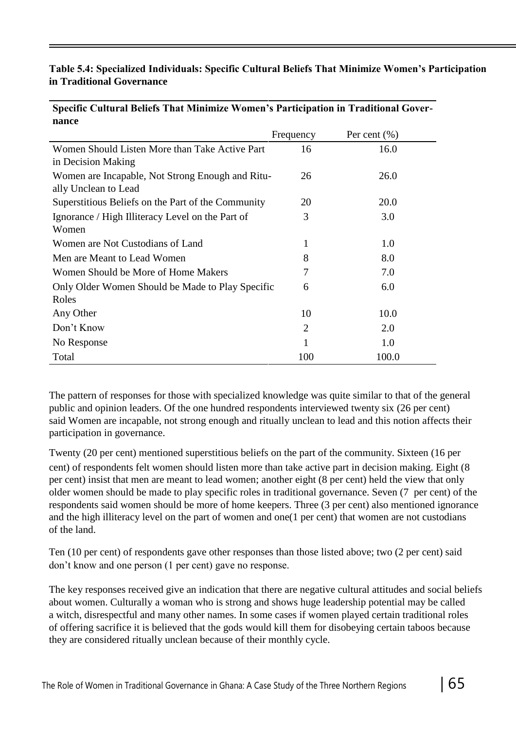**Table 5.4: Specialized Individuals: Specific Cultural Beliefs That Minimize Women's Participation in Traditional Governance**

| Specific Cultural Beliefs That Minimize Women's Participation in Traditional Governance | | |
|---|---|---|
| | Frequency | Per cent (%) |
| Women Should Listen More than Take Active Part in Decision Making | 16 | 16.0 |
| Women are Incapable, Not Strong Enough and Ritually Unclean to Lead | 26 | 26.0 |
| Superstitious Beliefs on the Part of the Community | 20 | 20.0 |
| Ignorance / High Illiteracy Level on the Part of Women | 3 | 3.0 |
| Women are Not Custodians of Land | 1 | 1.0 |
| Men are Meant to Lead Women | 8 | 8.0 |
| Women Should be More of Home Makers | 7 | 7.0 |
| Only Older Women Should be Made to Play Specific Roles | 6 | 6.0 |
| Any Other | 10 | 10.0 |
| Don't Know | 2 | 2.0 |
| No Response | 1 | 1.0 |
| Total | 100 | 100.0 |

The pattern of responses for those with specialized knowledge was quite similar to that of the general public and opinion leaders. Of the one hundred respondents interviewed twenty six (26 per cent) said Women are incapable, not strong enough and ritually unclean to lead and this notion affects their participation in governance.

Twenty (20 per cent) mentioned superstitious beliefs on the part of the community. Sixteen (16 per cent) of respondents felt women should listen more than take active part in decision making. Eight (8 per cent) insist that men are meant to lead women; another eight (8 per cent) held the view that only older women should be made to play specific roles in traditional governance. Seven (7 per cent) of the respondents said women should be more of home keepers. Three (3 per cent) also mentioned ignorance and the high illiteracy level on the part of women and one(1 per cent) that women are not custodians of the land.

Ten (10 per cent) of respondents gave other responses than those listed above; two (2 per cent) said don't know and one person (1 per cent) gave no response.

The key responses received give an indication that there are negative cultural attitudes and social beliefs about women. Culturally a woman who is strong and shows huge leadership potential may be called a witch, disrespectful and many other names. In some cases if women played certain traditional roles of offering sacrifice it is believed that the gods would kill them for disobeying certain taboos because they are considered ritually unclean because of their monthly cycle.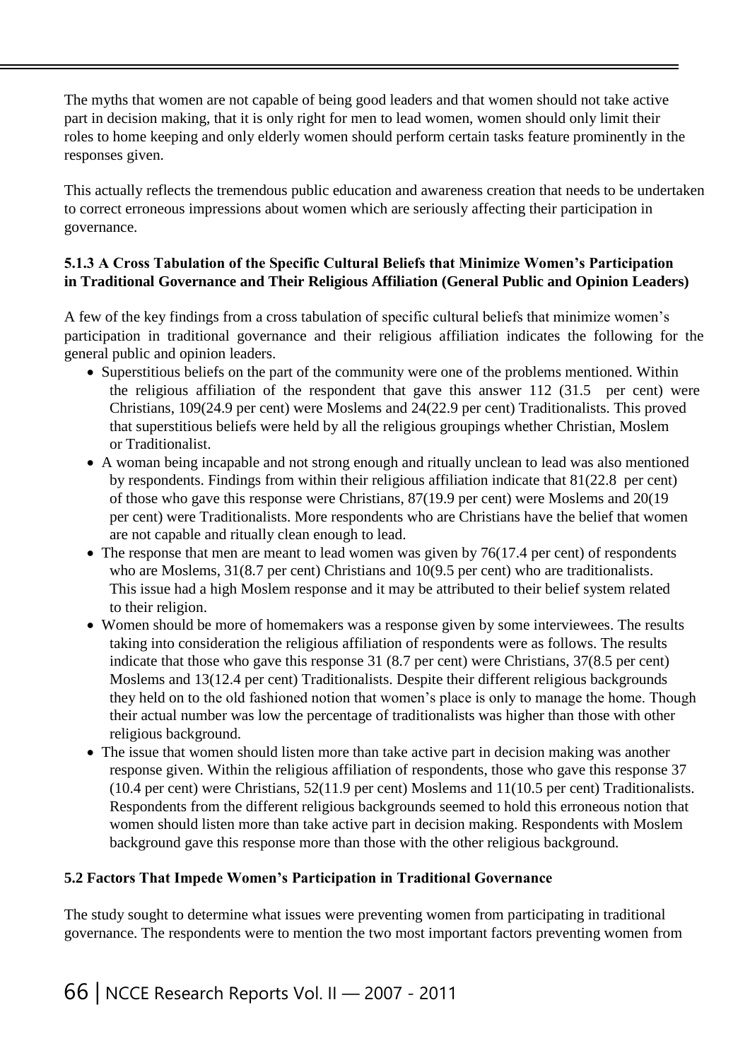The myths that women are not capable of being good leaders and that women should not take active part in decision making, that it is only right for men to lead women, women should only limit their roles to home keeping and only elderly women should perform certain tasks feature prominently in the responses given.

This actually reflects the tremendous public education and awareness creation that needs to be undertaken to correct erroneous impressions about women which are seriously affecting their participation in governance.

#### 5.1.3 A Cross Tabulation of the Specific Cultural Beliefs that Minimize Women's Participation in Traditional Governance and Their Religious Affiliation (General Public and Opinion Leaders)

A few of the key findings from a cross tabulation of specific cultural beliefs that minimize women's participation in traditional governance and their religious affiliation indicates the following for the general public and opinion leaders.

- Superstitious beliefs on the part of the community were one of the problems mentioned. Within the religious affiliation of the respondent that gave this answer 112 (31.5 per cent) were Christians, 109(24.9 per cent) were Moslems and 24(22.9 per cent) Traditionalists. This proved that superstitious beliefs were held by all the religious groupings whether Christian, Moslem or Traditionalist.
- A woman being incapable and not strong enough and ritually unclean to lead was also mentioned by respondents. Findings from within their religious affiliation indicate that 81(22.8 per cent) of those who gave this response were Christians, 87(19.9 per cent) were Moslems and 20(19 per cent) were Traditionalists. More respondents who are Christians have the belief that women are not capable and ritually clean enough to lead.
- The response that men are meant to lead women was given by 76(17.4 per cent) of respondents who are Moslems, 31(8.7 per cent) Christians and 10(9.5 per cent) who are traditionalists. This issue had a high Moslem response and it may be attributed to their belief system related to their religion.
- Women should be more of homemakers was a response given by some interviewees. The results taking into consideration the religious affiliation of respondents were as follows. The results indicate that those who gave this response 31 (8.7 per cent) were Christians, 37(8.5 per cent) Moslems and 13(12.4 per cent) Traditionalists. Despite their different religious backgrounds they held on to the old fashioned notion that women's place is only to manage the home. Though their actual number was low the percentage of traditionalists was higher than those with other religious background.
- The issue that women should listen more than take active part in decision making was another response given. Within the religious affiliation of respondents, those who gave this response 37 (10.4 per cent) were Christians, 52(11.9 per cent) Moslems and 11(10.5 per cent) Traditionalists. Respondents from the different religious backgrounds seemed to hold this erroneous notion that women should listen more than take active part in decision making. Respondents with Moslem background gave this response more than those with the other religious background.

### 5.2 Factors That Impede Women's Participation in Traditional Governance

The study sought to determine what issues were preventing women from participating in traditional governance. The respondents were to mention the two most important factors preventing women from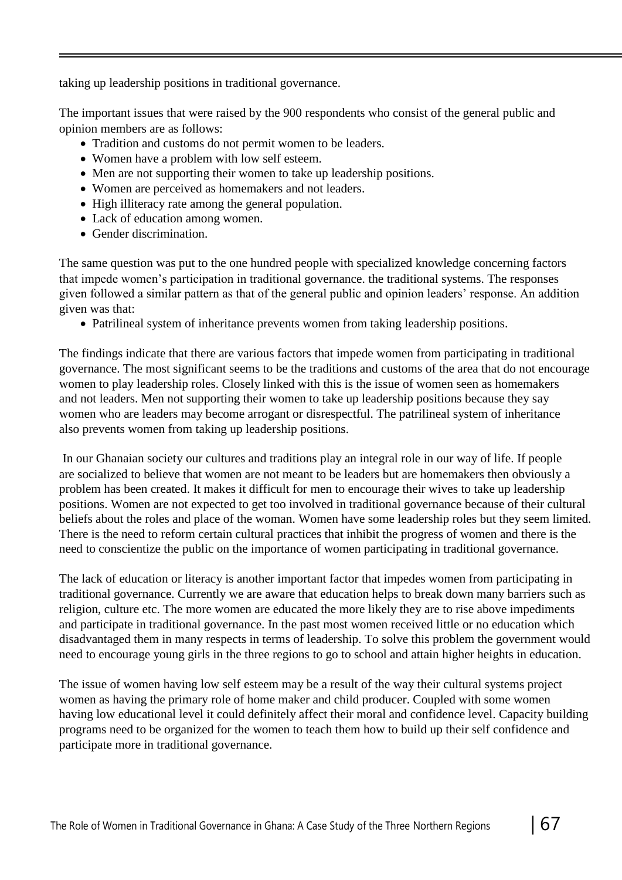taking up leadership positions in traditional governance.

The important issues that were raised by the 900 respondents who consist of the general public and opinion members are as follows:

- Tradition and customs do not permit women to be leaders.
- Women have a problem with low self esteem.
- Men are not supporting their women to take up leadership positions.
- Women are perceived as homemakers and not leaders.
- High illiteracy rate among the general population.
- Lack of education among women.
- Gender discrimination.

The same question was put to the one hundred people with specialized knowledge concerning factors that impede women's participation in traditional governance. the traditional systems. The responses given followed a similar pattern as that of the general public and opinion leaders' response. An addition given was that:

- Patrilineal system of inheritance prevents women from taking leadership positions.

The findings indicate that there are various factors that impede women from participating in traditional governance. The most significant seems to be the traditions and customs of the area that do not encourage women to play leadership roles. Closely linked with this is the issue of women seen as homemakers and not leaders. Men not supporting their women to take up leadership positions because they say women who are leaders may become arrogant or disrespectful. The patrilineal system of inheritance also prevents women from taking up leadership positions.

In our Ghanaian society our cultures and traditions play an integral role in our way of life. If people are socialized to believe that women are not meant to be leaders but are homemakers then obviously a problem has been created. It makes it difficult for men to encourage their wives to take up leadership positions. Women are not expected to get too involved in traditional governance because of their cultural beliefs about the roles and place of the woman. Women have some leadership roles but they seem limited. There is the need to reform certain cultural practices that inhibit the progress of women and there is the need to conscientize the public on the importance of women participating in traditional governance.

The lack of education or literacy is another important factor that impedes women from participating in traditional governance. Currently we are aware that education helps to break down many barriers such as religion, culture etc. The more women are educated the more likely they are to rise above impediments and participate in traditional governance. In the past most women received little or no education which disadvantaged them in many respects in terms of leadership. To solve this problem the government would need to encourage young girls in the three regions to go to school and attain higher heights in education.

The issue of women having low self esteem may be a result of the way their cultural systems project women as having the primary role of home maker and child producer. Coupled with some women having low educational level it could definitely affect their moral and confidence level. Capacity building programs need to be organized for the women to teach them how to build up their self confidence and participate more in traditional governance.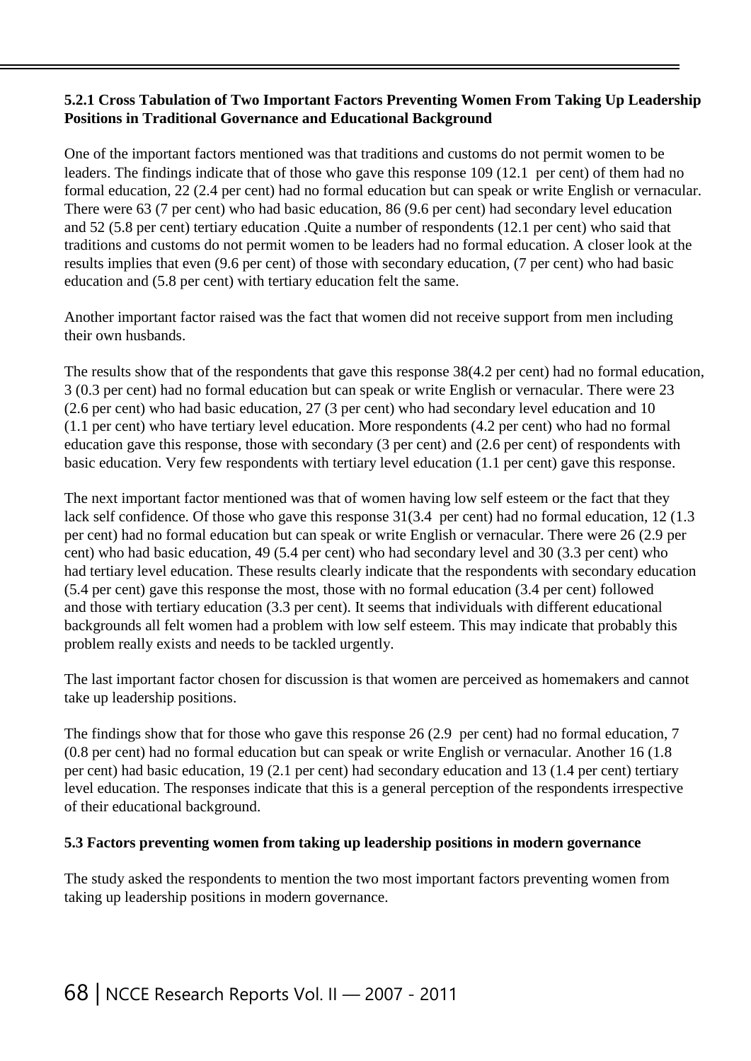### 5.2.1 Cross Tabulation of Two Important Factors Preventing Women From Taking Up Leadership Positions in Traditional Governance and Educational Background

One of the important factors mentioned was that traditions and customs do not permit women to be leaders. The findings indicate that of those who gave this response 109 (12.1 per cent) of them had no formal education, 22 (2.4 per cent) had no formal education but can speak or write English or vernacular. There were 63 (7 per cent) who had basic education, 86 (9.6 per cent) had secondary level education and 52 (5.8 per cent) tertiary education .Quite a number of respondents (12.1 per cent) who said that traditions and customs do not permit women to be leaders had no formal education. A closer look at the results implies that even (9.6 per cent) of those with secondary education, (7 per cent) who had basic education and (5.8 per cent) with tertiary education felt the same.

Another important factor raised was the fact that women did not receive support from men including their own husbands.

The results show that of the respondents that gave this response 38(4.2 per cent) had no formal education, 3 (0.3 per cent) had no formal education but can speak or write English or vernacular. There were 23 (2.6 per cent) who had basic education, 27 (3 per cent) who had secondary level education and 10 (1.1 per cent) who have tertiary level education. More respondents (4.2 per cent) who had no formal education gave this response, those with secondary (3 per cent) and (2.6 per cent) of respondents with basic education. Very few respondents with tertiary level education (1.1 per cent) gave this response.

The next important factor mentioned was that of women having low self esteem or the fact that they lack self confidence. Of those who gave this response 31(3.4 per cent) had no formal education, 12 (1.3 per cent) had no formal education but can speak or write English or vernacular. There were 26 (2.9 per cent) who had basic education, 49 (5.4 per cent) who had secondary level and 30 (3.3 per cent) who had tertiary level education. These results clearly indicate that the respondents with secondary education (5.4 per cent) gave this response the most, those with no formal education (3.4 per cent) followed and those with tertiary education (3.3 per cent). It seems that individuals with different educational backgrounds all felt women had a problem with low self esteem. This may indicate that probably this problem really exists and needs to be tackled urgently.

The last important factor chosen for discussion is that women are perceived as homemakers and cannot take up leadership positions.

The findings show that for those who gave this response 26 (2.9 per cent) had no formal education, 7 (0.8 per cent) had no formal education but can speak or write English or vernacular. Another 16 (1.8 per cent) had basic education, 19 (2.1 per cent) had secondary education and 13 (1.4 per cent) tertiary level education. The responses indicate that this is a general perception of the respondents irrespective of their educational background.

### 5.3 Factors preventing women from taking up leadership positions in modern governance

The study asked the respondents to mention the two most important factors preventing women from taking up leadership positions in modern governance.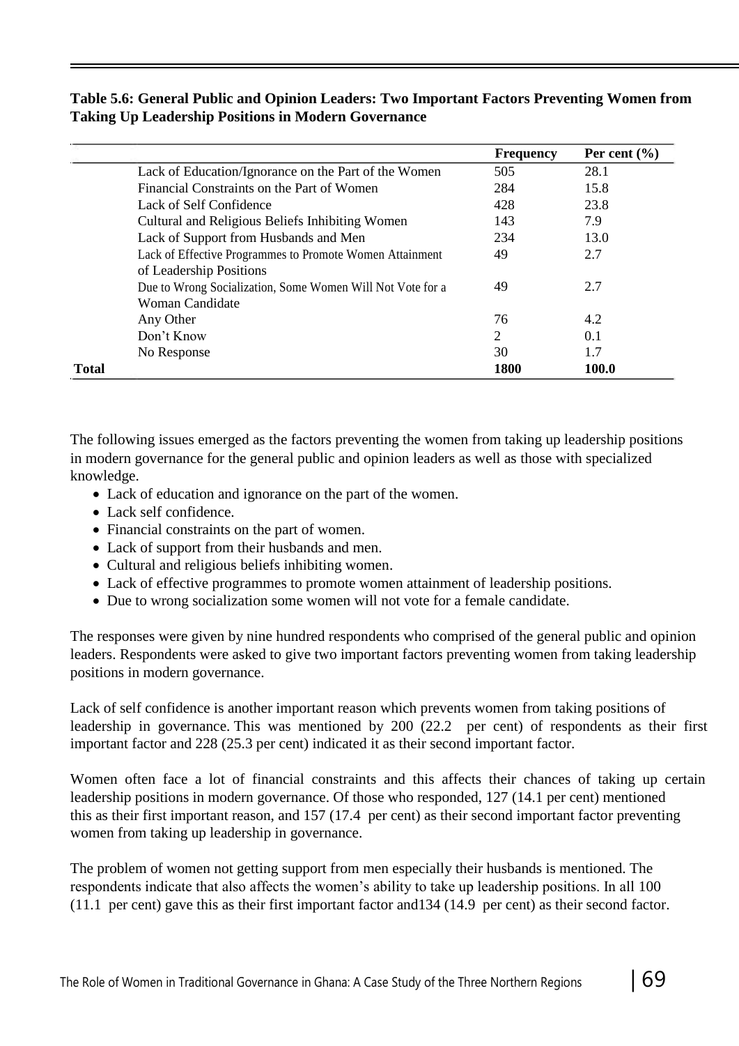**Table 5.6: General Public and Opinion Leaders: Two Important Factors Preventing Women from Taking Up Leadership Positions in Modern Governance**

| | | Frequency | Per cent (%) |
|---|---|---|---|
| | Lack of Education/Ignorance on the Part of the Women | 505 | 28.1 |
| | Financial Constraints on the Part of Women | 284 | 15.8 |
| | Lack of Self Confidence | 428 | 23.8 |
| | Cultural and Religious Beliefs Inhibiting Women | 143 | 7.9 |
| | Lack of Support from Husbands and Men | 234 | 13.0 |
| | Lack of Effective Programmes to Promote Women Attainment of Leadership Positions | 49 | 2.7 |
| | Due to Wrong Socialization, Some Women Will Not Vote for a Woman Candidate | 49 | 2.7 |
| | Any Other | 76 | 4.2 |
| | Don't Know | 2 | 0.1 |
| | No Response | 30 | 1.7 |
| **Total** | | **1800** | **100.0** |

The following issues emerged as the factors preventing the women from taking up leadership positions in modern governance for the general public and opinion leaders as well as those with specialized knowledge.

- Lack of education and ignorance on the part of the women.
- Lack self confidence.
- Financial constraints on the part of women.
- Lack of support from their husbands and men.
- Cultural and religious beliefs inhibiting women.
- Lack of effective programmes to promote women attainment of leadership positions.
- Due to wrong socialization some women will not vote for a female candidate.

The responses were given by nine hundred respondents who comprised of the general public and opinion leaders. Respondents were asked to give two important factors preventing women from taking leadership positions in modern governance.

Lack of self confidence is another important reason which prevents women from taking positions of leadership in governance. This was mentioned by 200 (22.2 per cent) of respondents as their first important factor and 228 (25.3 per cent) indicated it as their second important factor.

Women often face a lot of financial constraints and this affects their chances of taking up certain leadership positions in modern governance. Of those who responded, 127 (14.1 per cent) mentioned this as their first important reason, and 157 (17.4 per cent) as their second important factor preventing women from taking up leadership in governance.

The problem of women not getting support from men especially their husbands is mentioned. The respondents indicate that also affects the women's ability to take up leadership positions. In all 100 (11.1 per cent) gave this as their first important factor and134 (14.9 per cent) as their second factor.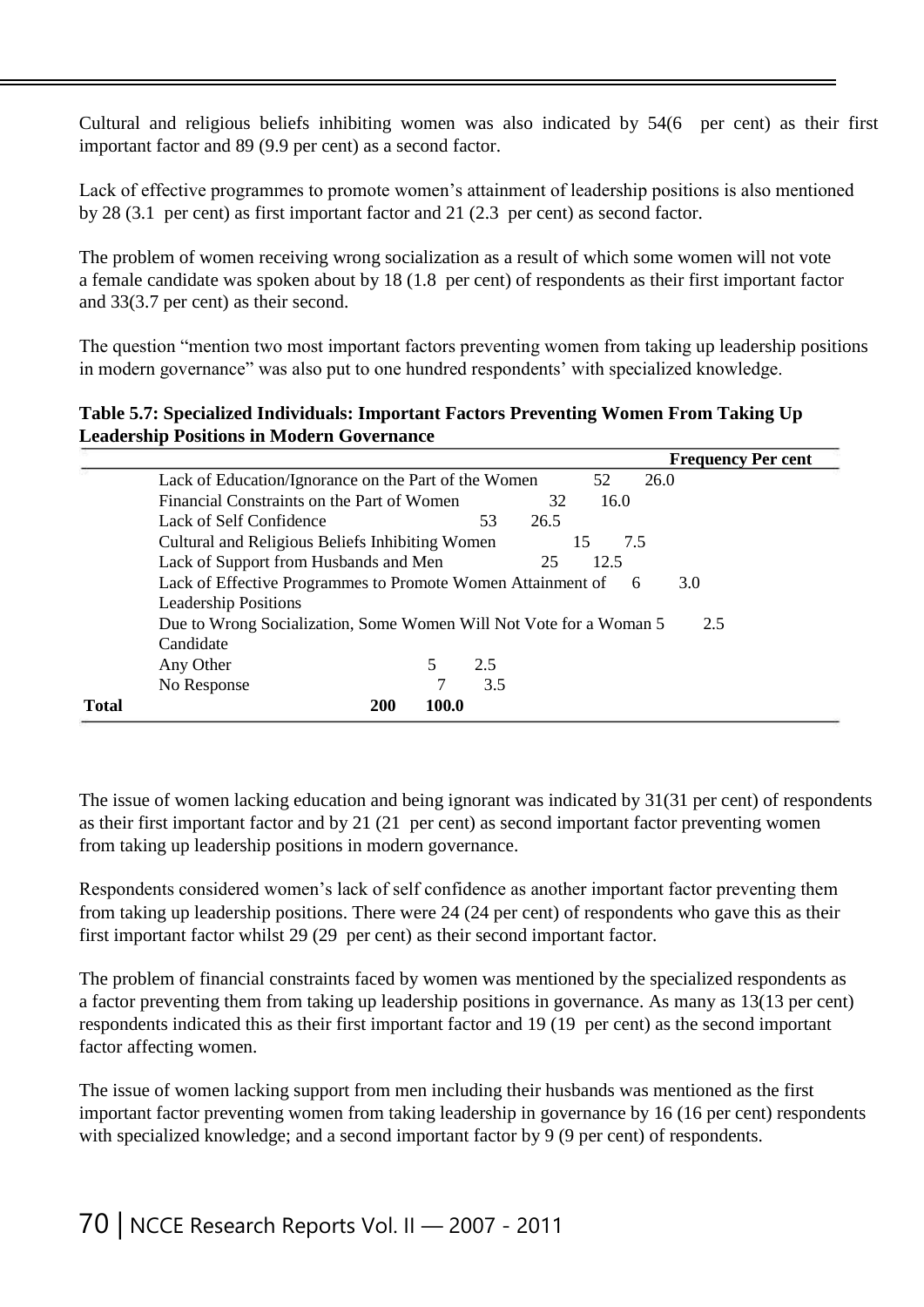Cultural and religious beliefs inhibiting women was also indicated by 54(6 per cent) as their first important factor and 89 (9.9 per cent) as a second factor.

Lack of effective programmes to promote women's attainment of leadership positions is also mentioned by 28 (3.1 per cent) as first important factor and 21 (2.3 per cent) as second factor.

The problem of women receiving wrong socialization as a result of which some women will not vote a female candidate was spoken about by 18 (1.8 per cent) of respondents as their first important factor and 33(3.7 per cent) as their second.

The question "mention two most important factors preventing women from taking up leadership positions in modern governance" was also put to one hundred respondents' with specialized knowledge.

**Table 5.7: Specialized Individuals: Important Factors Preventing Women From Taking Up Leadership Positions in Modern Governance**

| | | Frequency | Per cent |
|---|---|---|---|
| | Lack of Education/Ignorance on the Part of the Women | 52 | 26.0 |
| | Financial Constraints on the Part of Women | 32 | 16.0 |
| | Lack of Self Confidence | 53 | 26.5 |
| | Cultural and Religious Beliefs Inhibiting Women | 15 | 7.5 |
| | Lack of Support from Husbands and Men | 25 | 12.5 |
| | Lack of Effective Programmes to Promote Women Attainment of Leadership Positions | 6 | 3.0 |
| | Due to Wrong Socialization, Some Women Will Not Vote for a Woman Candidate | 5 | 2.5 |
| | Any Other | 5 | 2.5 |
| | No Response | 7 | 3.5 |
| **Total** | | **200** | **100.0** |

The issue of women lacking education and being ignorant was indicated by 31(31 per cent) of respondents as their first important factor and by 21 (21 per cent) as second important factor preventing women from taking up leadership positions in modern governance.

Respondents considered women's lack of self confidence as another important factor preventing them from taking up leadership positions. There were 24 (24 per cent) of respondents who gave this as their first important factor whilst 29 (29 per cent) as their second important factor.

The problem of financial constraints faced by women was mentioned by the specialized respondents as a factor preventing them from taking up leadership positions in governance. As many as 13(13 per cent) respondents indicated this as their first important factor and 19 (19 per cent) as the second important factor affecting women.

The issue of women lacking support from men including their husbands was mentioned as the first important factor preventing women from taking leadership in governance by 16 (16 per cent) respondents with specialized knowledge; and a second important factor by 9 (9 per cent) of respondents.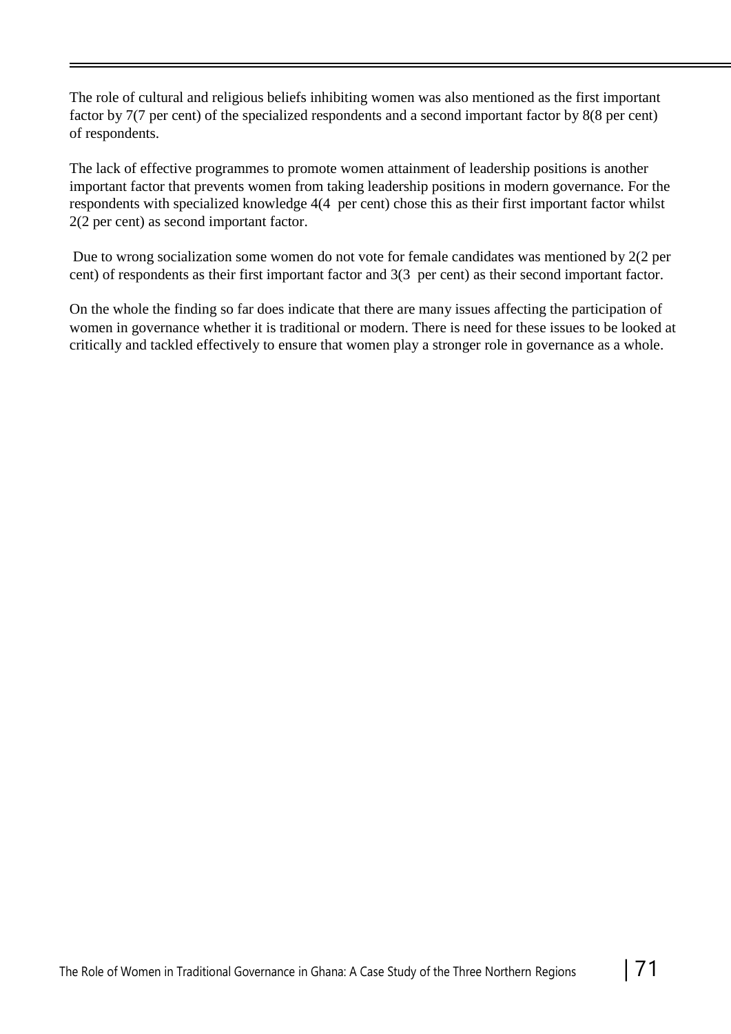The role of cultural and religious beliefs inhibiting women was also mentioned as the first important factor by 7(7 per cent) of the specialized respondents and a second important factor by 8(8 per cent) of respondents.

The lack of effective programmes to promote women attainment of leadership positions is another important factor that prevents women from taking leadership positions in modern governance. For the respondents with specialized knowledge 4(4 per cent) chose this as their first important factor whilst 2(2 per cent) as second important factor.

Due to wrong socialization some women do not vote for female candidates was mentioned by 2(2 per cent) of respondents as their first important factor and 3(3 per cent) as their second important factor.

On the whole the finding so far does indicate that there are many issues affecting the participation of women in governance whether it is traditional or modern. There is need for these issues to be looked at critically and tackled effectively to ensure that women play a stronger role in governance as a whole.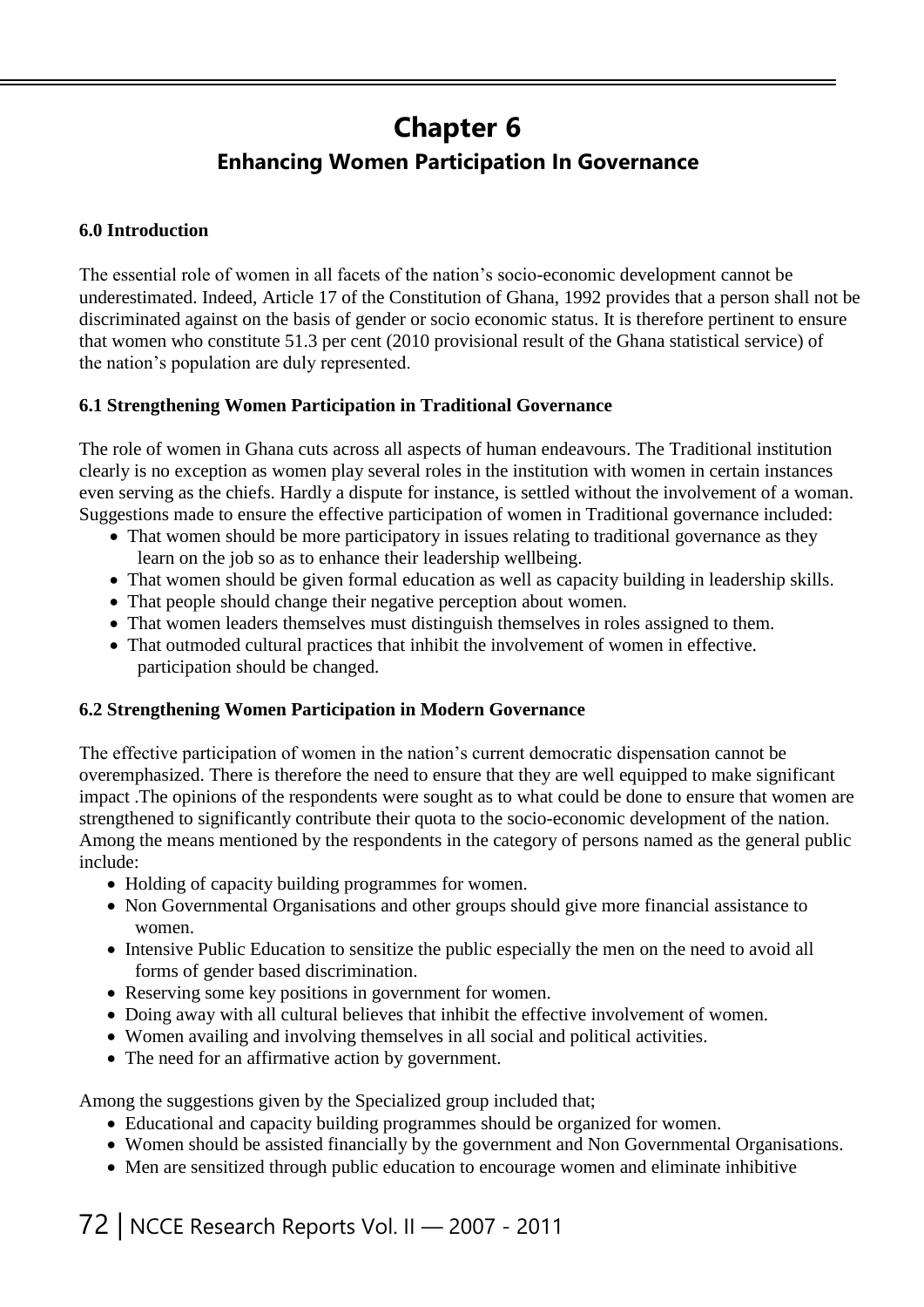# Chapter 6

## Enhancing Women Participation In Governance

### 6.0 Introduction

The essential role of women in all facets of the nation's socio-economic development cannot be underestimated. Indeed, Article 17 of the Constitution of Ghana, 1992 provides that a person shall not be discriminated against on the basis of gender or socio economic status. It is therefore pertinent to ensure that women who constitute 51.3 per cent (2010 provisional result of the Ghana statistical service) of the nation's population are duly represented.

### 6.1 Strengthening Women Participation in Traditional Governance

The role of women in Ghana cuts across all aspects of human endeavours. The Traditional institution clearly is no exception as women play several roles in the institution with women in certain instances even serving as the chiefs. Hardly a dispute for instance, is settled without the involvement of a woman. Suggestions made to ensure the effective participation of women in Traditional governance included:

- That women should be more participatory in issues relating to traditional governance as they learn on the job so as to enhance their leadership wellbeing.
- That women should be given formal education as well as capacity building in leadership skills.
- That people should change their negative perception about women.
- That women leaders themselves must distinguish themselves in roles assigned to them.
- That outmoded cultural practices that inhibit the involvement of women in effective. participation should be changed.

### 6.2 Strengthening Women Participation in Modern Governance

The effective participation of women in the nation's current democratic dispensation cannot be overemphasized. There is therefore the need to ensure that they are well equipped to make significant impact .The opinions of the respondents were sought as to what could be done to ensure that women are strengthened to significantly contribute their quota to the socio-economic development of the nation. Among the means mentioned by the respondents in the category of persons named as the general public include:

- Holding of capacity building programmes for women.
- Non Governmental Organisations and other groups should give more financial assistance to women.
- Intensive Public Education to sensitize the public especially the men on the need to avoid all forms of gender based discrimination.
- Reserving some key positions in government for women.
- Doing away with all cultural believes that inhibit the effective involvement of women.
- Women availing and involving themselves in all social and political activities.
- The need for an affirmative action by government.

Among the suggestions given by the Specialized group included that;

- Educational and capacity building programmes should be organized for women.
- Women should be assisted financially by the government and Non Governmental Organisations.
- Men are sensitized through public education to encourage women and eliminate inhibitive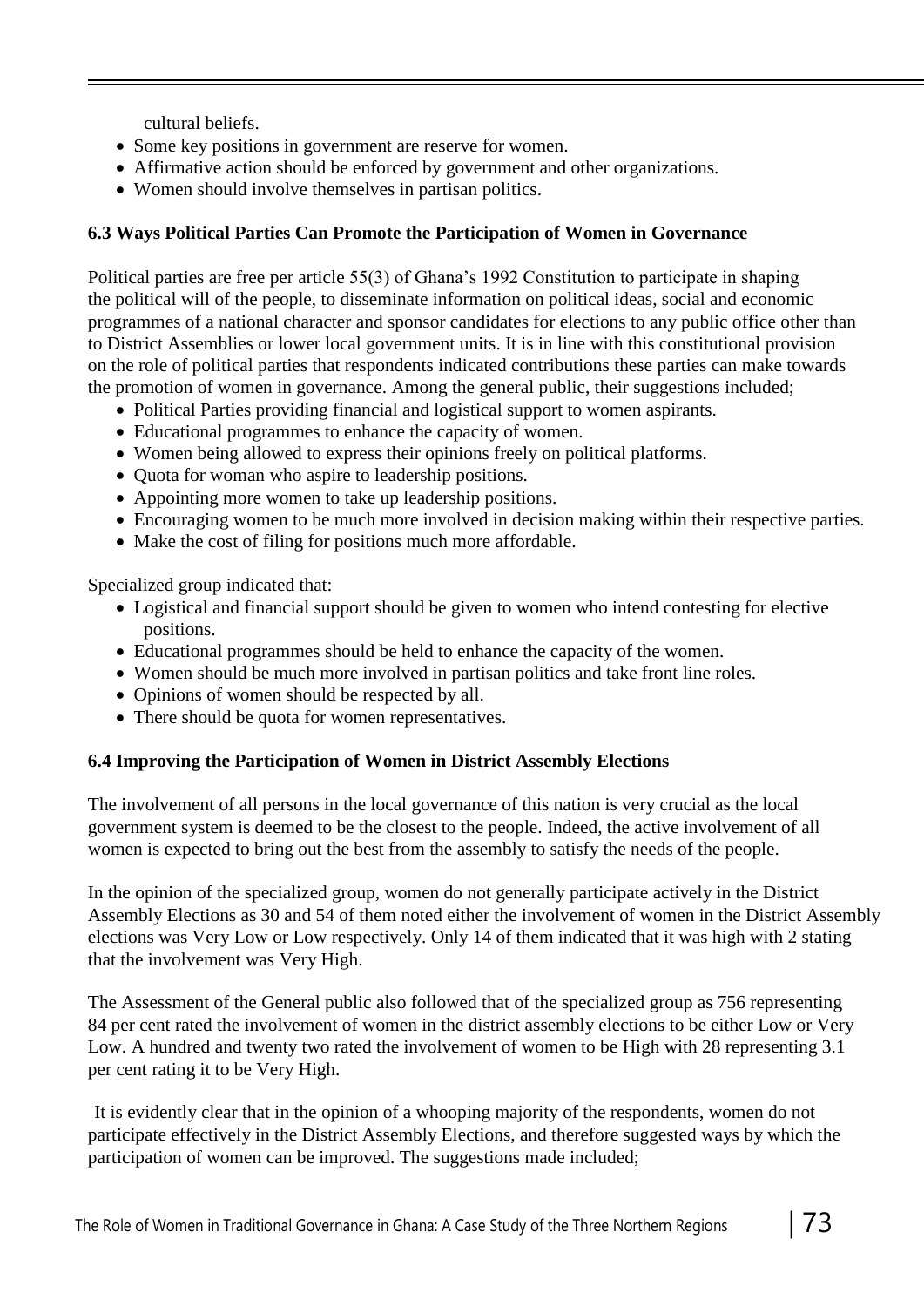cultural beliefs.

- Some key positions in government are reserve for women.
- Affirmative action should be enforced by government and other organizations.
- Women should involve themselves in partisan politics.

### 6.3 Ways Political Parties Can Promote the Participation of Women in Governance

Political parties are free per article 55(3) of Ghana's 1992 Constitution to participate in shaping the political will of the people, to disseminate information on political ideas, social and economic programmes of a national character and sponsor candidates for elections to any public office other than to District Assemblies or lower local government units. It is in line with this constitutional provision on the role of political parties that respondents indicated contributions these parties can make towards the promotion of women in governance. Among the general public, their suggestions included;

- Political Parties providing financial and logistical support to women aspirants.
- Educational programmes to enhance the capacity of women.
- Women being allowed to express their opinions freely on political platforms.
- Quota for woman who aspire to leadership positions.
- Appointing more women to take up leadership positions.
- Encouraging women to be much more involved in decision making within their respective parties.
- Make the cost of filing for positions much more affordable.

Specialized group indicated that:

- Logistical and financial support should be given to women who intend contesting for elective positions.
- Educational programmes should be held to enhance the capacity of the women.
- Women should be much more involved in partisan politics and take front line roles.
- Opinions of women should be respected by all.
- There should be quota for women representatives.

### 6.4 Improving the Participation of Women in District Assembly Elections

The involvement of all persons in the local governance of this nation is very crucial as the local government system is deemed to be the closest to the people. Indeed, the active involvement of all women is expected to bring out the best from the assembly to satisfy the needs of the people.

In the opinion of the specialized group, women do not generally participate actively in the District Assembly Elections as 30 and 54 of them noted either the involvement of women in the District Assembly elections was Very Low or Low respectively. Only 14 of them indicated that it was high with 2 stating that the involvement was Very High.

The Assessment of the General public also followed that of the specialized group as 756 representing 84 per cent rated the involvement of women in the district assembly elections to be either Low or Very Low. A hundred and twenty two rated the involvement of women to be High with 28 representing 3.1 per cent rating it to be Very High.

It is evidently clear that in the opinion of a whooping majority of the respondents, women do not participate effectively in the District Assembly Elections, and therefore suggested ways by which the participation of women can be improved. The suggestions made included;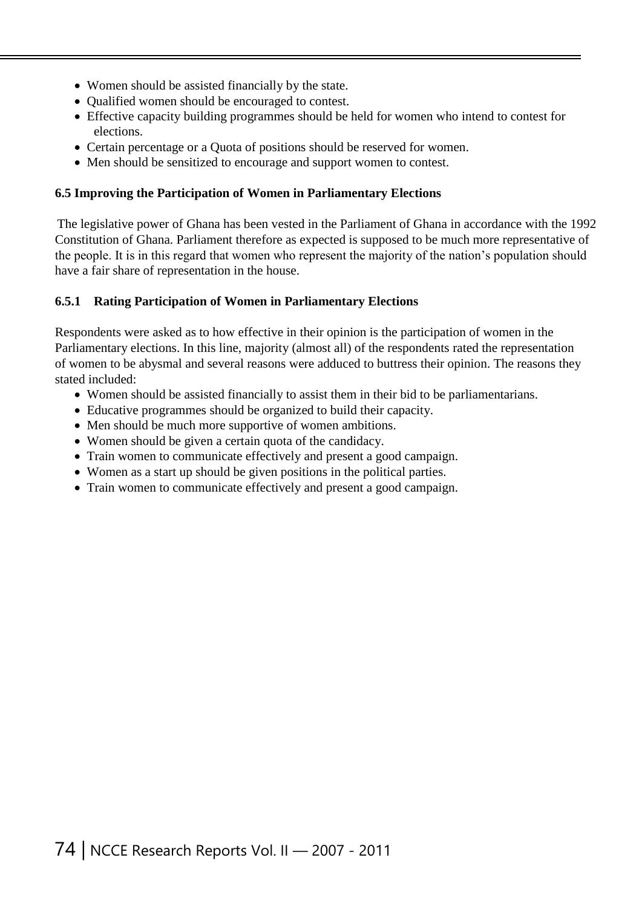- Women should be assisted financially by the state.
- Qualified women should be encouraged to contest.
- Effective capacity building programmes should be held for women who intend to contest for elections.
- Certain percentage or a Quota of positions should be reserved for women.
- Men should be sensitized to encourage and support women to contest.

### 6.5 Improving the Participation of Women in Parliamentary Elections

The legislative power of Ghana has been vested in the Parliament of Ghana in accordance with the 1992 Constitution of Ghana. Parliament therefore as expected is supposed to be much more representative of the people. It is in this regard that women who represent the majority of the nation's population should have a fair share of representation in the house.

#### 6.5.1 Rating Participation of Women in Parliamentary Elections

Respondents were asked as to how effective in their opinion is the participation of women in the Parliamentary elections. In this line, majority (almost all) of the respondents rated the representation of women to be abysmal and several reasons were adduced to buttress their opinion. The reasons they stated included:

- Women should be assisted financially to assist them in their bid to be parliamentarians.
- Educative programmes should be organized to build their capacity.
- Men should be much more supportive of women ambitions.
- Women should be given a certain quota of the candidacy.
- Train women to communicate effectively and present a good campaign.
- Women as a start up should be given positions in the political parties.
- Train women to communicate effectively and present a good campaign.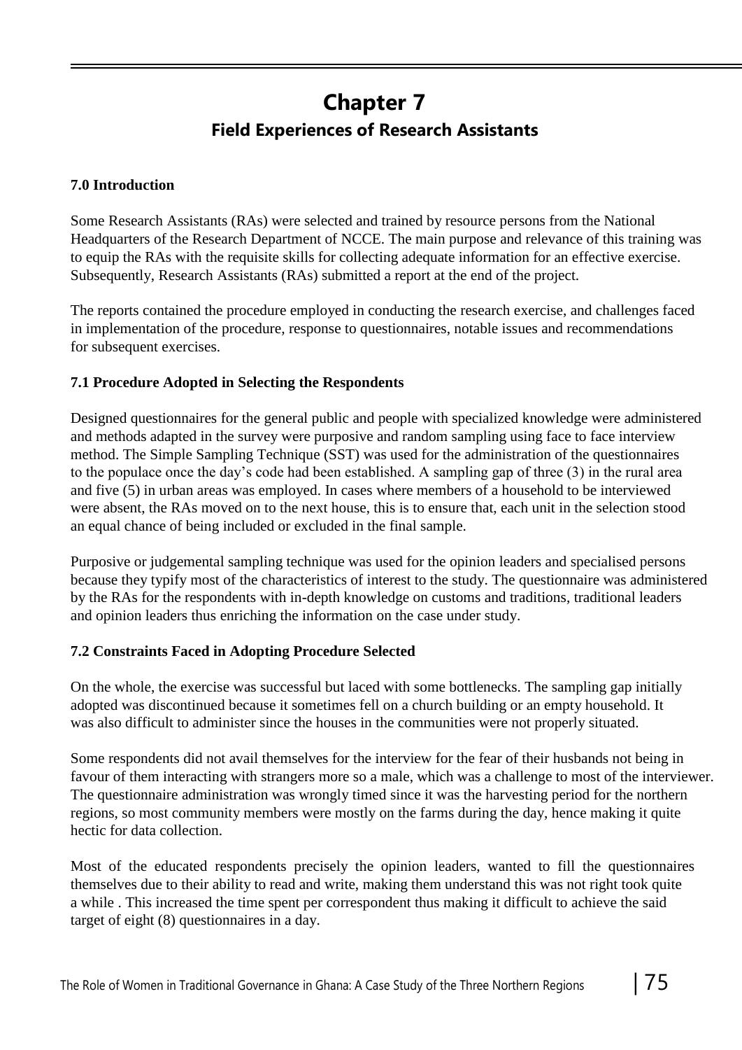# Chapter 7

## Field Experiences of Research Assistants

### 7.0 Introduction

Some Research Assistants (RAs) were selected and trained by resource persons from the National Headquarters of the Research Department of NCCE. The main purpose and relevance of this training was to equip the RAs with the requisite skills for collecting adequate information for an effective exercise. Subsequently, Research Assistants (RAs) submitted a report at the end of the project.

The reports contained the procedure employed in conducting the research exercise, and challenges faced in implementation of the procedure, response to questionnaires, notable issues and recommendations for subsequent exercises.

### 7.1 Procedure Adopted in Selecting the Respondents

Designed questionnaires for the general public and people with specialized knowledge were administered and methods adapted in the survey were purposive and random sampling using face to face interview method. The Simple Sampling Technique (SST) was used for the administration of the questionnaires to the populace once the day's code had been established. A sampling gap of three (3) in the rural area and five (5) in urban areas was employed. In cases where members of a household to be interviewed were absent, the RAs moved on to the next house, this is to ensure that, each unit in the selection stood an equal chance of being included or excluded in the final sample.

Purposive or judgemental sampling technique was used for the opinion leaders and specialised persons because they typify most of the characteristics of interest to the study. The questionnaire was administered by the RAs for the respondents with in-depth knowledge on customs and traditions, traditional leaders and opinion leaders thus enriching the information on the case under study.

### 7.2 Constraints Faced in Adopting Procedure Selected

On the whole, the exercise was successful but laced with some bottlenecks. The sampling gap initially adopted was discontinued because it sometimes fell on a church building or an empty household. It was also difficult to administer since the houses in the communities were not properly situated.

Some respondents did not avail themselves for the interview for the fear of their husbands not being in favour of them interacting with strangers more so a male, which was a challenge to most of the interviewer. The questionnaire administration was wrongly timed since it was the harvesting period for the northern regions, so most community members were mostly on the farms during the day, hence making it quite hectic for data collection.

Most of the educated respondents precisely the opinion leaders, wanted to fill the questionnaires themselves due to their ability to read and write, making them understand this was not right took quite a while . This increased the time spent per correspondent thus making it difficult to achieve the said target of eight (8) questionnaires in a day.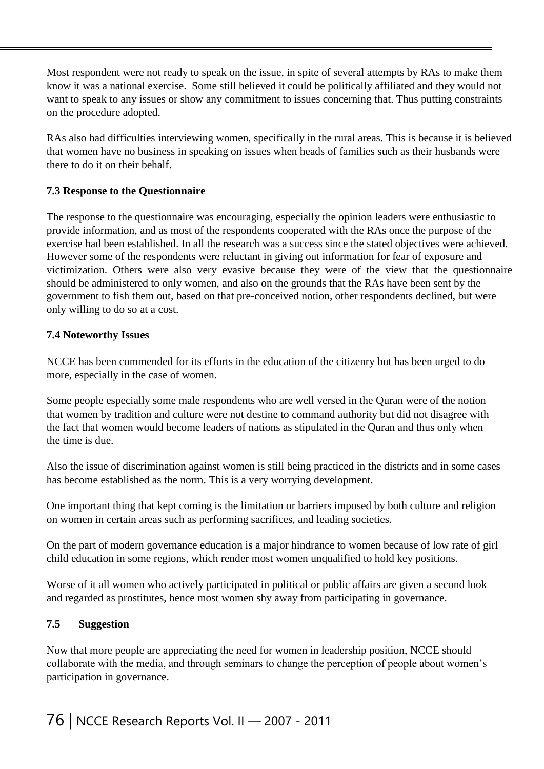Most respondent were not ready to speak on the issue, in spite of several attempts by RAs to make them know it was a national exercise. Some still believed it could be politically affiliated and they would not want to speak to any issues or show any commitment to issues concerning that. Thus putting constraints on the procedure adopted.

RAs also had difficulties interviewing women, specifically in the rural areas. This is because it is believed that women have no business in speaking on issues when heads of families such as their husbands were there to do it on their behalf.

### 7.3 Response to the Questionnaire

The response to the questionnaire was encouraging, especially the opinion leaders were enthusiastic to provide information, and as most of the respondents cooperated with the RAs once the purpose of the exercise had been established. In all the research was a success since the stated objectives were achieved. However some of the respondents were reluctant in giving out information for fear of exposure and victimization. Others were also very evasive because they were of the view that the questionnaire should be administered to only women, and also on the grounds that the RAs have been sent by the government to fish them out, based on that pre-conceived notion, other respondents declined, but were only willing to do so at a cost.

### 7.4 Noteworthy Issues

NCCE has been commended for its efforts in the education of the citizenry but has been urged to do more, especially in the case of women.

Some people especially some male respondents who are well versed in the Quran were of the notion that women by tradition and culture were not destine to command authority but did not disagree with the fact that women would become leaders of nations as stipulated in the Quran and thus only when the time is due.

Also the issue of discrimination against women is still being practiced in the districts and in some cases has become established as the norm. This is a very worrying development.

One important thing that kept coming is the limitation or barriers imposed by both culture and religion on women in certain areas such as performing sacrifices, and leading societies.

On the part of modern governance education is a major hindrance to women because of low rate of girl child education in some regions, which render most women unqualified to hold key positions.

Worse of it all women who actively participated in political or public affairs are given a second look and regarded as prostitutes, hence most women shy away from participating in governance.

### 7.5 Suggestion

Now that more people are appreciating the need for women in leadership position, NCCE should collaborate with the media, and through seminars to change the perception of people about women's participation in governance.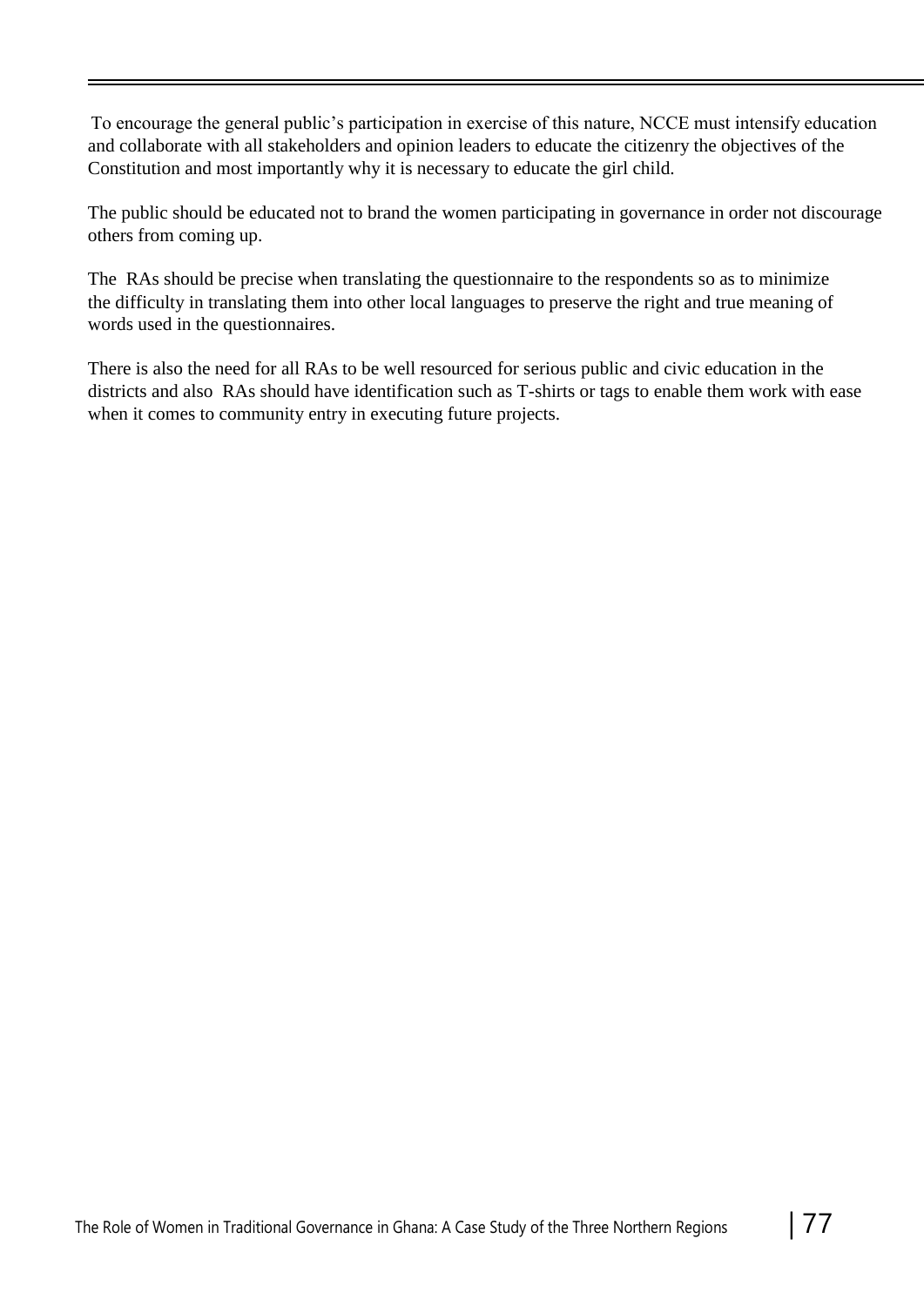To encourage the general public's participation in exercise of this nature, NCCE must intensify education and collaborate with all stakeholders and opinion leaders to educate the citizenry the objectives of the Constitution and most importantly why it is necessary to educate the girl child.

The public should be educated not to brand the women participating in governance in order not discourage others from coming up.

The RAs should be precise when translating the questionnaire to the respondents so as to minimize the difficulty in translating them into other local languages to preserve the right and true meaning of words used in the questionnaires.

There is also the need for all RAs to be well resourced for serious public and civic education in the districts and also RAs should have identification such as T-shirts or tags to enable them work with ease when it comes to community entry in executing future projects.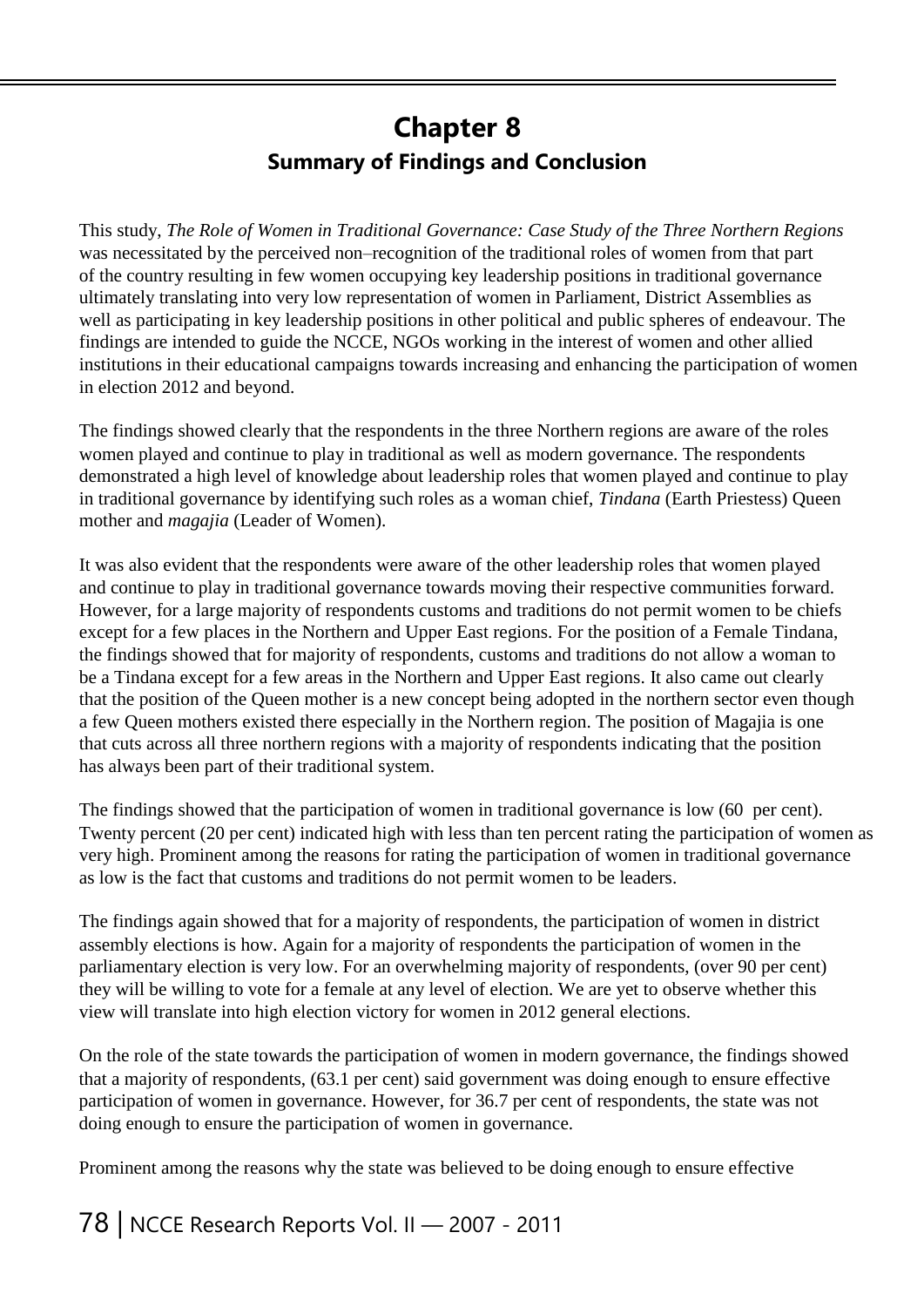# Chapter 8

## Summary of Findings and Conclusion

This study, *The Role of Women in Traditional Governance: Case Study of the Three Northern Regions* was necessitated by the perceived non–recognition of the traditional roles of women from that part of the country resulting in few women occupying key leadership positions in traditional governance ultimately translating into very low representation of women in Parliament, District Assemblies as well as participating in key leadership positions in other political and public spheres of endeavour. The findings are intended to guide the NCCE, NGOs working in the interest of women and other allied institutions in their educational campaigns towards increasing and enhancing the participation of women in election 2012 and beyond.

The findings showed clearly that the respondents in the three Northern regions are aware of the roles women played and continue to play in traditional as well as modern governance. The respondents demonstrated a high level of knowledge about leadership roles that women played and continue to play in traditional governance by identifying such roles as a woman chief, *Tindana* (Earth Priestess) Queen mother and *magajia* (Leader of Women).

It was also evident that the respondents were aware of the other leadership roles that women played and continue to play in traditional governance towards moving their respective communities forward. However, for a large majority of respondents customs and traditions do not permit women to be chiefs except for a few places in the Northern and Upper East regions. For the position of a Female Tindana, the findings showed that for majority of respondents, customs and traditions do not allow a woman to be a Tindana except for a few areas in the Northern and Upper East regions. It also came out clearly that the position of the Queen mother is a new concept being adopted in the northern sector even though a few Queen mothers existed there especially in the Northern region. The position of Magajia is one that cuts across all three northern regions with a majority of respondents indicating that the position has always been part of their traditional system.

The findings showed that the participation of women in traditional governance is low (60 per cent). Twenty percent (20 per cent) indicated high with less than ten percent rating the participation of women as very high. Prominent among the reasons for rating the participation of women in traditional governance as low is the fact that customs and traditions do not permit women to be leaders.

The findings again showed that for a majority of respondents, the participation of women in district assembly elections is how. Again for a majority of respondents the participation of women in the parliamentary election is very low. For an overwhelming majority of respondents, (over 90 per cent) they will be willing to vote for a female at any level of election. We are yet to observe whether this view will translate into high election victory for women in 2012 general elections.

On the role of the state towards the participation of women in modern governance, the findings showed that a majority of respondents, (63.1 per cent) said government was doing enough to ensure effective participation of women in governance. However, for 36.7 per cent of respondents, the state was not doing enough to ensure the participation of women in governance.

Prominent among the reasons why the state was believed to be doing enough to ensure effective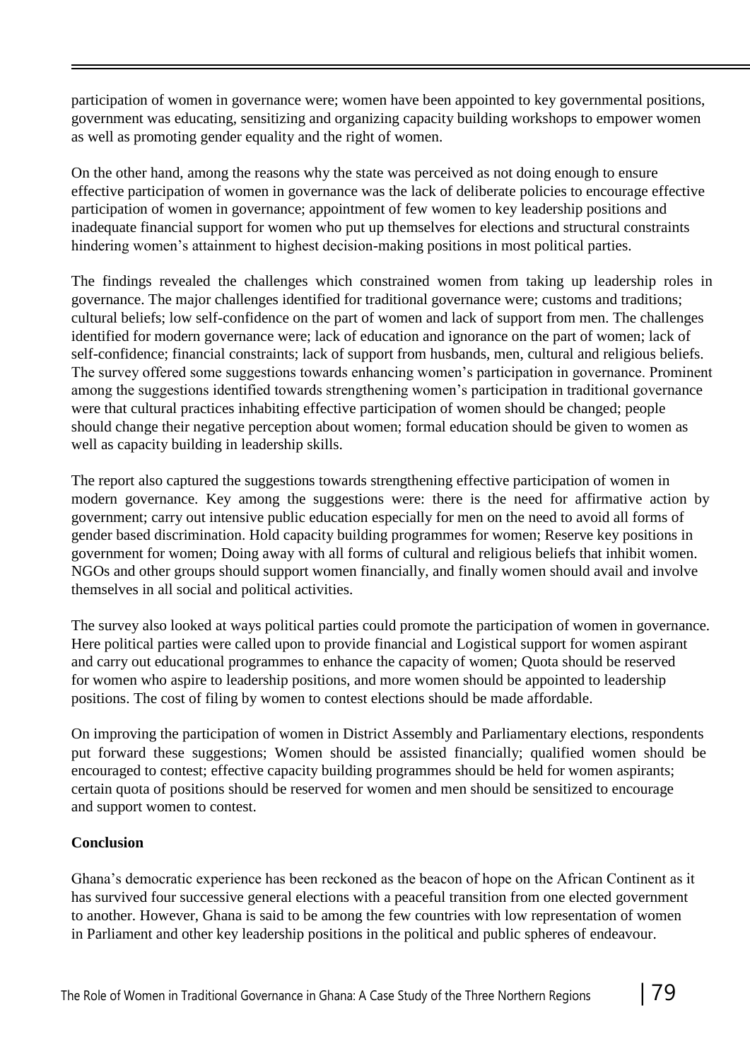participation of women in governance were; women have been appointed to key governmental positions, government was educating, sensitizing and organizing capacity building workshops to empower women as well as promoting gender equality and the right of women.

On the other hand, among the reasons why the state was perceived as not doing enough to ensure effective participation of women in governance was the lack of deliberate policies to encourage effective participation of women in governance; appointment of few women to key leadership positions and inadequate financial support for women who put up themselves for elections and structural constraints hindering women's attainment to highest decision-making positions in most political parties.

The findings revealed the challenges which constrained women from taking up leadership roles in governance. The major challenges identified for traditional governance were; customs and traditions; cultural beliefs; low self-confidence on the part of women and lack of support from men. The challenges identified for modern governance were; lack of education and ignorance on the part of women; lack of self-confidence; financial constraints; lack of support from husbands, men, cultural and religious beliefs. The survey offered some suggestions towards enhancing women's participation in governance. Prominent among the suggestions identified towards strengthening women's participation in traditional governance were that cultural practices inhabiting effective participation of women should be changed; people should change their negative perception about women; formal education should be given to women as well as capacity building in leadership skills.

The report also captured the suggestions towards strengthening effective participation of women in modern governance. Key among the suggestions were: there is the need for affirmative action by government; carry out intensive public education especially for men on the need to avoid all forms of gender based discrimination. Hold capacity building programmes for women; Reserve key positions in government for women; Doing away with all forms of cultural and religious beliefs that inhibit women. NGOs and other groups should support women financially, and finally women should avail and involve themselves in all social and political activities.

The survey also looked at ways political parties could promote the participation of women in governance. Here political parties were called upon to provide financial and Logistical support for women aspirant and carry out educational programmes to enhance the capacity of women; Quota should be reserved for women who aspire to leadership positions, and more women should be appointed to leadership positions. The cost of filing by women to contest elections should be made affordable.

On improving the participation of women in District Assembly and Parliamentary elections, respondents put forward these suggestions; Women should be assisted financially; qualified women should be encouraged to contest; effective capacity building programmes should be held for women aspirants; certain quota of positions should be reserved for women and men should be sensitized to encourage and support women to contest.

**Conclusion**

Ghana's democratic experience has been reckoned as the beacon of hope on the African Continent as it has survived four successive general elections with a peaceful transition from one elected government to another. However, Ghana is said to be among the few countries with low representation of women in Parliament and other key leadership positions in the political and public spheres of endeavour.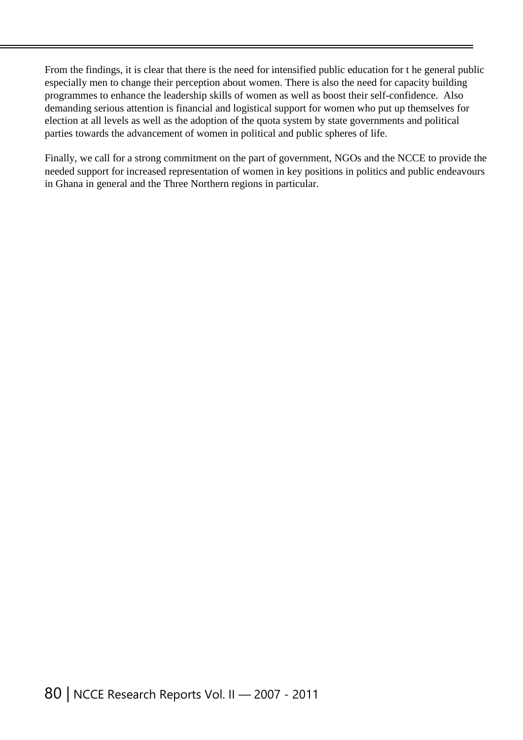From the findings, it is clear that there is the need for intensified public education for t he general public especially men to change their perception about women. There is also the need for capacity building programmes to enhance the leadership skills of women as well as boost their self-confidence. Also demanding serious attention is financial and logistical support for women who put up themselves for election at all levels as well as the adoption of the quota system by state governments and political parties towards the advancement of women in political and public spheres of life.

Finally, we call for a strong commitment on the part of government, NGOs and the NCCE to provide the needed support for increased representation of women in key positions in politics and public endeavours in Ghana in general and the Three Northern regions in particular.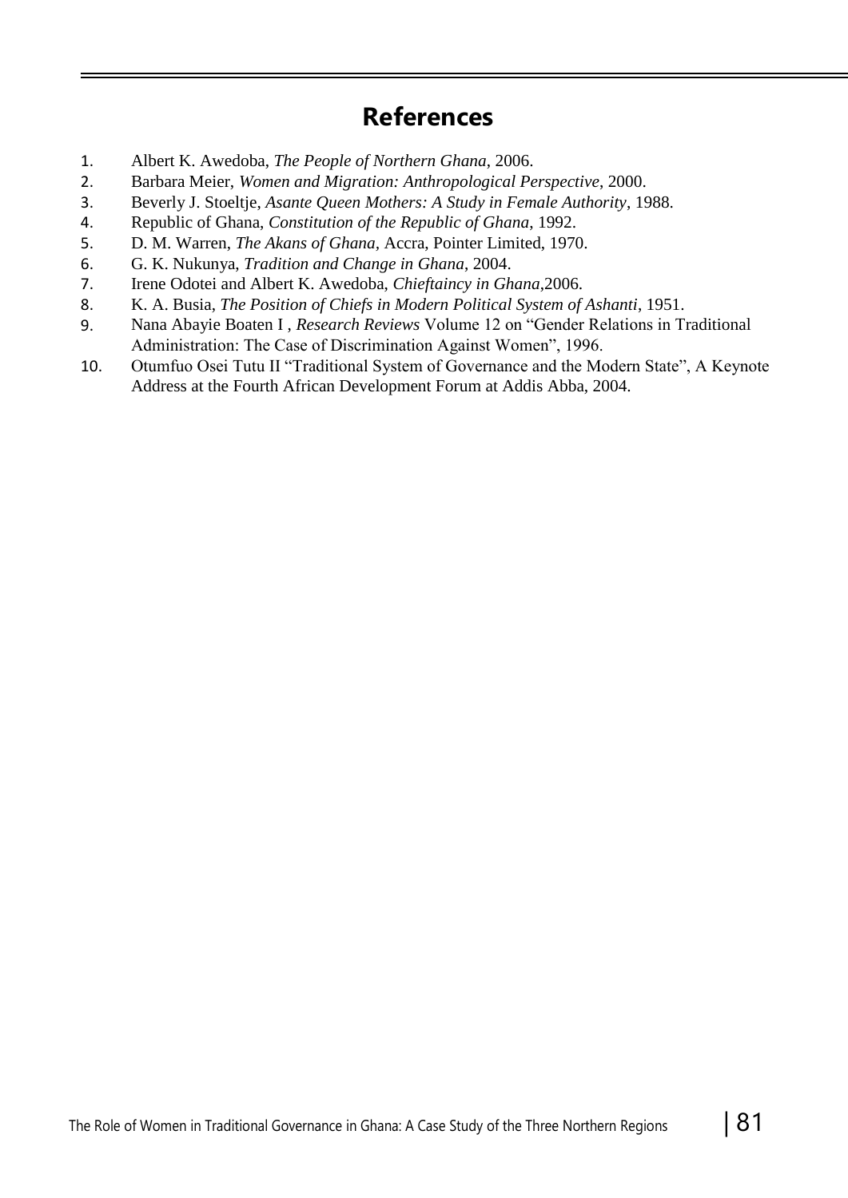# References

1. Albert K. Awedoba, *The People of Northern Ghana*, 2006.
2. Barbara Meier, *Women and Migration: Anthropological Perspective*, 2000.
3. Beverly J. Stoeltje, *Asante Queen Mothers: A Study in Female Authority*, 1988.
4. Republic of Ghana, *Constitution of the Republic of Ghana*, 1992.
5. D. M. Warren, *The Akans of Ghana*, Accra, Pointer Limited, 1970.
6. G. K. Nukunya, *Tradition and Change in Ghana*, 2004.
7. Irene Odotei and Albert K. Awedoba, *Chieftaincy in Ghana*,2006.
8. K. A. Busia, *The Position of Chiefs in Modern Political System of Ashanti*, 1951.
9. Nana Abayie Boaten I , *Research Reviews* Volume 12 on "Gender Relations in Traditional Administration: The Case of Discrimination Against Women", 1996.
10. Otumfuo Osei Tutu II "Traditional System of Governance and the Modern State", A Keynote Address at the Fourth African Development Forum at Addis Abba, 2004.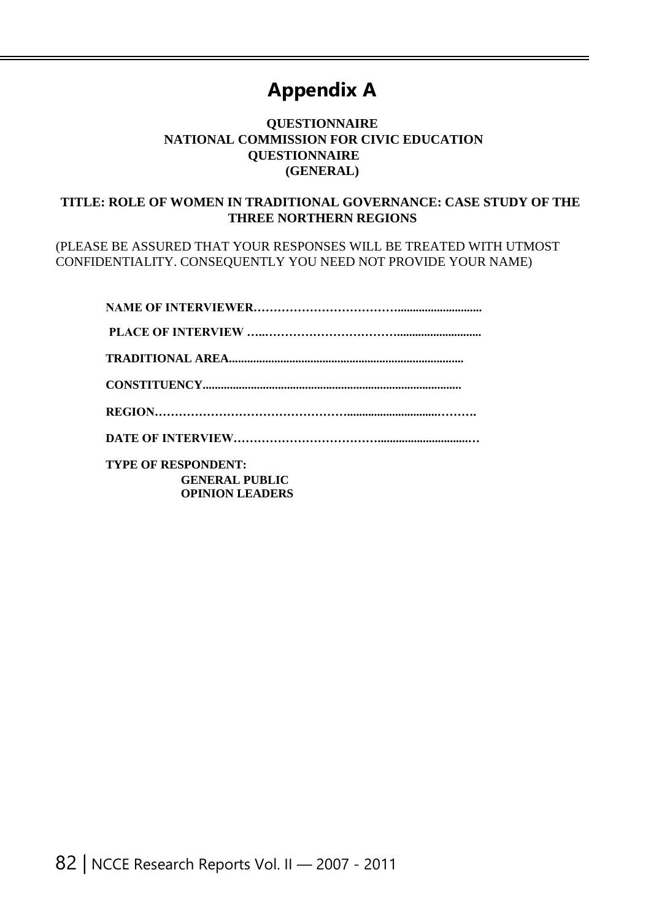# Appendix A

**QUESTIONNAIRE**
**NATIONAL COMMISSION FOR CIVIC EDUCATION**
**QUESTIONNAIRE**
**(GENERAL)**

**TITLE: ROLE OF WOMEN IN TRADITIONAL GOVERNANCE: CASE STUDY OF THE THREE NORTHERN REGIONS**

(PLEASE BE ASSURED THAT YOUR RESPONSES WILL BE TREATED WITH UTMOST CONFIDENTIALITY. CONSEQUENTLY YOU NEED NOT PROVIDE YOUR NAME)

**NAME OF INTERVIEWER……………………………..........................**

**PLACE OF INTERVIEW …..……………………………..........................**

**TRADITIONAL AREA............................................................................**

**CONSTITUENCY....................................................................................**

**REGION………………………………………..........................……….**

**DATE OF INTERVIEW……………………………...............................…**

**TYPE OF RESPONDENT:**

- **GENERAL PUBLIC**
- **OPINION LEADERS**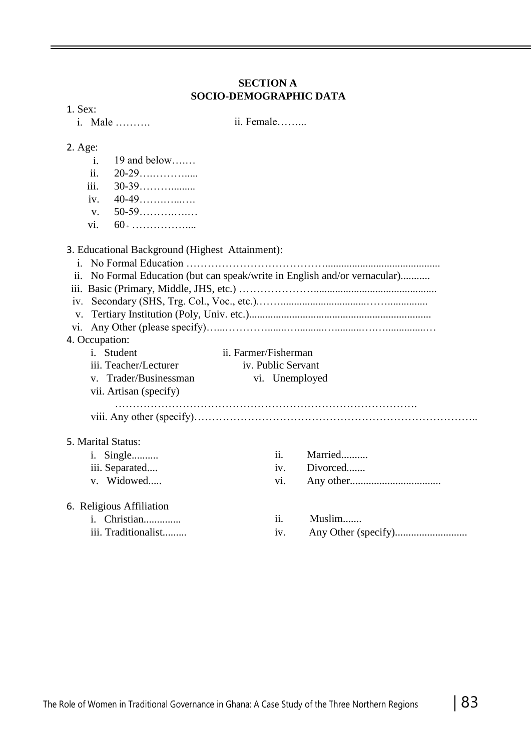**SECTION A**
**SOCIO-DEMOGRAPHIC DATA**

1. Sex:
   - i. Male ……….  ii. Female……...

2. Age:
   - i. 19 and below…..…
   - ii. 20-29…..……….....
   - iii. 30-39……….........
   - iv. 40-49…….…...….
   - v. 50-59…………..…
   - vi. 60+ ……………....

3. Educational Background (Highest Attainment):
   - i. No Formal Education ………………………………..........................................
   - ii. No Formal Education (but can speak/write in English and/or vernacular)...........
   - iii. Basic (Primary, Middle, JHS, etc.) ………………….............................................
   - iv. Secondary (SHS, Trg. Col., Voc., etc.).……..................................……...............
   - v. Tertiary Institution (Poly, Univ. etc.)...................................................................
   - vi. Any Other (please specify)…..………….......….........…..........………...............…

4. Occupation:
   - i. Student  ii. Farmer/Fisherman
   - iii. Teacher/Lecturer  iv. Public Servant
   - v. Trader/Businessman  vi. Unemployed
   - vii. Artisan (specify) ………………………………………………………………………….
   - viii. Any other (specify)……………………………………………………………………..

5. Marital Status:
   - i. Single..........  ii. Married..........
   - iii. Separated....  iv. Divorced.......
   - v. Widowed.....  vi. Any other..................................

6. Religious Affiliation
   - i. Christian..............  ii. Muslim.......
   - iii. Traditionalist.........  iv. Any Other (specify)...........................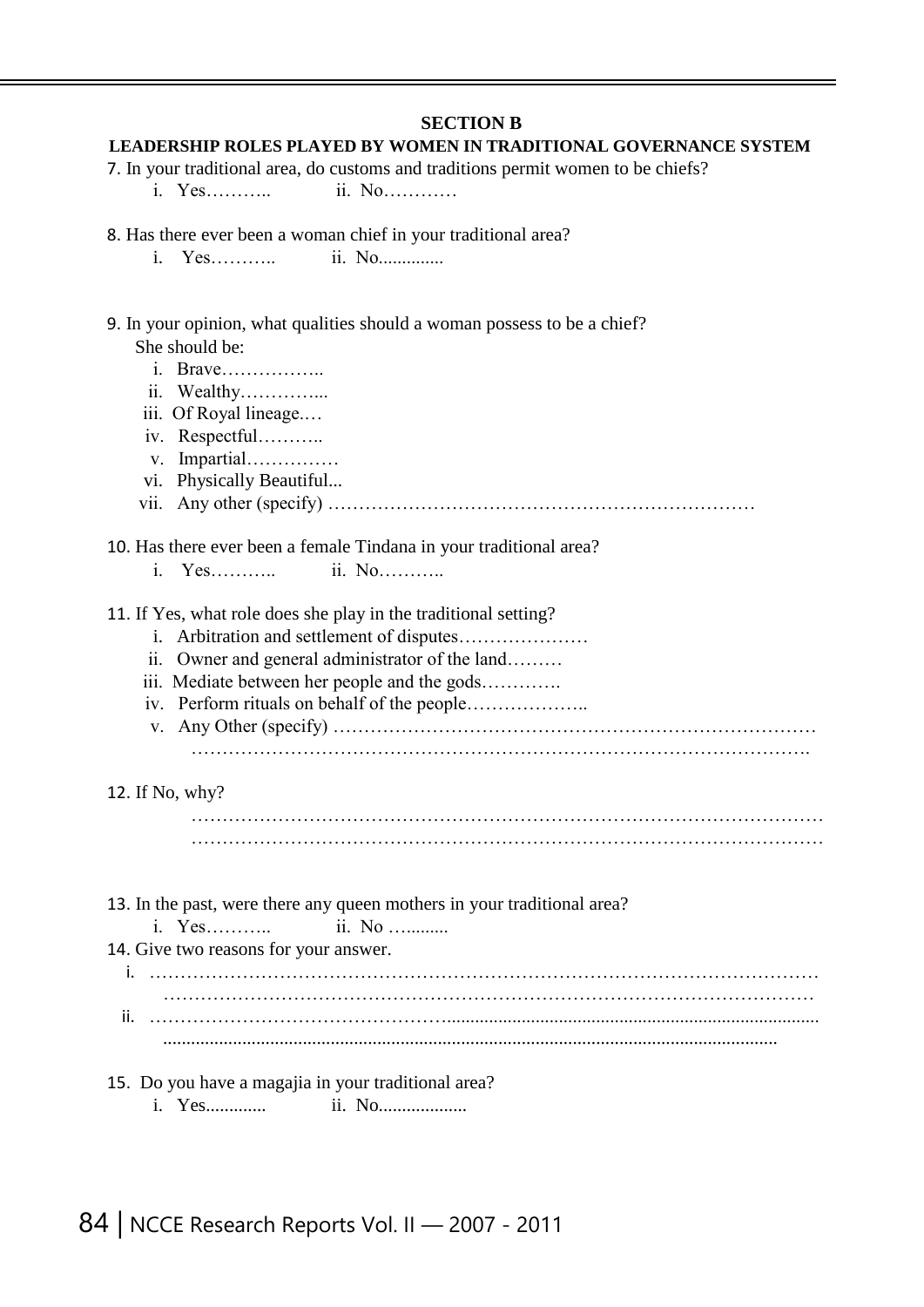## SECTION B

### LEADERSHIP ROLES PLAYED BY WOMEN IN TRADITIONAL GOVERNANCE SYSTEM

7. In your traditional area, do customs and traditions permit women to be chiefs?
   i. Yes……….. ii. No…………

8. Has there ever been a woman chief in your traditional area?
   i. Yes……….. ii. No..............

9. In your opinion, what qualities should a woman possess to be a chief?
   She should be:
   i. Brave……………..
   ii. Wealthy…………...
   iii. Of Royal lineage.…
   iv. Respectful………..
   v. Impartial……………
   vi. Physically Beautiful...
   vii. Any other (specify) ……………………………………………………………

10. Has there ever been a female Tindana in your traditional area?
    i. Yes……….. ii. No………..

11. If Yes, what role does she play in the traditional setting?
    i. Arbitration and settlement of disputes…………………
    ii. Owner and general administrator of the land………
    iii. Mediate between her people and the gods………….
    iv. Perform rituals on behalf of the people………………..
    v. Any Other (specify) ……………………………………………………………………
    ……………………………………………………………………………………….

12. If No, why?
    ………………………………………………………………………………………
    ………………………………………………………………………………………

13. In the past, were there any queen mothers in your traditional area?
    i. Yes……….. ii. No …..........

14. Give two reasons for your answer.
    i. ……………………………………………………………………………………………
    ……………………………………………………………………………………………
    ii. ……………………………………….................................................................................
    ..................................................................................................................................

15. Do you have a magajia in your traditional area?
    i. Yes............. ii. No...................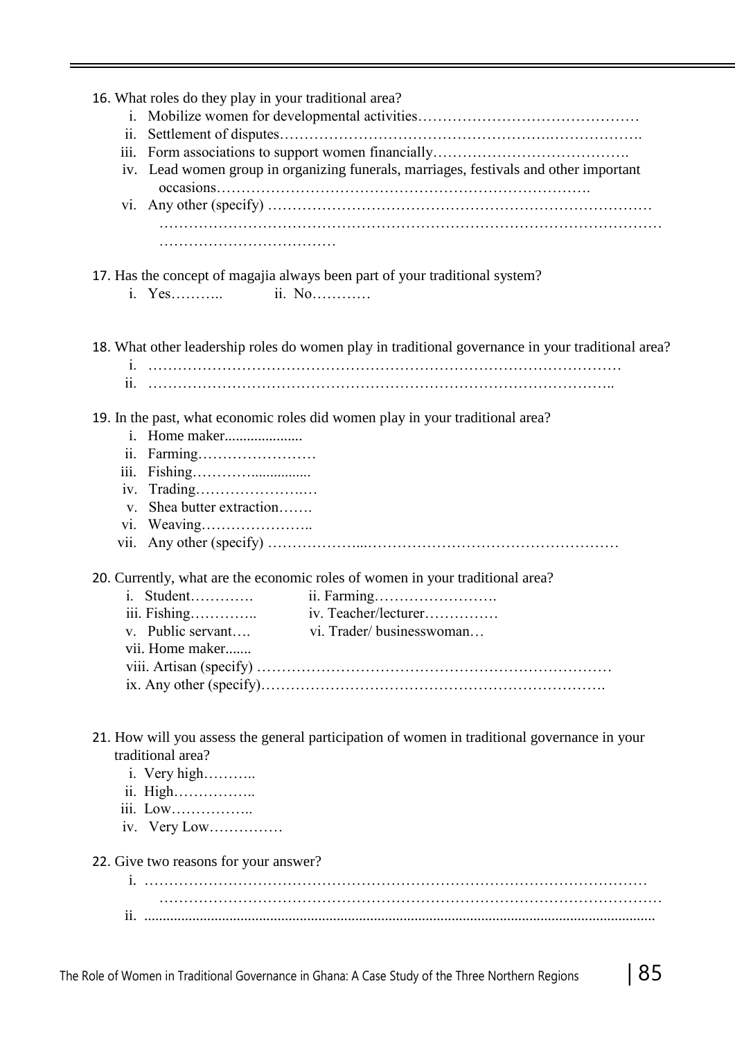16. What roles do they play in your traditional area?
    i. Mobilize women for developmental activities………………………………………
    ii. Settlement of disputes……………………………………………….……………….
    iii. Form associations to support women financially………………………………….
    iv. Lead women group in organizing funerals, marriages, festivals and other important occasions…………………………………………………………………….
    vi. Any other (specify) …………………………………………………………………… ………………………………………………………………………………………… ………………………………

17. Has the concept of magajia always been part of your traditional system?
    i. Yes……….. ii. No…………

18. What other leadership roles do women play in traditional governance in your traditional area?
    i. ……………………………………………………………………………………
    ii. …………………………………………………………………………………..

19. In the past, what economic roles did women play in your traditional area?
    i. Home maker....................
    ii. Farming……………………
    iii. Fishing…………...............
    iv. Trading…………………..…
    v. Shea butter extraction…….
    vi. Weaving…………………..
    vii. Any other (specify) ………………...……………………………………………

20. Currently, what are the economic roles of women in your traditional area?
    i. Student…………. ii. Farming…………………….
    iii. Fishing………….. iv. Teacher/lecturer……………
    v. Public servant…. vi. Trader/ businesswoman…
    vii. Home maker.......
    viii. Artisan (specify) ………………………………………………………………
    ix. Any other (specify)……………………………………………………………….

21. How will you assess the general participation of women in traditional governance in your traditional area?
    i. Very high………..
    ii. High……………..
    iii. Low……………..
    iv. Very Low……………

22. Give two reasons for your answer?
    i. …………………………………………………………………………………………… ……………………………………………………………………………………………
    ii. .......................................................................................................................................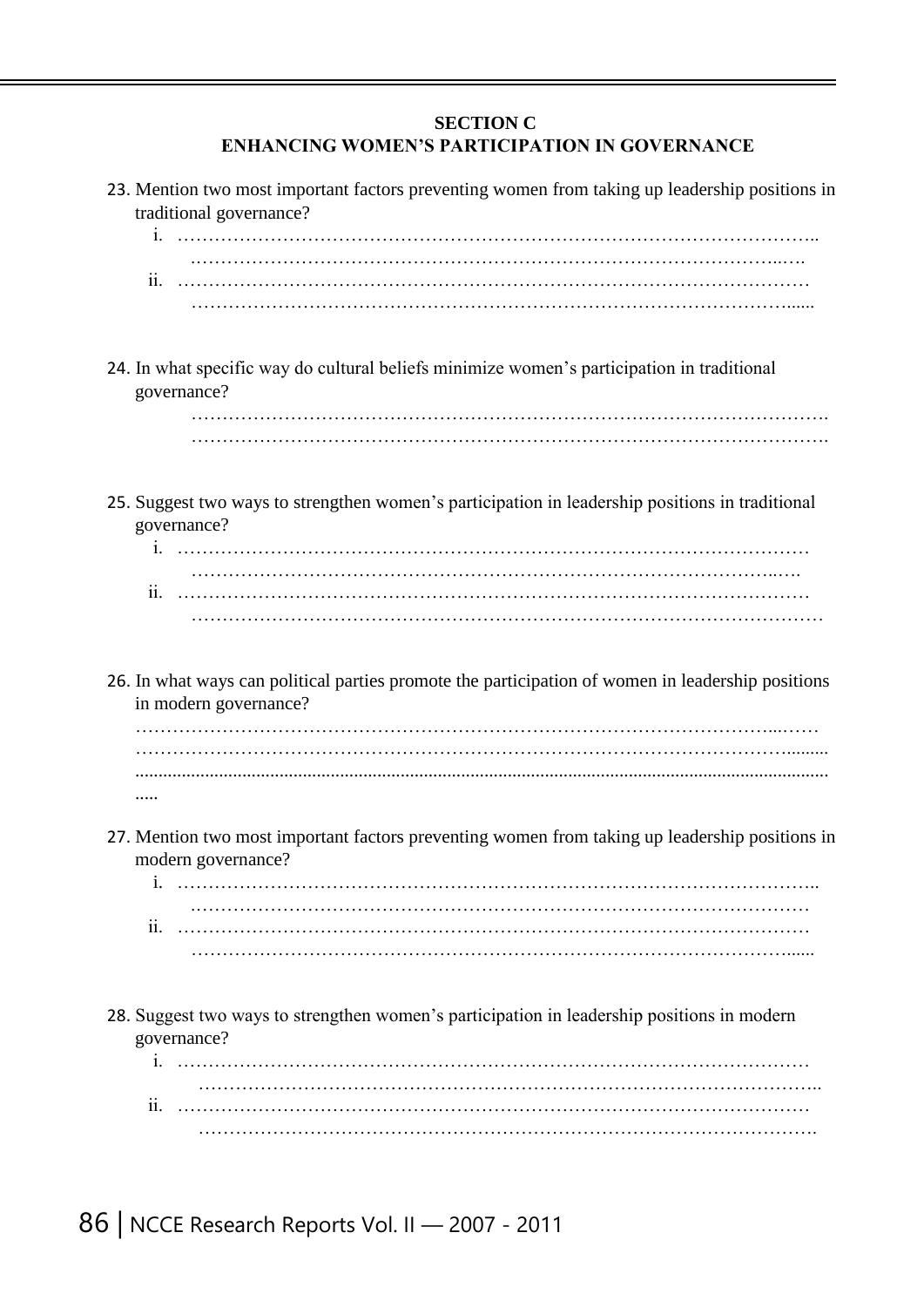## SECTION C

## ENHANCING WOMEN'S PARTICIPATION IN GOVERNANCE

23. Mention two most important factors preventing women from taking up leadership positions in traditional governance?
    i. ……………………………………………………………………………………………..
    ……………………………………………………………………………………...….
    ii. ……………………………………………………………………………………………
    ……………………………………………………………………………………….....

24. In what specific way do cultural beliefs minimize women's participation in traditional governance?
    …………………………………………………………………………………………….
    …………………………………………………………………………………………….

25. Suggest two ways to strengthen women's participation in leadership positions in traditional governance?
    i. ……………………………………………………………………………………………
    ……………………………………………………………………………………...….
    ii. ……………………………………………………………………………………………
    ……………………………………………………………………………………………

26. In what ways can political parties promote the participation of women in leadership positions in modern governance?
    ……………………………………………………………………………………………...……
    …………………………………………………………………………………………….........
    .................................................................................................................................................
    .....

27. Mention two most important factors preventing women from taking up leadership positions in modern governance?
    i. ……………………………………………………………………………………………..
    ……………………………………………………………………………………………
    ii. ……………………………………………………………………………………………
    ……………………………………………………………………………………….....

28. Suggest two ways to strengthen women's participation in leadership positions in modern governance?
    i. ……………………………………………………………………………………………
    ……………………………………………………………………………………………..
    ii. ……………………………………………………………………………………………
    …………………………………………………………………………………………….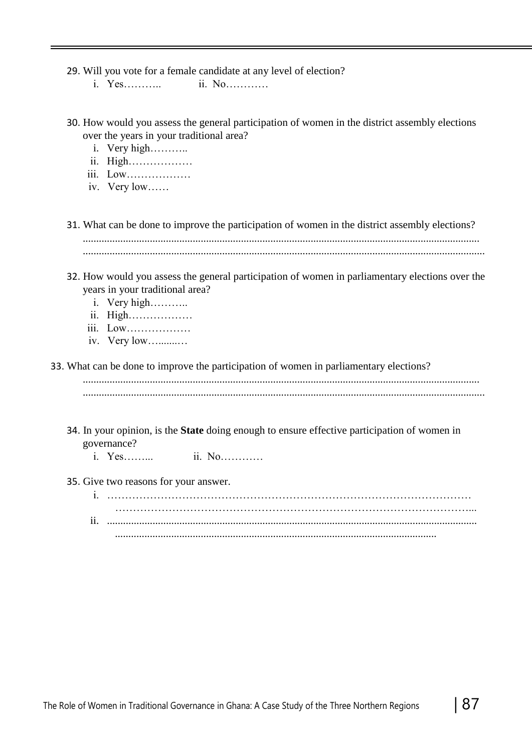29. Will you vote for a female candidate at any level of election?
    i. Yes……….. ii. No…………

30. How would you assess the general participation of women in the district assembly elections over the years in your traditional area?
    i. Very high………..
    ii. High………………
    iii. Low………………
    iv. Very low……

31. What can be done to improve the participation of women in the district assembly elections?
    ..................................................................................................................................................
    ..................................................................................................................................................

32. How would you assess the general participation of women in parliamentary elections over the years in your traditional area?
    i. Very high………..
    ii. High………………
    iii. Low………………
    iv. Very low…........…

33. What can be done to improve the participation of women in parliamentary elections?
    ..................................................................................................................................................
    ..................................................................................................................................................

34. In your opinion, is the **State** doing enough to ensure effective participation of women in governance?
    i. Yes……... ii. No…………

35. Give two reasons for your answer.
    i. ……………………………………………………………………………………………
    …………………………………………………………………………………………...
    ii. .......................................................................................................................................
    ......................................................................................................................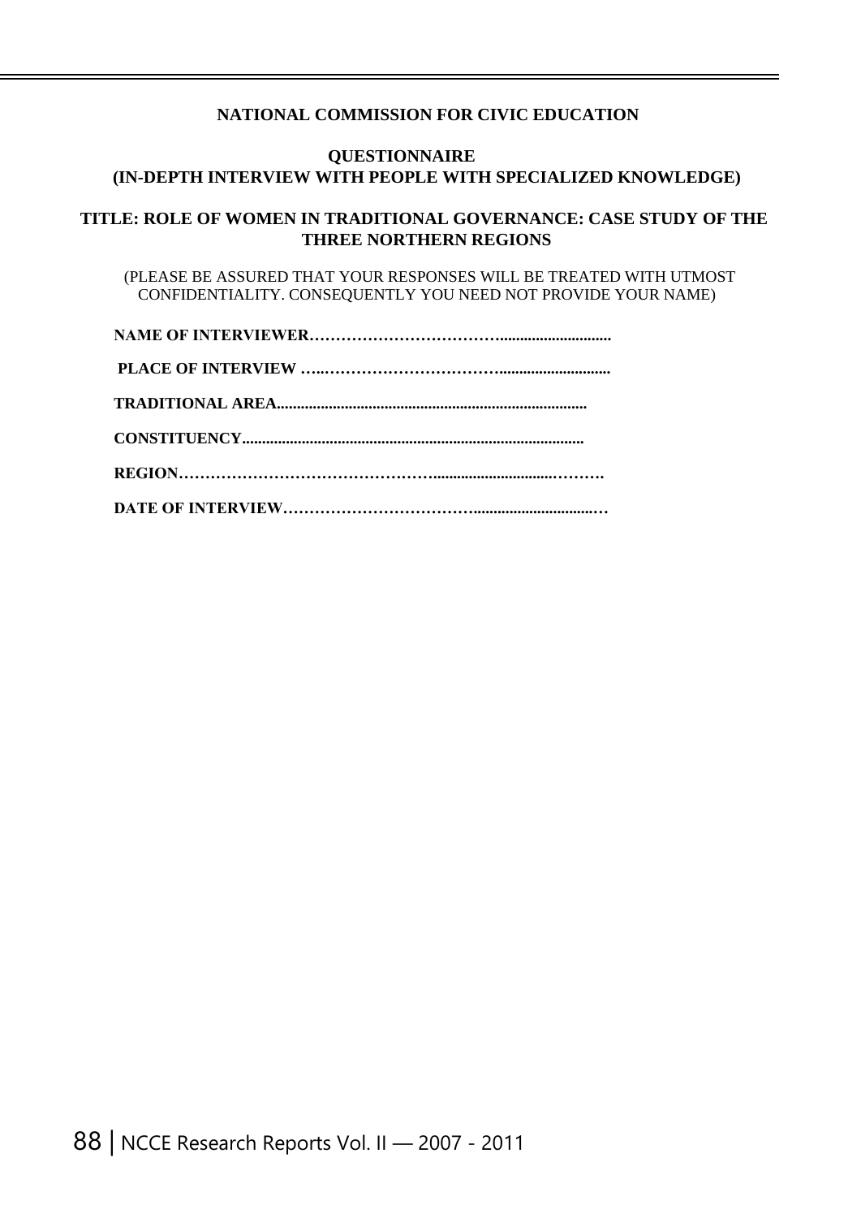**NATIONAL COMMISSION FOR CIVIC EDUCATION**

**QUESTIONNAIRE**
**(IN-DEPTH INTERVIEW WITH PEOPLE WITH SPECIALIZED KNOWLEDGE)**

**TITLE: ROLE OF WOMEN IN TRADITIONAL GOVERNANCE: CASE STUDY OF THE THREE NORTHERN REGIONS**

(PLEASE BE ASSURED THAT YOUR RESPONSES WILL BE TREATED WITH UTMOST CONFIDENTIALITY. CONSEQUENTLY YOU NEED NOT PROVIDE YOUR NAME)

**NAME OF INTERVIEWER……………………………............................**

**PLACE OF INTERVIEW …..…………………………...........................**

**TRADITIONAL AREA..............................................................................**

**CONSTITUENCY......................................................................................**

**REGION…………………………………………..........................………**

**DATE OF INTERVIEW……………………………….............................…**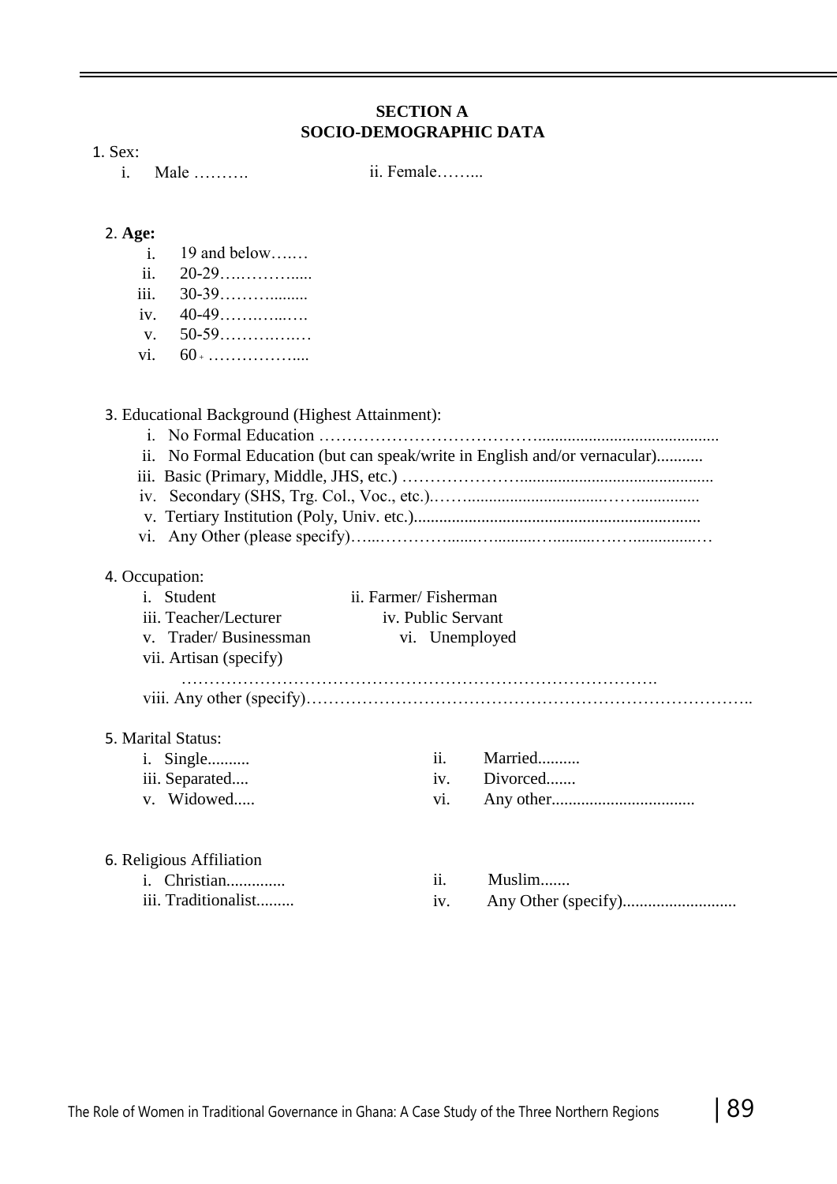## SECTION A
## SOCIO-DEMOGRAPHIC DATA

1. Sex:
   i. Male ……….
   ii. Female……...

2. **Age:**
   i. 19 and below….…
   ii. 20-29….………......
   iii. 30-39……….........
   iv. 40-49…….…...….
   v. 50-59………….….
   vi. 60+ ……………....

3. Educational Background (Highest Attainment):
   i. No Formal Education ………………………………...........................................
   ii. No Formal Education (but can speak/write in English and/or vernacular)...........
   iii. Basic (Primary, Middle, JHS, etc.) ………………….............................................
   iv. Secondary (SHS, Trg. Col., Voc., etc.).……..................................……...............
   v. Tertiary Institution (Poly, Univ. etc.)...................................................................
   vi. Any Other (please specify)…...………….......….........…..........……................…

4. Occupation:
   i. Student
   ii. Farmer/ Fisherman
   iii. Teacher/Lecturer
   iv. Public Servant
   v. Trader/ Businessman
   vi. Unemployed
   vii. Artisan (specify)
   ………………………………………………………………………….
   viii. Any other (specify)……………………………………………………………………..

5. Marital Status:
   i. Single..........
   ii. Married..........
   iii. Separated....
   iv. Divorced.......
   v. Widowed.....
   vi. Any other.................................

6. Religious Affiliation
   i. Christian..............
   ii. Muslim.......
   iii. Traditionalist.........
   iv. Any Other (specify)...........................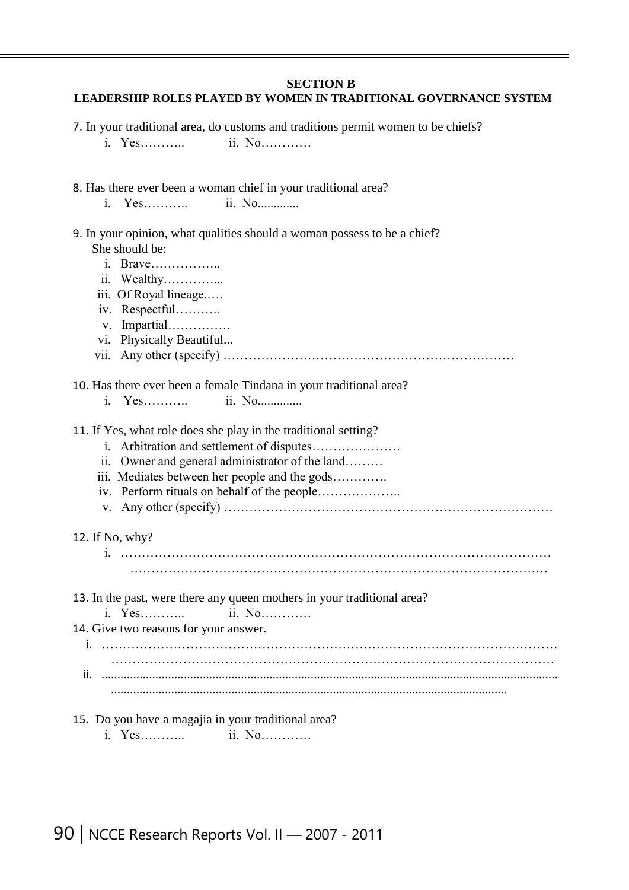## SECTION B

### LEADERSHIP ROLES PLAYED BY WOMEN IN TRADITIONAL GOVERNANCE SYSTEM

7. In your traditional area, do customs and traditions permit women to be chiefs?
   i. Yes……….. ii. No…………

8. Has there ever been a woman chief in your traditional area?
   i. Yes……….. ii. No.............

9. In your opinion, what qualities should a woman possess to be a chief?
   She should be:
   i. Brave……………..
   ii. Wealthy…………...
   iii. Of Royal lineage.….
   iv. Respectful………..
   v. Impartial……………
   vi. Physically Beautiful...
   vii. Any other (specify) ……………………………………………………………

10. Has there ever been a female Tindana in your traditional area?
    i. Yes……….. ii. No..............

11. If Yes, what role does she play in the traditional setting?
    i. Arbitration and settlement of disputes…………………
    ii. Owner and general administrator of the land………
    iii. Mediates between her people and the gods………….
    iv. Perform rituals on behalf of the people………………..
    v. Any other (specify) ……………………………………………………………………

12. If No, why?
    i. ……………………………………………………………………………………………
    ……………………………………………………………………………………………

13. In the past, were there any queen mothers in your traditional area?
    i. Yes……….. ii. No…………

14. Give two reasons for your answer.
    i. ……………………………………………………………………………………………
    ……………………………………………………………………………………………
    ii. ..............................................................................................................................
    ..........................................................................................................................

15. Do you have a magajia in your traditional area?
    i. Yes……….. ii. No…………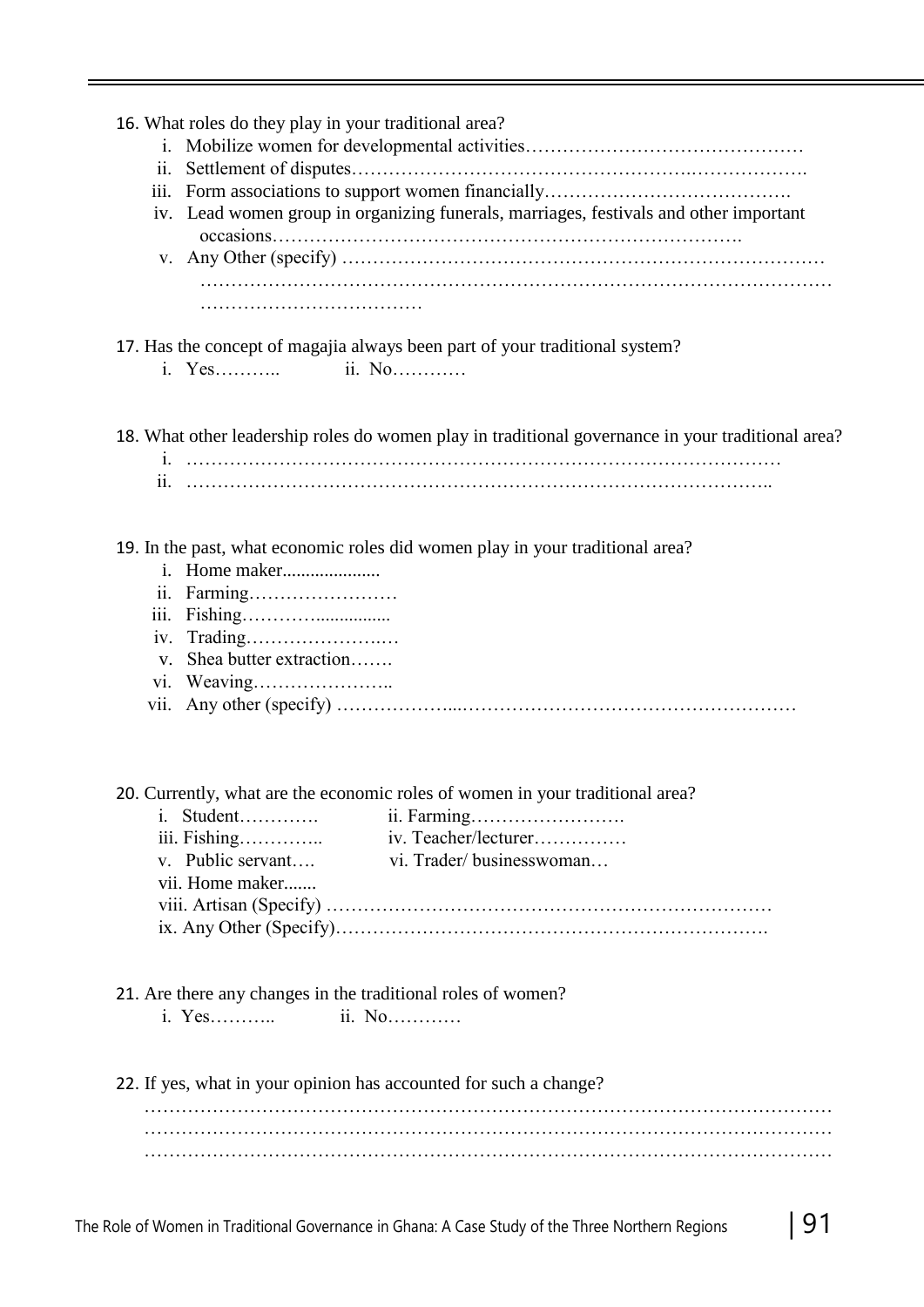16. What roles do they play in your traditional area?
    i. Mobilize women for developmental activities………………………………………
    ii. Settlement of disputes……………………………………………….……………….
    iii. Form associations to support women financially………………………………….
    iv. Lead women group in organizing funerals, marriages, festivals and other important occasions……………………………………………………………….
    v. Any Other (specify) …………………………………………………………………… ………………………………………………………………………………………… ………………………………

17. Has the concept of magajia always been part of your traditional system?
    i. Yes……….. ii. No…………

18. What other leadership roles do women play in traditional governance in your traditional area?
    i. …………………………………………………………………………………
    ii. ………………………………………………………………………………..

19. In the past, what economic roles did women play in your traditional area?
    i. Home maker....................
    ii. Farming……………………
    iii. Fishing…………...............
    iv. Trading……………………
    v. Shea butter extraction…….
    vi. Weaving…………………..
    vii. Any other (specify) ………………...………………………………………………

20. Currently, what are the economic roles of women in your traditional area?
    i. Student…………. ii. Farming…………………….
    iii. Fishing………….. iv. Teacher/lecturer……………
    v. Public servant…. vi. Trader/ businesswoman…
    vii. Home maker.......
    viii. Artisan (Specify) ……………………………………………………………
    ix. Any Other (Specify)………………………………………………………….

21. Are there any changes in the traditional roles of women?
    i. Yes……….. ii. No…………

22. If yes, what in your opinion has accounted for such a change?
    ………………………………………………………………………………………………… ………………………………………………………………………………………………… …………………………………………………………………………………………………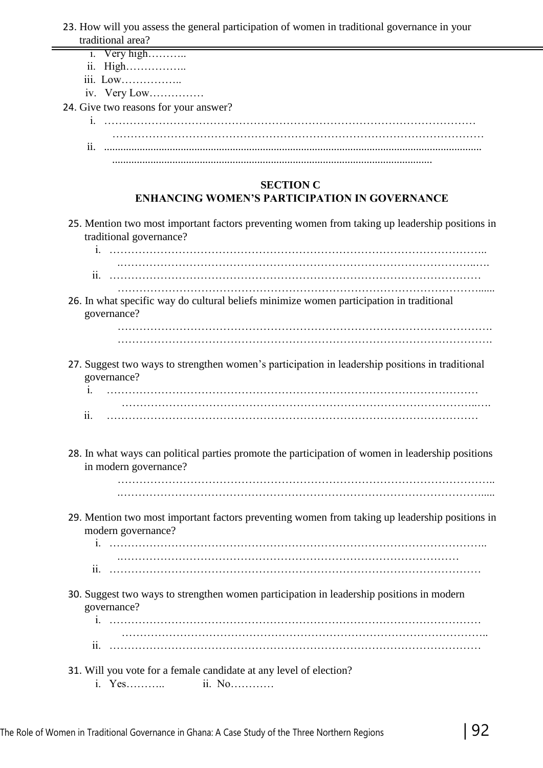23. How will you assess the general participation of women in traditional governance in your traditional area?

   i. Very high………..
   ii. High……………..
   iii. Low……………..
   iv. Very Low……………

24. Give two reasons for your answer?

   i. ………………………………………………………………………………………… …………………………………………………………………………………………
   ii. ........................................................................................................................................ ....................................................................................................................

## SECTION C
## ENHANCING WOMEN'S PARTICIPATION IN GOVERNANCE

25. Mention two most important factors preventing women from taking up leadership positions in traditional governance?

   i. ………………………………………………………………………………………….. .………………………………………………………………………………………..….
   ii. ………………………………………………………………………………………… ………………………………………………………………………………………......

26. In what specific way do cultural beliefs minimize women participation in traditional governance?

   ………………………………………………………………………………………….
   ………………………………………………………………………………………….

27. Suggest two ways to strengthen women's participation in leadership positions in traditional governance?

   i. ………………………………………………………………………………………… ………………………………………………………………………………………..….
   ii. …………………………………………………………………………………………

28. In what ways can political parties promote the participation of women in leadership positions in modern governance?

   …………………………………………………………………………………………..
   .……………………………………………………………………………………….....

29. Mention two most important factors preventing women from taking up leadership positions in modern governance?

   i. ………………………………………………………………………………………….. .……………………………………………………………………………………
   ii. …………………………………………………………………………………………

30. Suggest two ways to strengthen women participation in leadership positions in modern governance?

   i. ………………………………………………………………………………………… …………………………………………………………………………………………..
   ii. …………………………………………………………………………………………

31. Will you vote for a female candidate at any level of election?

   i. Yes……….. ii. No…………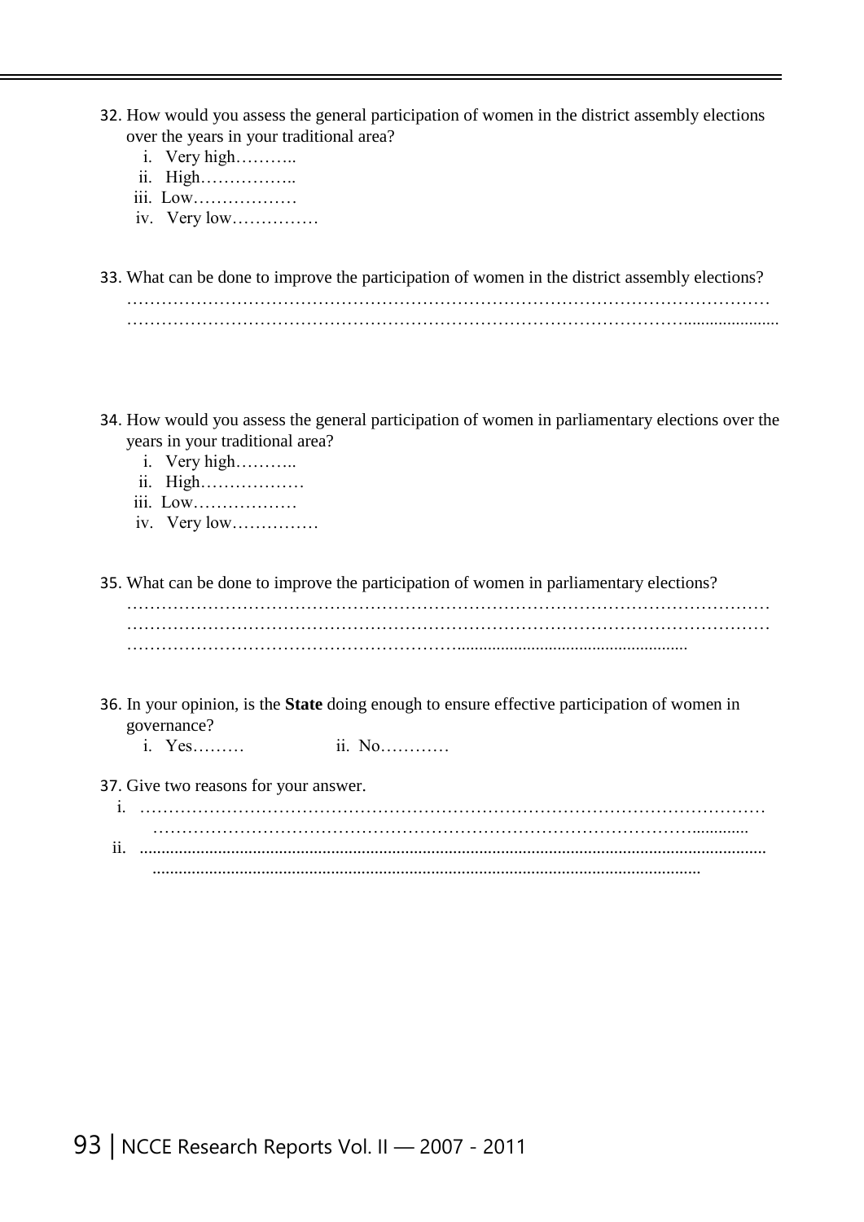32. How would you assess the general participation of women in the district assembly elections over the years in your traditional area?
    - i. Very high………..
    - ii. High……………..
    - iii. Low………………
    - iv. Very low……………

33. What can be done to improve the participation of women in the district assembly elections?
    …………………………………………………………………………………………………
    ……………………………………………………………………………………….....................

34. How would you assess the general participation of women in parliamentary elections over the years in your traditional area?
    - i. Very high………..
    - ii. High………………
    - iii. Low………………
    - iv. Very low……………

35. What can be done to improve the participation of women in parliamentary elections?
    …………………………………………………………………………………………………
    …………………………………………………………………………………………………
    …………………………………………………......................................................

36. In your opinion, is the **State** doing enough to ensure effective participation of women in governance?
    - i. Yes……… ii. No…………

37. Give two reasons for your answer.
    - i. …………………………………………………………………………………………………
      ……………………………………………………………………………………….............
    - ii. ..............................................................................................................................
      ............................................................................................................................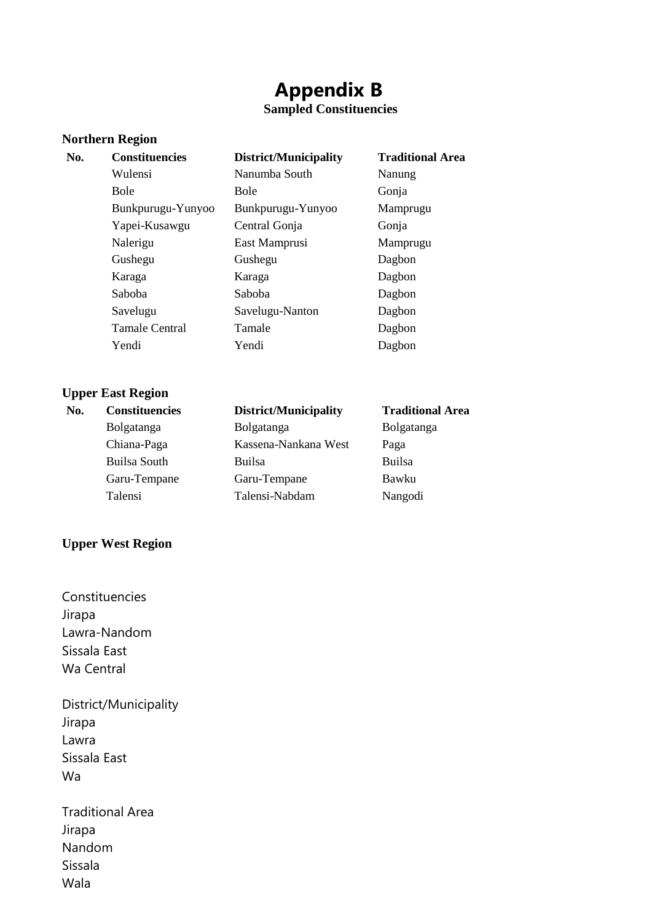# Appendix B

**Sampled Constituencies**

**Northern Region**

| No. | Constituencies | District/Municipality | Traditional Area |
|---|---|---|---|
| | Wulensi | Nanumba South | Nanung |
| | Bole | Bole | Gonja |
| | Bunkpurugu-Yunyoo | Bunkpurugu-Yunyoo | Mamprugu |
| | Yapei-Kusawgu | Central Gonja | Gonja |
| | Nalerigu | East Mamprusi | Mamprugu |
| | Gushegu | Gushegu | Dagbon |
| | Karaga | Karaga | Dagbon |
| | Saboba | Saboba | Dagbon |
| | Savelugu | Savelugu-Nanton | Dagbon |
| | Tamale Central | Tamale | Dagbon |
| | Yendi | Yendi | Dagbon |

**Upper East Region**

| No. | Constituencies | District/Municipality | Traditional Area |
|---|---|---|---|
| | Bolgatanga | Bolgatanga | Bolgatanga |
| | Chiana-Paga | Kassena-Nankana West | Paga |
| | Builsa South | Builsa | Builsa |
| | Garu-Tempane | Garu-Tempane | Bawku |
| | Talensi | Talensi-Nabdam | Nangodi |

**Upper West Region**

Constituencies
Jirapa
Lawra-Nandom
Sissala East
Wa Central

District/Municipality
Jirapa
Lawra
Sissala East
Wa

Traditional Area
Jirapa
Nandom
Sissala
Wala